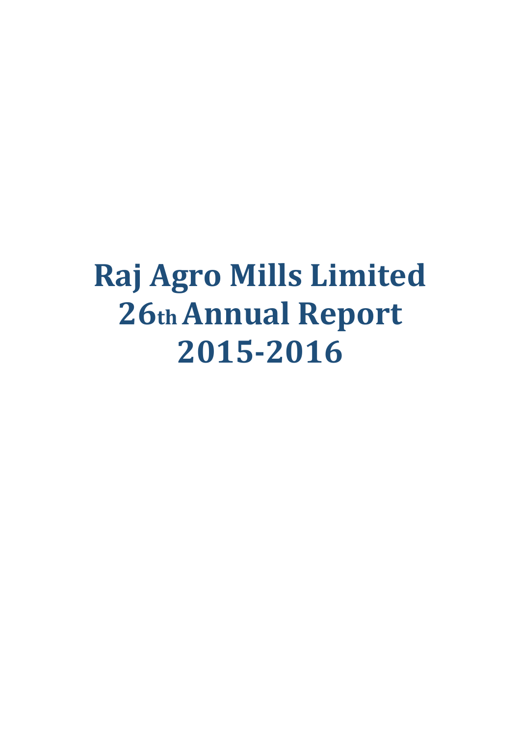# Raj Agro Mills Limited
# 26th Annual Report
# 2015-2016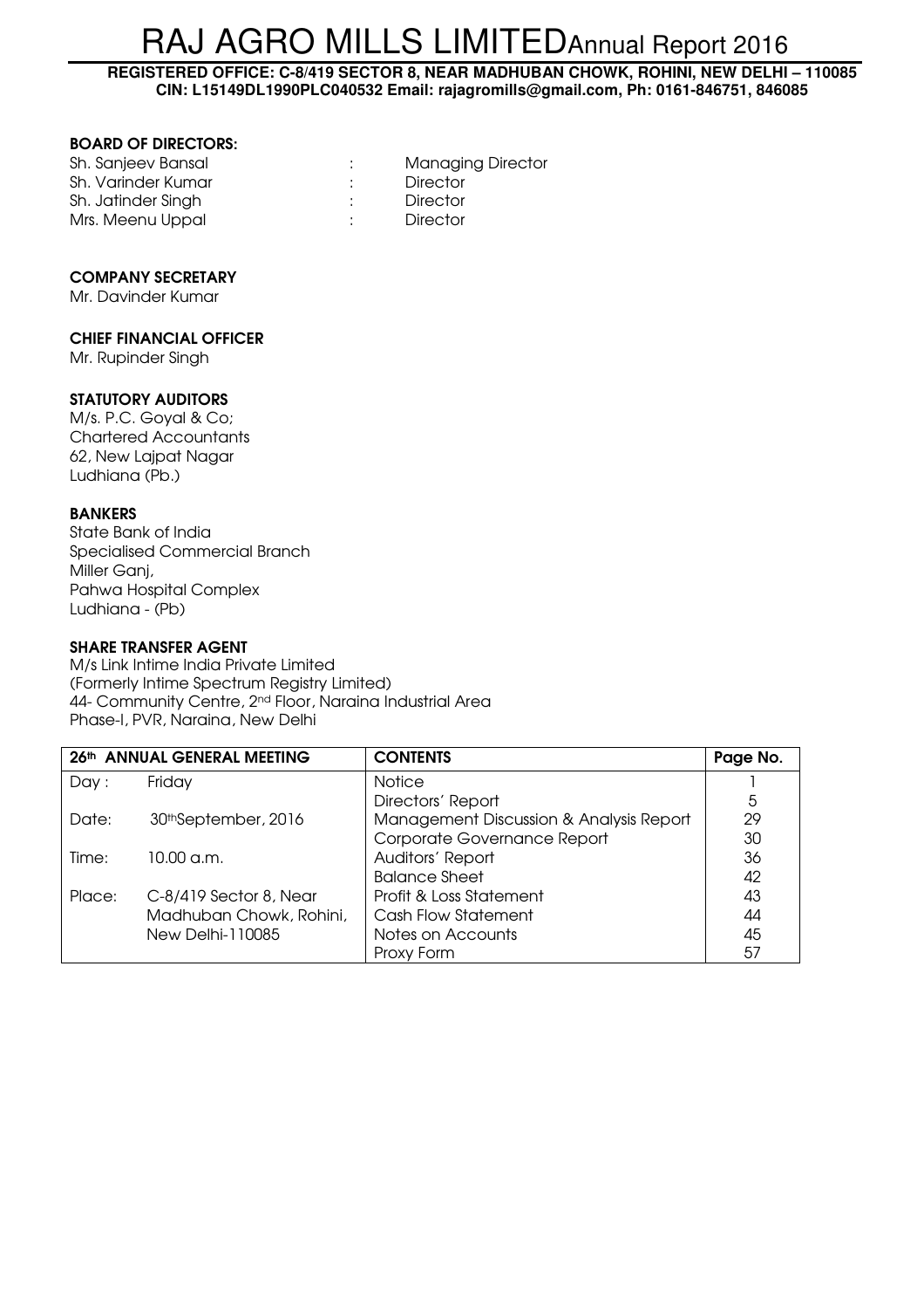# RAJ AGRO MILLS LIMITED Annual Report 2016

**REGISTERED OFFICE: C-8/419 SECTOR 8, NEAR MADHUBAN CHOWK, ROHINI, NEW DELHI – 110085**
**CIN: L15149DL1990PLC040532 Email: rajagromills@gmail.com, Ph: 0161-846751, 846085**

**BOARD OF DIRECTORS:**

| | | |
|---|---|---|
| Sh. Sanjeev Bansal | : | Managing Director |
| Sh. Varinder Kumar | : | Director |
| Sh. Jatinder Singh | : | Director |
| Mrs. Meenu Uppal | : | Director |

**COMPANY SECRETARY**
Mr. Davinder Kumar

**CHIEF FINANCIAL OFFICER**
Mr. Rupinder Singh

**STATUTORY AUDITORS**
M/s. P.C. Goyal & Co;
Chartered Accountants
62, New Lajpat Nagar
Ludhiana (Pb.)

**BANKERS**
State Bank of India
Specialised Commercial Branch
Miller Ganj,
Pahwa Hospital Complex
Ludhiana - (Pb)

**SHARE TRANSFER AGENT**
M/s Link Intime India Private Limited
(Formerly Intime Spectrum Registry Limited)
44- Community Centre, 2nd Floor, Naraina Industrial Area
Phase-I, PVR, Naraina, New Delhi

| 26th ANNUAL GENERAL MEETING | | CONTENTS | Page No. |
|---|---|---|---|
| Day : | Friday | Notice | 1 |
| | | Directors' Report | 5 |
| Date: | 30th September, 2016 | Management Discussion & Analysis Report | 29 |
| | | Corporate Governance Report | 30 |
| Time: | 10.00 a.m. | Auditors' Report | 36 |
| | | Balance Sheet | 42 |
| Place: | C-8/419 Sector 8, Near Madhuban Chowk, Rohini, New Delhi-110085 | Profit & Loss Statement | 43 |
| | | Cash Flow Statement | 44 |
| | | Notes on Accounts | 45 |
| | | Proxy Form | 57 |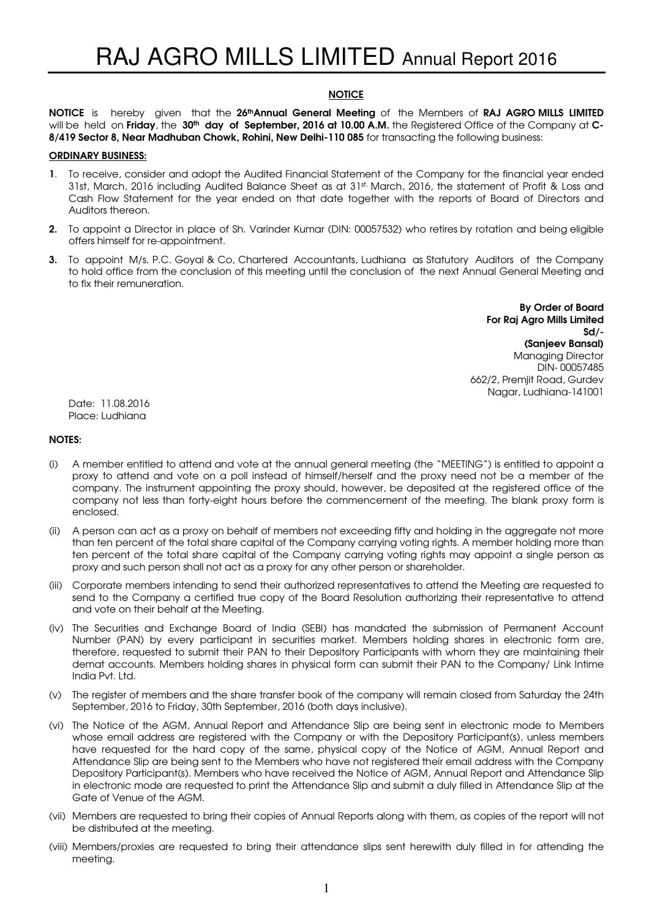## NOTICE

**NOTICE** is hereby given that the **26th Annual General Meeting** of the Members of **RAJ AGRO MILLS LIMITED** will be held on **Friday**, the **30th day of September, 2016 at 10.00 A.M.** the Registered Office of the Company at **C-8/419 Sector 8, Near Madhuban Chowk, Rohini, New Delhi-110 085** for transacting the following business:

### ORDINARY BUSINESS:

**1**. To receive, consider and adopt the Audited Financial Statement of the Company for the financial year ended 31st, March, 2016 including Audited Balance Sheet as at 31st, March, 2016, the statement of Profit & Loss and Cash Flow Statement for the year ended on that date together with the reports of Board of Directors and Auditors thereon.

**2.** To appoint a Director in place of Sh. Varinder Kumar (DIN: 00057532) who retires by rotation and being eligible offers himself for re-appointment.

**3.** To appoint M/s. P.C. Goyal & Co, Chartered Accountants, Ludhiana as Statutory Auditors of the Company to hold office from the conclusion of this meeting until the conclusion of the next Annual General Meeting and to fix their remuneration.

**By Order of Board**
**For Raj Agro Mills Limited**
**Sd/-**
**(Sanjeev Bansal)**
Managing Director
DIN- 00057485
662/2, Premjit Road, Gurdev Nagar, Ludhiana-141001

Date: 11.08.2016
Place: Ludhiana

### NOTES:

(i) A member entitled to attend and vote at the annual general meeting (the "MEETING") is entitled to appoint a proxy to attend and vote on a poll instead of himself/herself and the proxy need not be a member of the company. The instrument appointing the proxy should, however, be deposited at the registered office of the company not less than forty-eight hours before the commencement of the meeting. The blank proxy form is enclosed.

(ii) A person can act as a proxy on behalf of members not exceeding fifty and holding in the aggregate not more than ten percent of the total share capital of the Company carrying voting rights. A member holding more than ten percent of the total share capital of the Company carrying voting rights may appoint a single person as proxy and such person shall not act as a proxy for any other person or shareholder.

(iii) Corporate members intending to send their authorized representatives to attend the Meeting are requested to send to the Company a certified true copy of the Board Resolution authorizing their representative to attend and vote on their behalf at the Meeting.

(iv) The Securities and Exchange Board of India (SEBI) has mandated the submission of Permanent Account Number (PAN) by every participant in securities market. Members holding shares in electronic form are, therefore, requested to submit their PAN to their Depository Participants with whom they are maintaining their demat accounts. Members holding shares in physical form can submit their PAN to the Company/ Link Intime India Pvt. Ltd.

(v) The register of members and the share transfer book of the company will remain closed from Saturday the 24th September, 2016 to Friday, 30th September, 2016 (both days inclusive).

(vi) The Notice of the AGM, Annual Report and Attendance Slip are being sent in electronic mode to Members whose email address are registered with the Company or with the Depository Participant(s), unless members have requested for the hard copy of the same, physical copy of the Notice of AGM, Annual Report and Attendance Slip are being sent to the Members who have not registered their email address with the Company Depository Participant(s). Members who have received the Notice of AGM, Annual Report and Attendance Slip in electronic mode are requested to print the Attendance Slip and submit a duly filled in Attendance Slip at the Gate of Venue of the AGM.

(vii) Members are requested to bring their copies of Annual Reports along with them, as copies of the report will not be distributed at the meeting.

(viii) Members/proxies are requested to bring their attendance slips sent herewith duly filled in for attending the meeting.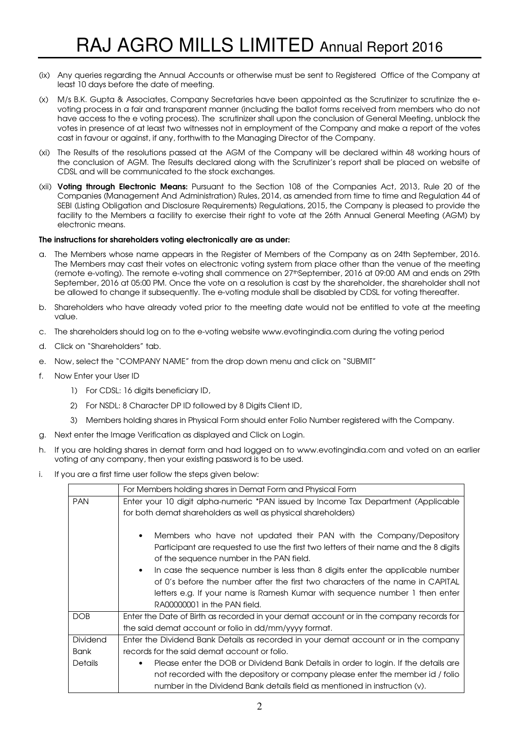(ix) Any queries regarding the Annual Accounts or otherwise must be sent to Registered Office of the Company at least 10 days before the date of meeting.

(x) M/s B.K. Gupta & Associates, Company Secretaries have been appointed as the Scrutinizer to scrutinize the e-voting process in a fair and transparent manner (including the ballot forms received from members who do not have access to the e voting process). The scrutinizer shall upon the conclusion of General Meeting, unblock the votes in presence of at least two witnesses not in employment of the Company and make a report of the votes cast in favour or against, if any, forthwith to the Managing Director of the Company.

(xi) The Results of the resolutions passed at the AGM of the Company will be declared within 48 working hours of the conclusion of AGM. The Results declared along with the Scrutinizer's report shall be placed on website of CDSL and will be communicated to the stock exchanges.

(xii) **Voting through Electronic Means:** Pursuant to the Section 108 of the Companies Act, 2013, Rule 20 of the Companies (Management And Administration) Rules, 2014, as amended from time to time and Regulation 44 of SEBI (Listing Obligation and Disclosure Requirements) Regulations, 2015, the Company is pleased to provide the facility to the Members a facility to exercise their right to vote at the 26th Annual General Meeting (AGM) by electronic means.

**The instructions for shareholders voting electronically are as under:**

a. The Members whose name appears in the Register of Members of the Company as on 24th September, 2016. The Members may cast their votes on electronic voting system from place other than the venue of the meeting (remote e-voting). The remote e-voting shall commence on 27thSeptember, 2016 at 09:00 AM and ends on 29th September, 2016 at 05:00 PM. Once the vote on a resolution is cast by the shareholder, the shareholder shall not be allowed to change it subsequently. The e-voting module shall be disabled by CDSL for voting thereafter.

b. Shareholders who have already voted prior to the meeting date would not be entitled to vote at the meeting value.

c. The shareholders should log on to the e-voting website www.evotingindia.com during the voting period

d. Click on "Shareholders" tab.

e. Now, select the "COMPANY NAME" from the drop down menu and click on "SUBMIT"

f. Now Enter your User ID

   1) For CDSL: 16 digits beneficiary ID,

   2) For NSDL: 8 Character DP ID followed by 8 Digits Client ID,

   3) Members holding shares in Physical Form should enter Folio Number registered with the Company.

g. Next enter the Image Verification as displayed and Click on Login.

h. If you are holding shares in demat form and had logged on to www.evotingindia.com and voted on an earlier voting of any company, then your existing password is to be used.

i. If you are a first time user follow the steps given below:

| | For Members holding shares in Demat Form and Physical Form |
|---|---|
| PAN | Enter your 10 digit alpha-numeric *PAN issued by Income Tax Department (Applicable for both demat shareholders as well as physical shareholders)<br><br>• Members who have not updated their PAN with the Company/Depository Participant are requested to use the first two letters of their name and the 8 digits of the sequence number in the PAN field.<br>• In case the sequence number is less than 8 digits enter the applicable number of 0's before the number after the first two characters of the name in CAPITAL letters e.g. If your name is Ramesh Kumar with sequence number 1 then enter RA00000001 in the PAN field. |
| DOB | Enter the Date of Birth as recorded in your demat account or in the company records for the said demat account or folio in dd/mm/yyyy format. |
| Dividend Bank Details | Enter the Dividend Bank Details as recorded in your demat account or in the company records for the said demat account or folio.<br>• Please enter the DOB or Dividend Bank Details in order to login. If the details are not recorded with the depository or company please enter the member id / folio number in the Dividend Bank details field as mentioned in instruction (v). |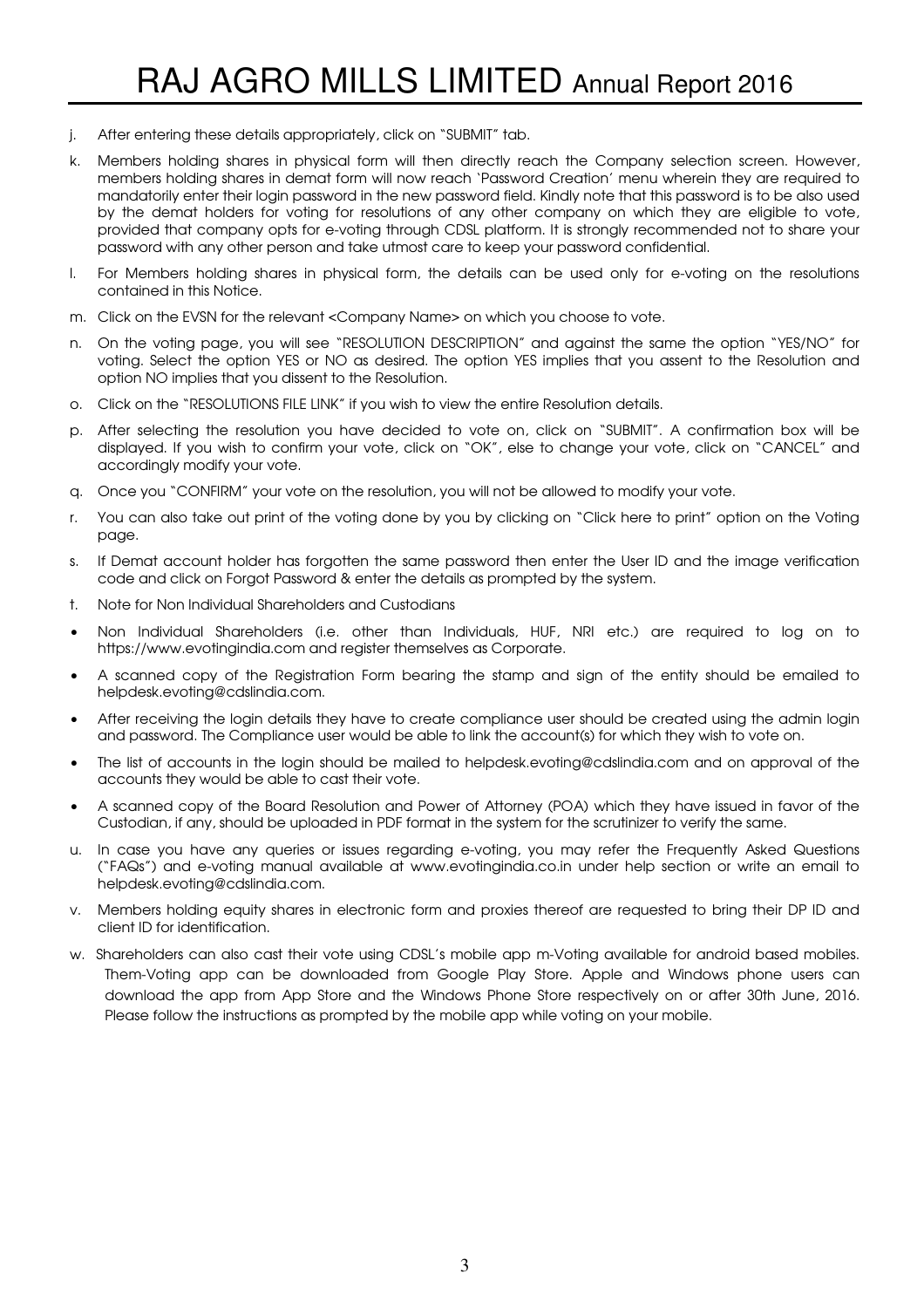j. After entering these details appropriately, click on "SUBMIT" tab.

k. Members holding shares in physical form will then directly reach the Company selection screen. However, members holding shares in demat form will now reach 'Password Creation' menu wherein they are required to mandatorily enter their login password in the new password field. Kindly note that this password is to be also used by the demat holders for voting for resolutions of any other company on which they are eligible to vote, provided that company opts for e-voting through CDSL platform. It is strongly recommended not to share your password with any other person and take utmost care to keep your password confidential.

l. For Members holding shares in physical form, the details can be used only for e-voting on the resolutions contained in this Notice.

m. Click on the EVSN for the relevant <Company Name> on which you choose to vote.

n. On the voting page, you will see "RESOLUTION DESCRIPTION" and against the same the option "YES/NO" for voting. Select the option YES or NO as desired. The option YES implies that you assent to the Resolution and option NO implies that you dissent to the Resolution.

o. Click on the "RESOLUTIONS FILE LINK" if you wish to view the entire Resolution details.

p. After selecting the resolution you have decided to vote on, click on "SUBMIT". A confirmation box will be displayed. If you wish to confirm your vote, click on "OK", else to change your vote, click on "CANCEL" and accordingly modify your vote.

q. Once you "CONFIRM" your vote on the resolution, you will not be allowed to modify your vote.

r. You can also take out print of the voting done by you by clicking on "Click here to print" option on the Voting page.

s. If Demat account holder has forgotten the same password then enter the User ID and the image verification code and click on Forgot Password & enter the details as prompted by the system.

t. Note for Non Individual Shareholders and Custodians

- Non Individual Shareholders (i.e. other than Individuals, HUF, NRI etc.) are required to log on to https://www.evotingindia.com and register themselves as Corporate.
- A scanned copy of the Registration Form bearing the stamp and sign of the entity should be emailed to helpdesk.evoting@cdslindia.com.
- After receiving the login details they have to create compliance user should be created using the admin login and password. The Compliance user would be able to link the account(s) for which they wish to vote on.
- The list of accounts in the login should be mailed to helpdesk.evoting@cdslindia.com and on approval of the accounts they would be able to cast their vote.
- A scanned copy of the Board Resolution and Power of Attorney (POA) which they have issued in favor of the Custodian, if any, should be uploaded in PDF format in the system for the scrutinizer to verify the same.

u. In case you have any queries or issues regarding e-voting, you may refer the Frequently Asked Questions ("FAQs") and e-voting manual available at www.evotingindia.co.in under help section or write an email to helpdesk.evoting@cdslindia.com.

v. Members holding equity shares in electronic form and proxies thereof are requested to bring their DP ID and client ID for identification.

w. Shareholders can also cast their vote using CDSL's mobile app m-Voting available for android based mobiles. Them-Voting app can be downloaded from Google Play Store. Apple and Windows phone users can download the app from App Store and the Windows Phone Store respectively on or after 30th June, 2016. Please follow the instructions as prompted by the mobile app while voting on your mobile.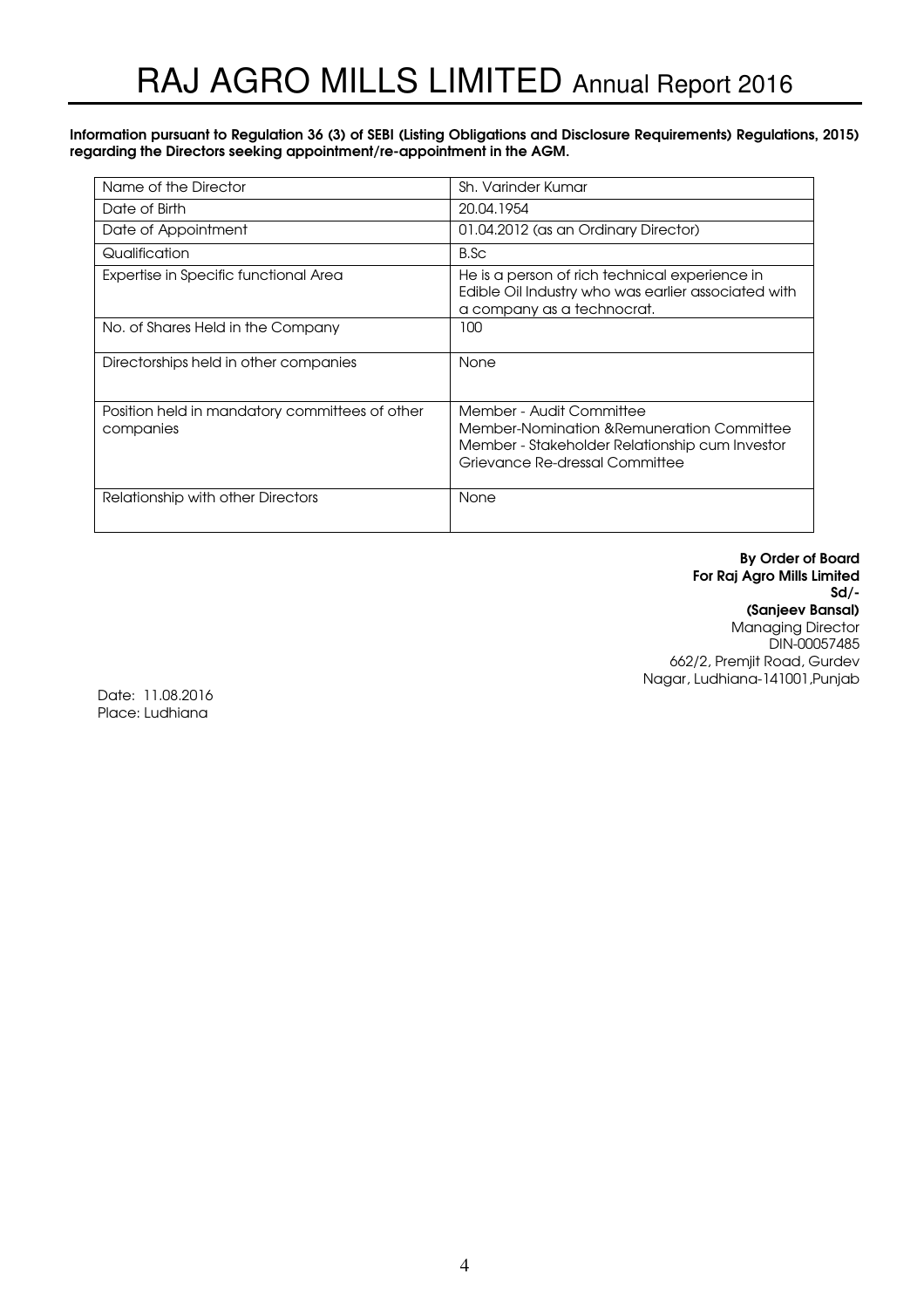**Information pursuant to Regulation 36 (3) of SEBI (Listing Obligations and Disclosure Requirements) Regulations, 2015) regarding the Directors seeking appointment/re-appointment in the AGM.**

| Name of the Director | Sh. Varinder Kumar |
|---|---|
| Date of Birth | 20.04.1954 |
| Date of Appointment | 01.04.2012 (as an Ordinary Director) |
| Qualification | B.Sc |
| Expertise in Specific functional Area | He is a person of rich technical experience in Edible Oil Industry who was earlier associated with a company as a technocrat. |
| No. of Shares Held in the Company | 100 |
| Directorships held in other companies | None |
| Position held in mandatory committees of other companies | Member - Audit Committee<br>Member-Nomination &Remuneration Committee<br>Member - Stakeholder Relationship cum Investor Grievance Re-dressal Committee |
| Relationship with other Directors | None |

**By Order of Board**
**For Raj Agro Mills Limited**
**Sd/-**
**(Sanjeev Bansal)**
Managing Director
DIN-00057485
662/2, Premjit Road, Gurdev Nagar, Ludhiana-141001,Punjab

Date: 11.08.2016
Place: Ludhiana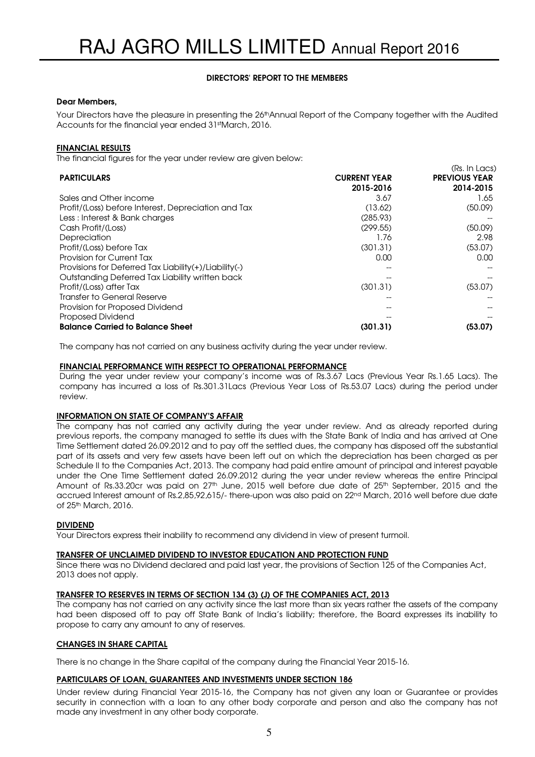## DIRECTORS' REPORT TO THE MEMBERS

**Dear Members,**

Your Directors have the pleasure in presenting the 26th Annual Report of the Company together with the Audited Accounts for the financial year ended 31st March, 2016.

### FINANCIAL RESULTS

The financial figures for the year under review are given below:

(Rs. In Lacs)

| PARTICULARS | CURRENT YEAR 2015-2016 | PREVIOUS YEAR 2014-2015 |
|---|---|---|
| Sales and Other income | 3.67 | 1.65 |
| Profit/(Loss) before Interest, Depreciation and Tax | (13.62) | (50.09) |
| Less : Interest & Bank charges | (285.93) | -- |
| Cash Profit/(Loss) | (299.55) | (50.09) |
| Depreciation | 1.76 | 2.98 |
| Profit/(Loss) before Tax | (301.31) | (53.07) |
| Provision for Current Tax | 0.00 | 0.00 |
| Provisions for Deferred Tax Liability(+)/Liability(-) | -- | -- |
| Outstanding Deferred Tax Liability written back | -- | -- |
| Profit/(Loss) after Tax | (301.31) | (53.07) |
| Transfer to General Reserve | -- | -- |
| Provision for Proposed Dividend | -- | -- |
| Proposed Dividend | -- | -- |
| **Balance Carried to Balance Sheet** | **(301.31)** | **(53.07)** |

The company has not carried on any business activity during the year under review.

### FINANCIAL PERFORMANCE WITH RESPECT TO OPERATIONAL PERFORMANCE

During the year under review your company's income was of Rs.3.67 Lacs (Previous Year Rs.1.65 Lacs). The company has incurred a loss of Rs.301.31Lacs (Previous Year Loss of Rs.53.07 Lacs) during the period under review.

### INFORMATION ON STATE OF COMPANY'S AFFAIR

The company has not carried any activity during the year under review. And as already reported during previous reports, the company managed to settle its dues with the State Bank of India and has arrived at One Time Settlement dated 26.09.2012 and to pay off the settled dues, the company has disposed off the substantial part of its assets and very few assets have been left out on which the depreciation has been charged as per Schedule II to the Companies Act, 2013. The company had paid entire amount of principal and interest payable under the One Time Settlement dated 26.09.2012 during the year under review whereas the entire Principal Amount of Rs.33.20cr was paid on 27th June, 2015 well before due date of 25th September, 2015 and the accrued Interest amount of Rs.2,85,92,615/- there-upon was also paid on 22nd March, 2016 well before due date of 25th March, 2016.

### DIVIDEND

Your Directors express their inability to recommend any dividend in view of present turmoil.

### TRANSFER OF UNCLAIMED DIVIDEND TO INVESTOR EDUCATION AND PROTECTION FUND

Since there was no Dividend declared and paid last year, the provisions of Section 125 of the Companies Act, 2013 does not apply.

### TRANSFER TO RESERVES IN TERMS OF SECTION 134 (3) (J) OF THE COMPANIES ACT, 2013

The company has not carried on any activity since the last more than six years rather the assets of the company had been disposed off to pay off State Bank of India's liability; therefore, the Board expresses its inability to propose to carry any amount to any of reserves.

### CHANGES IN SHARE CAPITAL

There is no change in the Share capital of the company during the Financial Year 2015-16.

### PARTICULARS OF LOAN, GUARANTEES AND INVESTMENTS UNDER SECTION 186

Under review during Financial Year 2015-16, the Company has not given any loan or Guarantee or provides security in connection with a loan to any other body corporate and person and also the company has not made any investment in any other body corporate.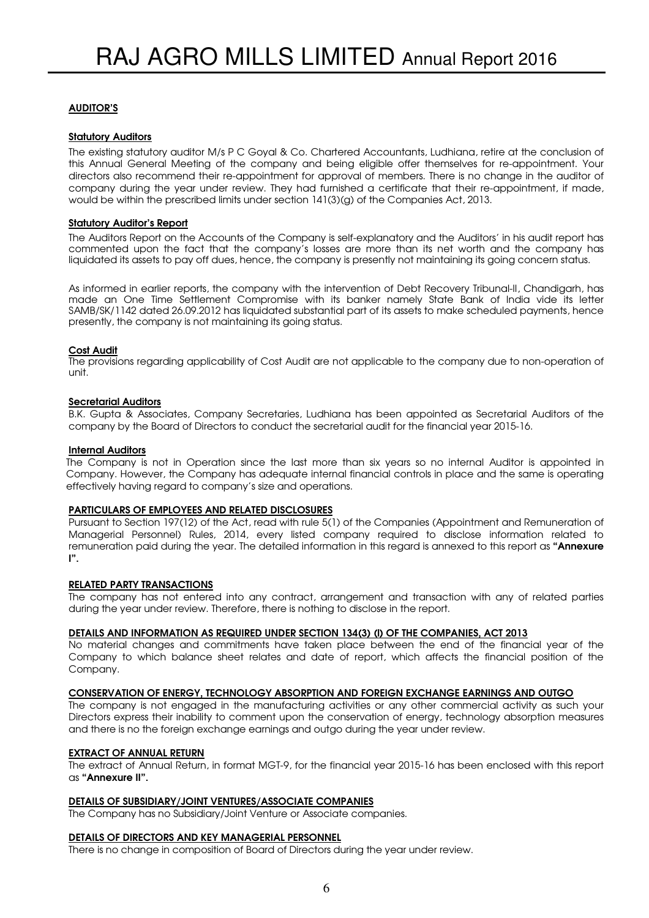## AUDITOR'S

### Statutory Auditors

The existing statutory auditor M/s P C Goyal & Co. Chartered Accountants, Ludhiana, retire at the conclusion of this Annual General Meeting of the company and being eligible offer themselves for re-appointment. Your directors also recommend their re-appointment for approval of members. There is no change in the auditor of company during the year under review. They had furnished a certificate that their re-appointment, if made, would be within the prescribed limits under section 141(3)(g) of the Companies Act, 2013.

### Statutory Auditor's Report

The Auditors Report on the Accounts of the Company is self-explanatory and the Auditors' in his audit report has commented upon the fact that the company's losses are more than its net worth and the company has liquidated its assets to pay off dues, hence, the company is presently not maintaining its going concern status.

As informed in earlier reports, the company with the intervention of Debt Recovery Tribunal-II, Chandigarh, has made an One Time Settlement Compromise with its banker namely State Bank of India vide its letter SAMB/SK/1142 dated 26.09.2012 has liquidated substantial part of its assets to make scheduled payments, hence presently, the company is not maintaining its going status.

### Cost Audit

The provisions regarding applicability of Cost Audit are not applicable to the company due to non-operation of unit.

### Secretarial Auditors

B.K. Gupta & Associates, Company Secretaries, Ludhiana has been appointed as Secretarial Auditors of the company by the Board of Directors to conduct the secretarial audit for the financial year 2015-16.

### Internal Auditors

The Company is not in Operation since the last more than six years so no internal Auditor is appointed in Company. However, the Company has adequate internal financial controls in place and the same is operating effectively having regard to company's size and operations.

## PARTICULARS OF EMPLOYEES AND RELATED DISCLOSURES

Pursuant to Section 197(12) of the Act, read with rule 5(1) of the Companies (Appointment and Remuneration of Managerial Personnel) Rules, 2014, every listed company required to disclose information related to remuneration paid during the year. The detailed information in this regard is annexed to this report as **"Annexure I".**

## RELATED PARTY TRANSACTIONS

The company has not entered into any contract, arrangement and transaction with any of related parties during the year under review. Therefore, there is nothing to disclose in the report.

## DETAILS AND INFORMATION AS REQUIRED UNDER SECTION 134(3) (l) OF THE COMPANIES, ACT 2013

No material changes and commitments have taken place between the end of the financial year of the Company to which balance sheet relates and date of report, which affects the financial position of the Company.

## CONSERVATION OF ENERGY, TECHNOLOGY ABSORPTION AND FOREIGN EXCHANGE EARNINGS AND OUTGO

The company is not engaged in the manufacturing activities or any other commercial activity as such your Directors express their inability to comment upon the conservation of energy, technology absorption measures and there is no the foreign exchange earnings and outgo during the year under review.

## EXTRACT OF ANNUAL RETURN

The extract of Annual Return, in format MGT-9, for the financial year 2015-16 has been enclosed with this report as **"Annexure II".**

## DETAILS OF SUBSIDIARY/JOINT VENTURES/ASSOCIATE COMPANIES

The Company has no Subsidiary/Joint Venture or Associate companies.

## DETAILS OF DIRECTORS AND KEY MANAGERIAL PERSONNEL

There is no change in composition of Board of Directors during the year under review.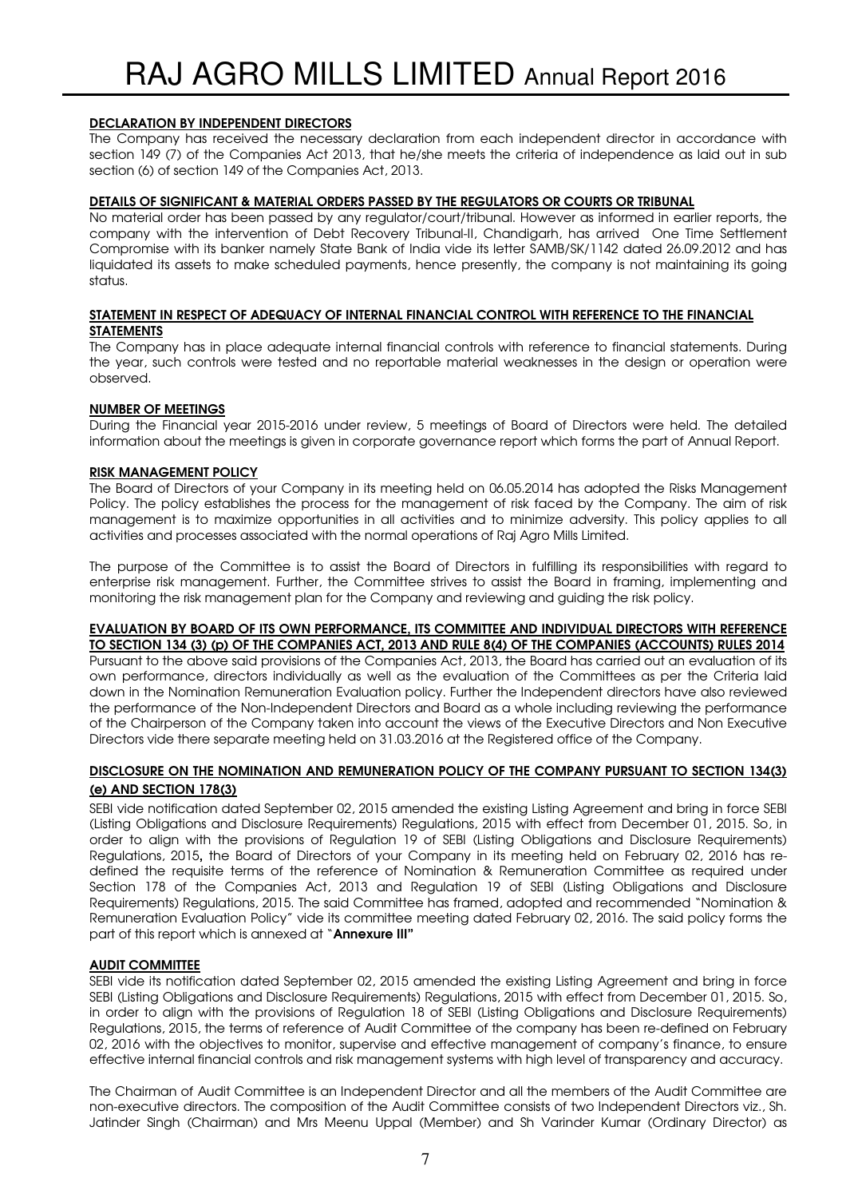## DECLARATION BY INDEPENDENT DIRECTORS

The Company has received the necessary declaration from each independent director in accordance with section 149 (7) of the Companies Act 2013, that he/she meets the criteria of independence as laid out in sub section (6) of section 149 of the Companies Act, 2013.

## DETAILS OF SIGNIFICANT & MATERIAL ORDERS PASSED BY THE REGULATORS OR COURTS OR TRIBUNAL

No material order has been passed by any regulator/court/tribunal. However as informed in earlier reports, the company with the intervention of Debt Recovery Tribunal-II, Chandigarh, has arrived One Time Settlement Compromise with its banker namely State Bank of India vide its letter SAMB/SK/1142 dated 26.09.2012 and has liquidated its assets to make scheduled payments, hence presently, the company is not maintaining its going status.

## STATEMENT IN RESPECT OF ADEQUACY OF INTERNAL FINANCIAL CONTROL WITH REFERENCE TO THE FINANCIAL STATEMENTS

The Company has in place adequate internal financial controls with reference to financial statements. During the year, such controls were tested and no reportable material weaknesses in the design or operation were observed.

## NUMBER OF MEETINGS

During the Financial year 2015-2016 under review, 5 meetings of Board of Directors were held. The detailed information about the meetings is given in corporate governance report which forms the part of Annual Report.

## RISK MANAGEMENT POLICY

The Board of Directors of your Company in its meeting held on 06.05.2014 has adopted the Risks Management Policy. The policy establishes the process for the management of risk faced by the Company. The aim of risk management is to maximize opportunities in all activities and to minimize adversity. This policy applies to all activities and processes associated with the normal operations of Raj Agro Mills Limited.

The purpose of the Committee is to assist the Board of Directors in fulfilling its responsibilities with regard to enterprise risk management. Further, the Committee strives to assist the Board in framing, implementing and monitoring the risk management plan for the Company and reviewing and guiding the risk policy.

## EVALUATION BY BOARD OF ITS OWN PERFORMANCE, ITS COMMITTEE AND INDIVIDUAL DIRECTORS WITH REFERENCE TO SECTION 134 (3) (p) OF THE COMPANIES ACT, 2013 AND RULE 8(4) OF THE COMPANIES (ACCOUNTS) RULES 2014

Pursuant to the above said provisions of the Companies Act, 2013, the Board has carried out an evaluation of its own performance, directors individually as well as the evaluation of the Committees as per the Criteria laid down in the Nomination Remuneration Evaluation policy. Further the Independent directors have also reviewed the performance of the Non-Independent Directors and Board as a whole including reviewing the performance of the Chairperson of the Company taken into account the views of the Executive Directors and Non Executive Directors vide there separate meeting held on 31.03.2016 at the Registered office of the Company.

## DISCLOSURE ON THE NOMINATION AND REMUNERATION POLICY OF THE COMPANY PURSUANT TO SECTION 134(3) (e) AND SECTION 178(3)

SEBI vide notification dated September 02, 2015 amended the existing Listing Agreement and bring in force SEBI (Listing Obligations and Disclosure Requirements) Regulations, 2015 with effect from December 01, 2015. So, in order to align with the provisions of Regulation 19 of SEBI (Listing Obligations and Disclosure Requirements) Regulations, 2015**,** the Board of Directors of your Company in its meeting held on February 02, 2016 has re-defined the requisite terms of the reference of Nomination & Remuneration Committee as required under Section 178 of the Companies Act, 2013 and Regulation 19 of SEBI (Listing Obligations and Disclosure Requirements) Regulations, 2015. The said Committee has framed, adopted and recommended "Nomination & Remuneration Evaluation Policy" vide its committee meeting dated February 02, 2016. The said policy forms the part of this report which is annexed at "**Annexure III"**

## AUDIT COMMITTEE

SEBI vide its notification dated September 02, 2015 amended the existing Listing Agreement and bring in force SEBI (Listing Obligations and Disclosure Requirements) Regulations, 2015 with effect from December 01, 2015. So, in order to align with the provisions of Regulation 18 of SEBI (Listing Obligations and Disclosure Requirements) Regulations, 2015, the terms of reference of Audit Committee of the company has been re-defined on February 02, 2016 with the objectives to monitor, supervise and effective management of company's finance, to ensure effective internal financial controls and risk management systems with high level of transparency and accuracy.

The Chairman of Audit Committee is an Independent Director and all the members of the Audit Committee are non-executive directors. The composition of the Audit Committee consists of two Independent Directors viz., Sh. Jatinder Singh (Chairman) and Mrs Meenu Uppal (Member) and Sh Varinder Kumar (Ordinary Director) as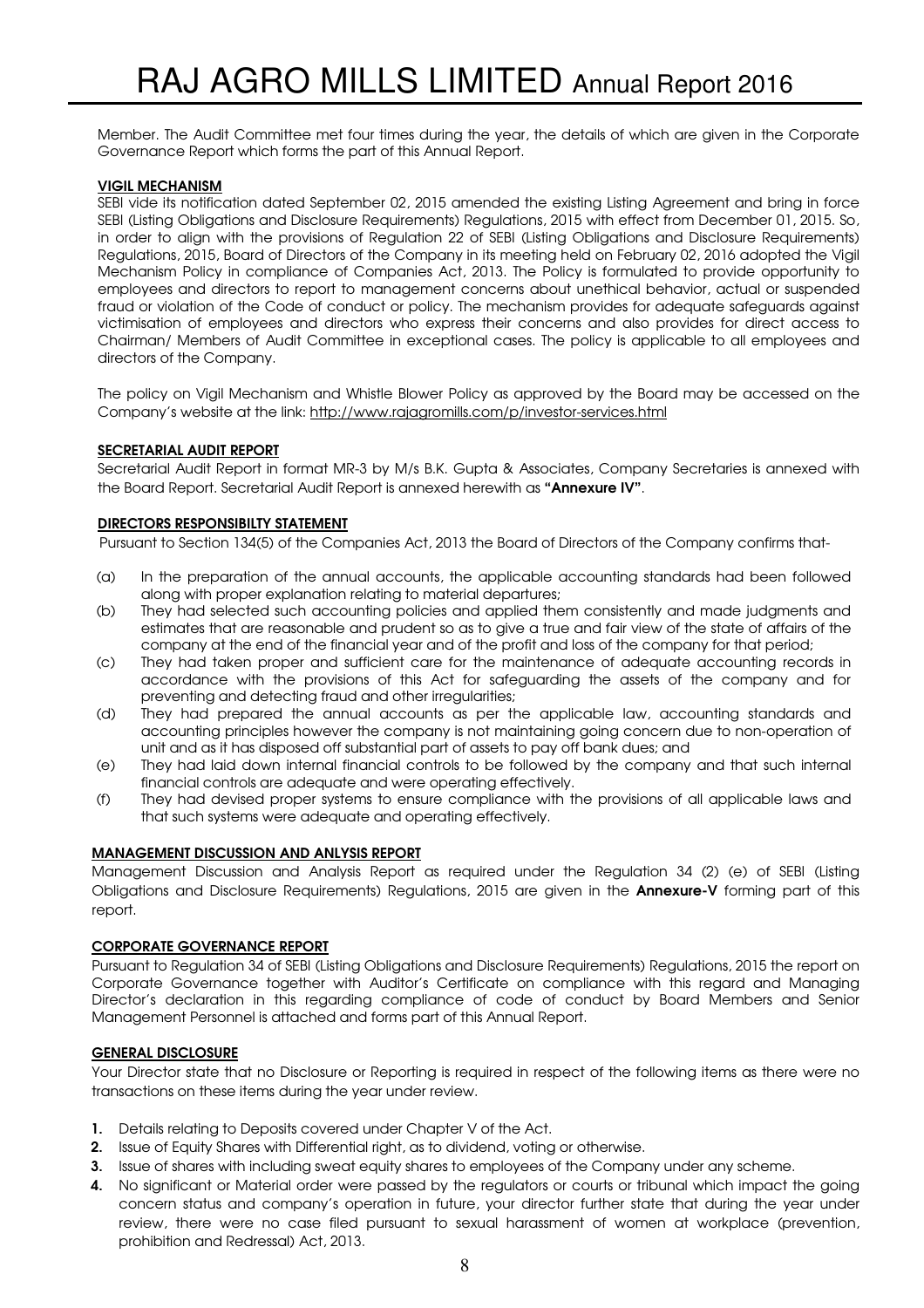Member. The Audit Committee met four times during the year, the details of which are given in the Corporate Governance Report which forms the part of this Annual Report.

## VIGIL MECHANISM

SEBI vide its notification dated September 02, 2015 amended the existing Listing Agreement and bring in force SEBI (Listing Obligations and Disclosure Requirements) Regulations, 2015 with effect from December 01, 2015. So, in order to align with the provisions of Regulation 22 of SEBI (Listing Obligations and Disclosure Requirements) Regulations, 2015, Board of Directors of the Company in its meeting held on February 02, 2016 adopted the Vigil Mechanism Policy in compliance of Companies Act, 2013. The Policy is formulated to provide opportunity to employees and directors to report to management concerns about unethical behavior, actual or suspended fraud or violation of the Code of conduct or policy. The mechanism provides for adequate safeguards against victimisation of employees and directors who express their concerns and also provides for direct access to Chairman/ Members of Audit Committee in exceptional cases. The policy is applicable to all employees and directors of the Company.

The policy on Vigil Mechanism and Whistle Blower Policy as approved by the Board may be accessed on the Company's website at the link: http://www.rajagromills.com/p/investor-services.html

## SECRETARIAL AUDIT REPORT

Secretarial Audit Report in format MR-3 by M/s B.K. Gupta & Associates, Company Secretaries is annexed with the Board Report. Secretarial Audit Report is annexed herewith as **"Annexure IV"**.

## DIRECTORS RESPONSIBILTY STATEMENT

Pursuant to Section 134(5) of the Companies Act, 2013 the Board of Directors of the Company confirms that-

(a) In the preparation of the annual accounts, the applicable accounting standards had been followed along with proper explanation relating to material departures;

(b) They had selected such accounting policies and applied them consistently and made judgments and estimates that are reasonable and prudent so as to give a true and fair view of the state of affairs of the company at the end of the financial year and of the profit and loss of the company for that period;

(c) They had taken proper and sufficient care for the maintenance of adequate accounting records in accordance with the provisions of this Act for safeguarding the assets of the company and for preventing and detecting fraud and other irregularities;

(d) They had prepared the annual accounts as per the applicable law, accounting standards and accounting principles however the company is not maintaining going concern due to non-operation of unit and as it has disposed off substantial part of assets to pay off bank dues; and

(e) They had laid down internal financial controls to be followed by the company and that such internal financial controls are adequate and were operating effectively.

(f) They had devised proper systems to ensure compliance with the provisions of all applicable laws and that such systems were adequate and operating effectively.

## MANAGEMENT DISCUSSION AND ANLYSIS REPORT

Management Discussion and Analysis Report as required under the Regulation 34 (2) (e) of SEBI (Listing Obligations and Disclosure Requirements) Regulations, 2015 are given in the **Annexure-V** forming part of this report.

## CORPORATE GOVERNANCE REPORT

Pursuant to Regulation 34 of SEBI (Listing Obligations and Disclosure Requirements) Regulations, 2015 the report on Corporate Governance together with Auditor's Certificate on compliance with this regard and Managing Director's declaration in this regarding compliance of code of conduct by Board Members and Senior Management Personnel is attached and forms part of this Annual Report.

## GENERAL DISCLOSURE

Your Director state that no Disclosure or Reporting is required in respect of the following items as there were no transactions on these items during the year under review.

1. Details relating to Deposits covered under Chapter V of the Act.
2. Issue of Equity Shares with Differential right, as to dividend, voting or otherwise.
3. Issue of shares with including sweat equity shares to employees of the Company under any scheme.
4. No significant or Material order were passed by the regulators or courts or tribunal which impact the going concern status and company's operation in future, your director further state that during the year under review, there were no case filed pursuant to sexual harassment of women at workplace (prevention, prohibition and Redressal) Act, 2013.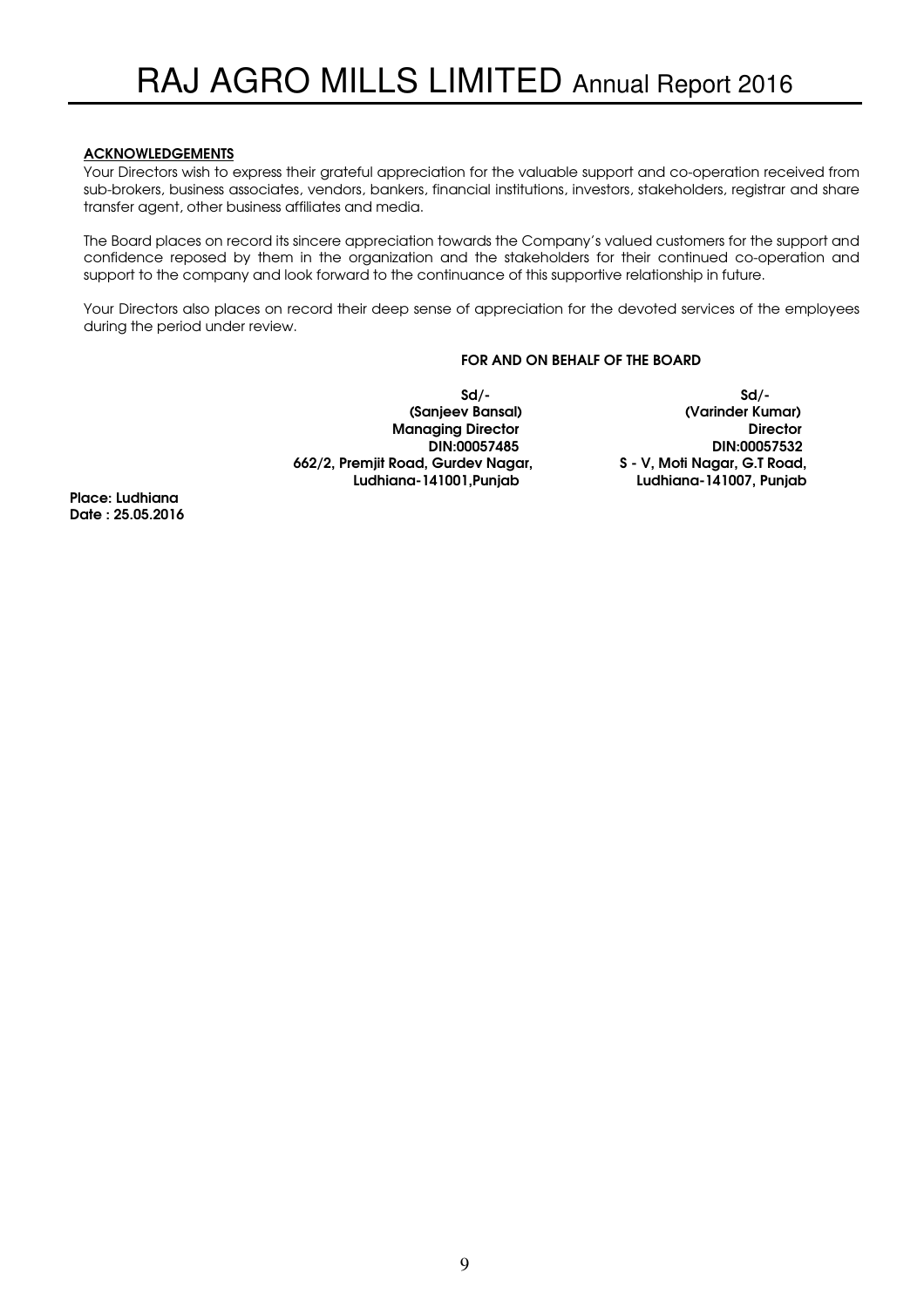**ACKNOWLEDGEMENTS**

Your Directors wish to express their grateful appreciation for the valuable support and co-operation received from sub-brokers, business associates, vendors, bankers, financial institutions, investors, stakeholders, registrar and share transfer agent, other business affiliates and media.

The Board places on record its sincere appreciation towards the Company's valued customers for the support and confidence reposed by them in the organization and the stakeholders for their continued co-operation and support to the company and look forward to the continuance of this supportive relationship in future.

Your Directors also places on record their deep sense of appreciation for the devoted services of the employees during the period under review.

**FOR AND ON BEHALF OF THE BOARD**

| | |
|---|---|
| **Sd/-** | **Sd/-** |
| **(Sanjeev Bansal)** | **(Varinder Kumar)** |
| **Managing Director** | **Director** |
| **DIN:00057485** | **DIN:00057532** |
| **662/2, Premjit Road, Gurdev Nagar,** | **S - V, Moti Nagar, G.T Road,** |
| **Ludhiana-141001,Punjab** | **Ludhiana-141007, Punjab** |

**Place: Ludhiana**
**Date : 25.05.2016**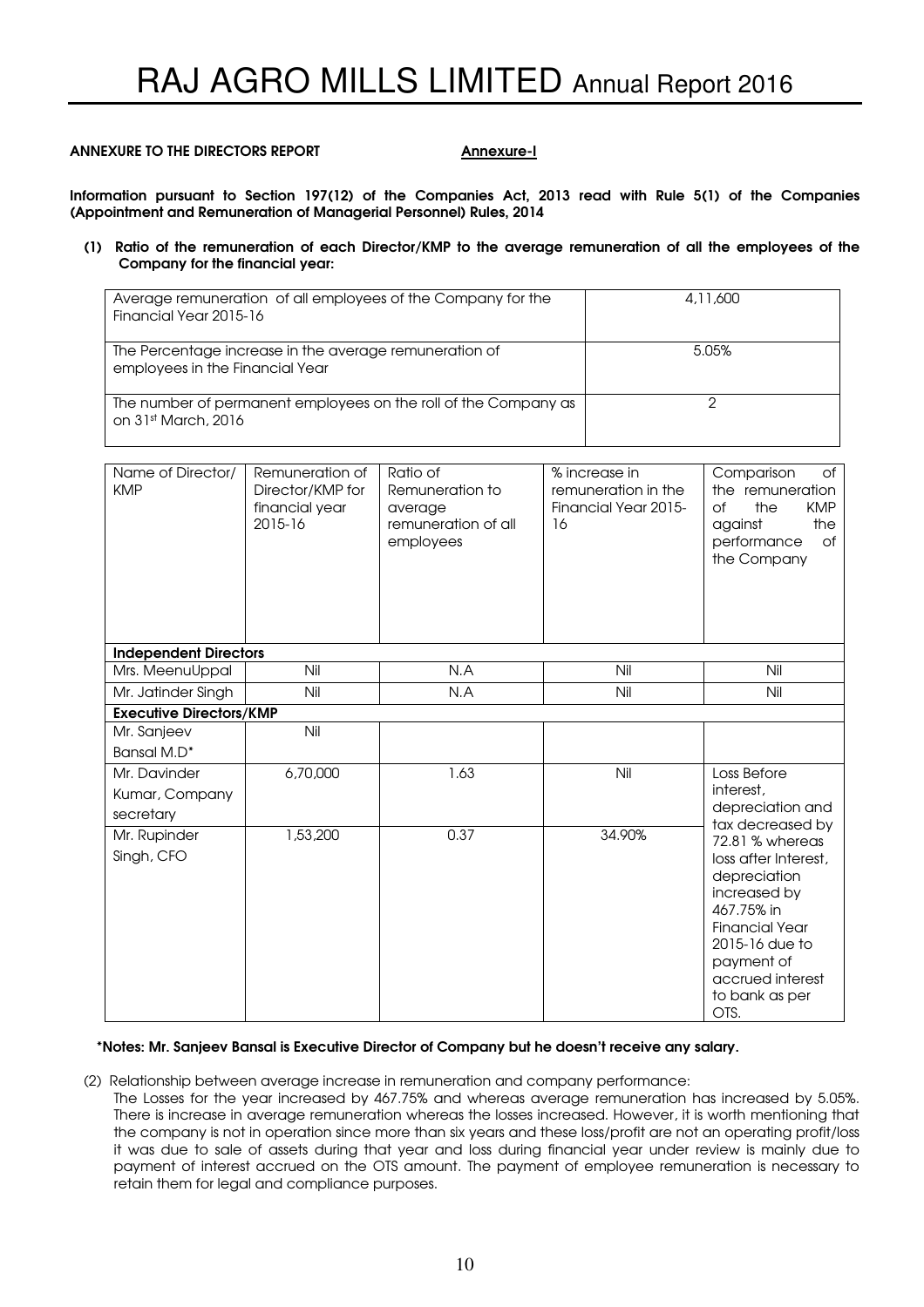**ANNEXURE TO THE DIRECTORS REPORT** **Annexure-I**

**Information pursuant to Section 197(12) of the Companies Act, 2013 read with Rule 5(1) of the Companies (Appointment and Remuneration of Managerial Personnel) Rules, 2014**

**(1) Ratio of the remuneration of each Director/KMP to the average remuneration of all the employees of the Company for the financial year:**

| | |
|---|---|
| Average remuneration of all employees of the Company for the Financial Year 2015-16 | 4,11,600 |
| The Percentage increase in the average remuneration of employees in the Financial Year | 5.05% |
| The number of permanent employees on the roll of the Company as on 31st March, 2016 | 2 |

| Name of Director/ KMP | Remuneration of Director/KMP for financial year 2015-16 | Ratio of Remuneration to average remuneration of all employees | % increase in remuneration in the Financial Year 2015-16 | Comparison of the remuneration of the KMP against the performance of the Company |
|---|---|---|---|---|
| **Independent Directors** | | | | |
| Mrs. MeenuUppal | Nil | N.A | Nil | Nil |
| Mr. Jatinder Singh | Nil | N.A | Nil | Nil |
| **Executive Directors/KMP** | | | | |
| Mr. Sanjeev Bansal M.D* | Nil | | | |
| Mr. Davinder Kumar, Company secretary | 6,70,000 | 1.63 | Nil | Loss Before interest, depreciation and tax decreased by 72.81 % whereas loss after Interest, depreciation increased by 467.75% in Financial Year 2015-16 due to payment of accrued interest to bank as per OTS. |
| Mr. Rupinder Singh, CFO | 1,53,200 | 0.37 | 34.90% | |

**\*Notes: Mr. Sanjeev Bansal is Executive Director of Company but he doesn't receive any salary.**

(2) Relationship between average increase in remuneration and company performance:
The Losses for the year increased by 467.75% and whereas average remuneration has increased by 5.05%. There is increase in average remuneration whereas the losses increased. However, it is worth mentioning that the company is not in operation since more than six years and these loss/profit are not an operating profit/loss it was due to sale of assets during that year and loss during financial year under review is mainly due to payment of interest accrued on the OTS amount. The payment of employee remuneration is necessary to retain them for legal and compliance purposes.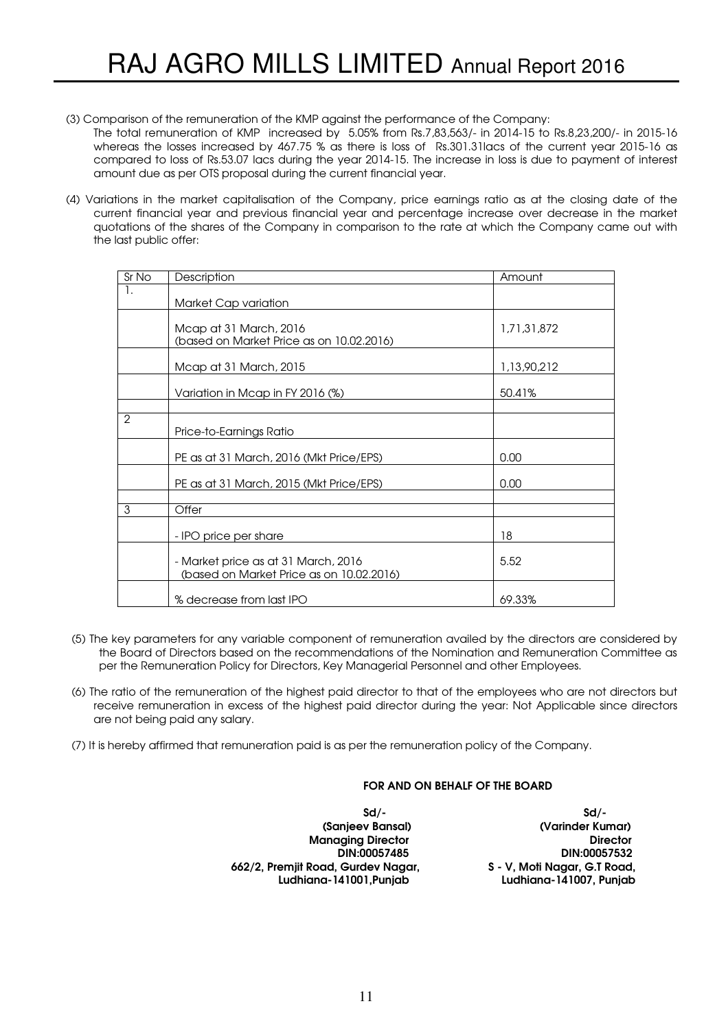(3) Comparison of the remuneration of the KMP against the performance of the Company:
The total remuneration of KMP increased by 5.05% from Rs.7,83,563/- in 2014-15 to Rs.8,23,200/- in 2015-16 whereas the losses increased by 467.75 % as there is loss of Rs.301.31lacs of the current year 2015-16 as compared to loss of Rs.53.07 lacs during the year 2014-15. The increase in loss is due to payment of interest amount due as per OTS proposal during the current financial year.

(4) Variations in the market capitalisation of the Company, price earnings ratio as at the closing date of the current financial year and previous financial year and percentage increase over decrease in the market quotations of the shares of the Company in comparison to the rate at which the Company came out with the last public offer:

| Sr No | Description | Amount |
|---|---|---|
| 1. | Market Cap variation | |
| | Mcap at 31 March, 2016 (based on Market Price as on 10.02.2016) | 1,71,31,872 |
| | Mcap at 31 March, 2015 | 1,13,90,212 |
| | Variation in Mcap in FY 2016 (%) | 50.41% |
| | | |
| 2 | Price-to-Earnings Ratio | |
| | PE as at 31 March, 2016 (Mkt Price/EPS) | 0.00 |
| | PE as at 31 March, 2015 (Mkt Price/EPS) | 0.00 |
| | | |
| 3 | Offer | |
| | - IPO price per share | 18 |
| | - Market price as at 31 March, 2016 (based on Market Price as on 10.02.2016) | 5.52 |
| | % decrease from last IPO | 69.33% |

(5) The key parameters for any variable component of remuneration availed by the directors are considered by the Board of Directors based on the recommendations of the Nomination and Remuneration Committee as per the Remuneration Policy for Directors, Key Managerial Personnel and other Employees.

(6) The ratio of the remuneration of the highest paid director to that of the employees who are not directors but receive remuneration in excess of the highest paid director during the year: Not Applicable since directors are not being paid any salary.

(7) It is hereby affirmed that remuneration paid is as per the remuneration policy of the Company.

**FOR AND ON BEHALF OF THE BOARD**

**Sd/-**
**(Sanjeev Bansal)**
**Managing Director**
**DIN:00057485**
**662/2, Premjit Road, Gurdev Nagar,**
**Ludhiana-141001,Punjab**

**Sd/-**
**(Varinder Kumar)**
**Director**
**DIN:00057532**
**S - V, Moti Nagar, G.T Road,**
**Ludhiana-141007, Punjab**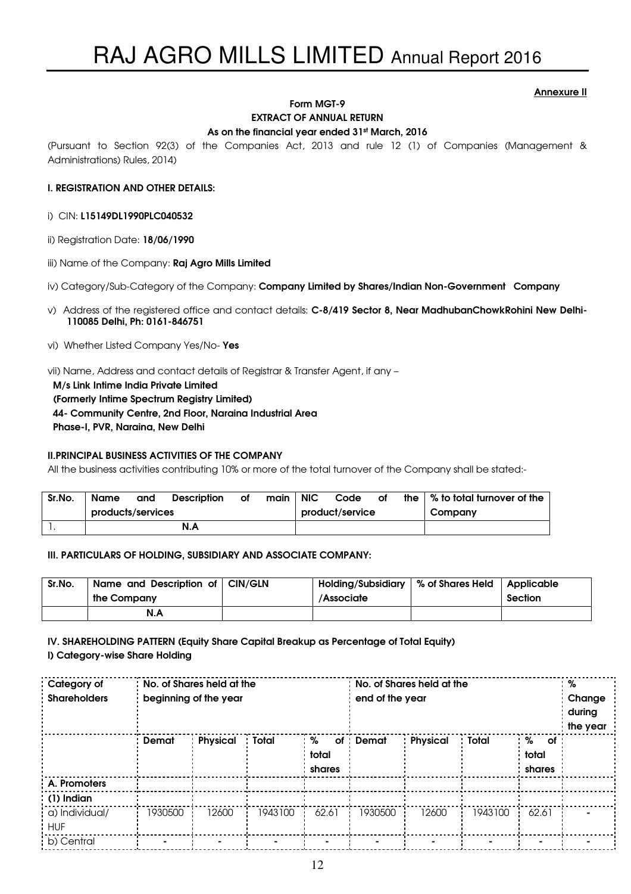**Annexure II**

**Form MGT-9**
**EXTRACT OF ANNUAL RETURN**
**As on the financial year ended 31st March, 2016**

(Pursuant to Section 92(3) of the Companies Act, 2013 and rule 12 (1) of Companies (Management & Administrations) Rules, 2014)

**I. REGISTRATION AND OTHER DETAILS:**

i) CIN: **L15149DL1990PLC040532**

ii) Registration Date: **18/06/1990**

iii) Name of the Company: **Raj Agro Mills Limited**

iv) Category/Sub-Category of the Company: **Company Limited by Shares/Indian Non-Government Company**

v) Address of the registered office and contact details: **C-8/419 Sector 8, Near MadhubanChowkRohini New Delhi-110085 Delhi, Ph: 0161-846751**

vi) Whether Listed Company Yes/No- **Yes**

vii) Name, Address and contact details of Registrar & Transfer Agent, if any –
**M/s Link Intime India Private Limited**
**(Formerly Intime Spectrum Registry Limited)**
**44- Community Centre, 2nd Floor, Naraina Industrial Area**
**Phase-I, PVR, Naraina, New Delhi**

**II.PRINCIPAL BUSINESS ACTIVITIES OF THE COMPANY**

All the business activities contributing 10% or more of the total turnover of the Company shall be stated:-

| Sr.No. | Name and Description of main products/services | NIC Code of the product/service | % to total turnover of the Company |
|---|---|---|---|
| 1. | N.A | | |

**III. PARTICULARS OF HOLDING, SUBSIDIARY AND ASSOCIATE COMPANY:**

| Sr.No. | Name and Description of the Company | CIN/GLN | Holding/Subsidiary /Associate | % of Shares Held | Applicable Section |
|---|---|---|---|---|---|
| | N.A | | | | |

**IV. SHAREHOLDING PATTERN (Equity Share Capital Breakup as Percentage of Total Equity)**

**I) Category-wise Share Holding**

| Category of Shareholders | No. of Shares held at the beginning of the year | | | | No. of Shares held at the end of the year | | | | % Change during the year |
|---|---|---|---|---|---|---|---|---|---|
| | Demat | Physical | Total | % of total shares | Demat | Physical | Total | % of total shares | |
| A. Promoters | | | | | | | | | |
| (1) Indian | | | | | | | | | |
| a) Individual/ HUF | 1930500 | 12600 | 1943100 | 62.61 | 1930500 | 12600 | 1943100 | 62.61 | - |
| b) Central | - | - | - | - | - | - | - | - | - |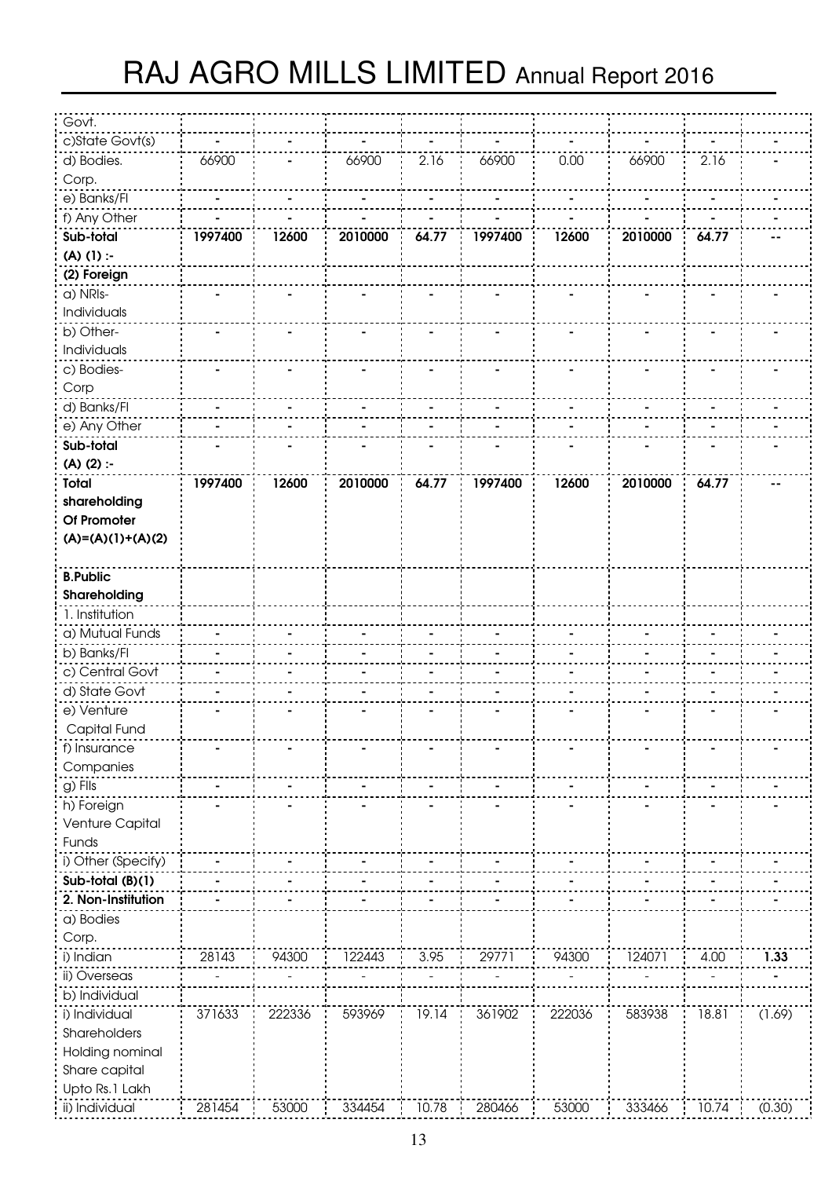| Govt. | | | | | | | | | |
|---|---|---|---|---|---|---|---|---|---|
| c)State Govt(s) | - | - | - | - | - | - | - | - | - |
| d) Bodies. Corp. | 66900 | - | 66900 | 2.16 | 66900 | 0.00 | 66900 | 2.16 | - |
| e) Banks/FI | - | - | - | - | - | - | - | - | - |
| f) Any Other | - | - | - | - | - | - | - | - | - |
| **Sub-total (A) (1) :-** | **1997400** | **12600** | **2010000** | **64.77** | **1997400** | **12600** | **2010000** | **64.77** | **--** |
| **(2) Foreign** | | | | | | | | | |
| a) NRIs- Individuals | - | - | - | - | - | - | - | - | - |
| b) Other- Individuals | - | - | - | - | - | - | - | - | - |
| c) Bodies- Corp | - | - | - | - | - | - | - | - | - |
| d) Banks/FI | - | - | - | - | - | - | - | - | - |
| e) Any Other | - | - | - | - | - | - | - | - | - |
| **Sub-total (A) (2) :-** | - | - | - | - | - | - | - | - | - |
| **Total shareholding Of Promoter (A)=(A)(1)+(A)(2)** | **1997400** | **12600** | **2010000** | **64.77** | **1997400** | **12600** | **2010000** | **64.77** | **--** |
| **B.Public Shareholding** | | | | | | | | | |
| 1. Institution | | | | | | | | | |
| a) Mutual Funds | - | - | - | - | - | - | - | - | - |
| b) Banks/FI | - | - | - | - | - | - | - | - | - |
| c) Central Govt | - | - | - | - | - | - | - | - | - |
| d) State Govt | - | - | - | - | - | - | - | - | - |
| e) Venture Capital Fund | - | - | - | - | - | - | - | - | - |
| f) Insurance Companies | - | - | - | - | - | - | - | - | - |
| g) FIIs | - | - | - | - | - | - | - | - | - |
| h) Foreign Venture Capital Funds | - | - | - | - | - | - | - | - | - |
| i) Other (Specify) | - | - | - | - | - | - | - | - | - |
| **Sub-total (B)(1)** | - | - | - | - | - | - | - | - | - |
| **2. Non-Institution** | - | - | - | - | - | - | - | - | - |
| a) Bodies Corp. | | | | | | | | | |
| i) Indian | 28143 | 94300 | 122443 | 3.95 | 29771 | 94300 | 124071 | 4.00 | **1.33** |
| ii) Overseas | - | - | - | - | - | - | - | - | - |
| b) Individual | | | | | | | | | |
| i) Individual Shareholders Holding nominal Share capital Upto Rs.1 Lakh | 371633 | 222336 | 593969 | 19.14 | 361902 | 222036 | 583938 | 18.81 | (1.69) |
| ii) Individual | 281454 | 53000 | 334454 | 10.78 | 280466 | 53000 | 333466 | 10.74 | (0.30) |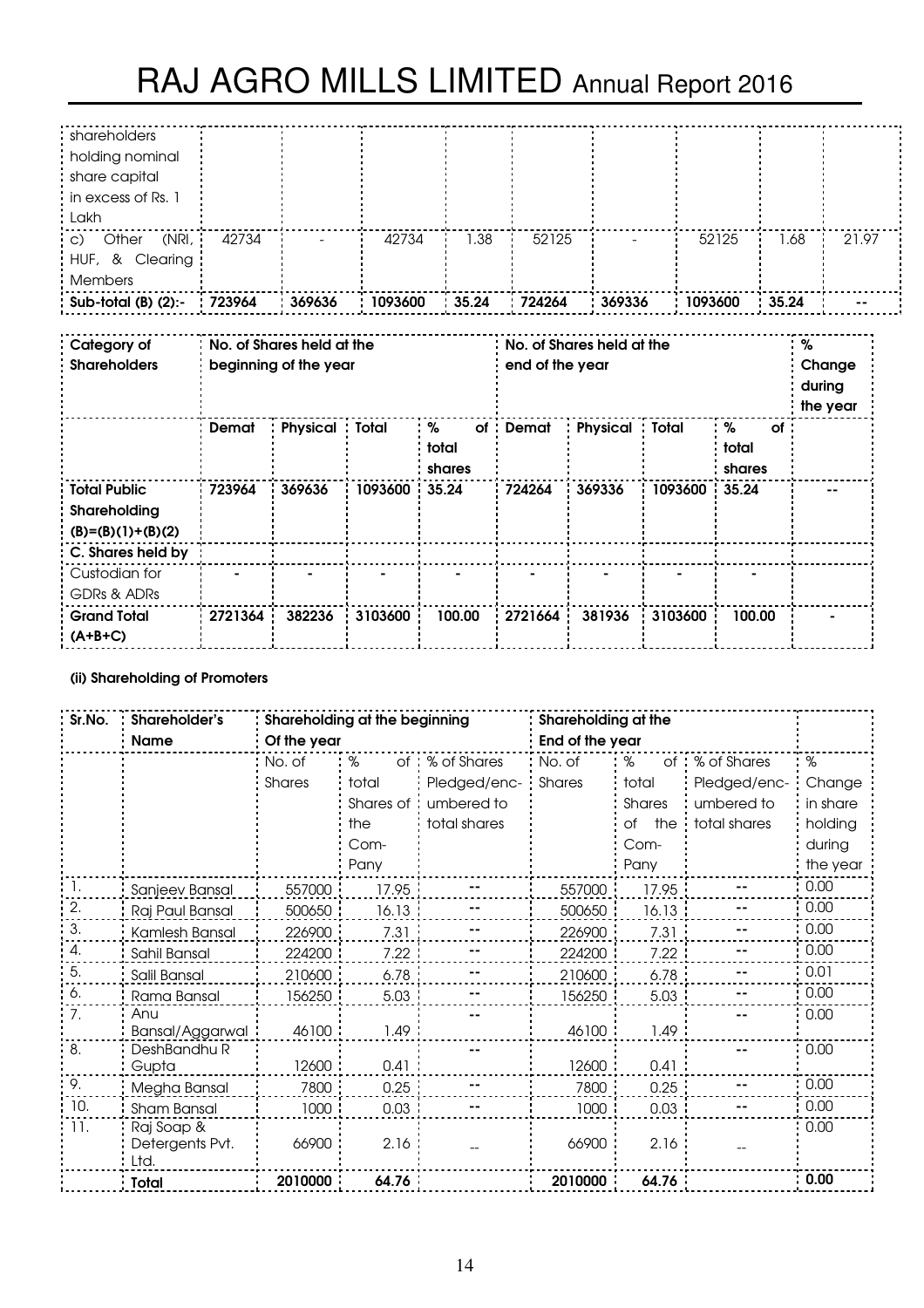| | | | | | | | | | |
|---|---|---|---|---|---|---|---|---|---|
| shareholders holding nominal share capital in excess of Rs. 1 Lakh | | | | | | | | | |
| c) Other (NRI, HUF, & Clearing Members | 42734 | - | 42734 | 1.38 | 52125 | - | 52125 | 1.68 | 21.97 |
| **Sub-total (B) (2):-** | **723964** | **369636** | **1093600** | **35.24** | **724264** | **369336** | **1093600** | **35.24** | **--** |

| **Category of Shareholders** | **No. of Shares held at the beginning of the year** | | | | **No. of Shares held at the end of the year** | | | | **% Change during the year** |
|---|---|---|---|---|---|---|---|---|---|
| | **Demat** | **Physical** | **Total** | **% of total shares** | **Demat** | **Physical** | **Total** | **% of total shares** | |
| **Total Public Shareholding (B)=(B)(1)+(B)(2)** | **723964** | **369636** | **1093600** | **35.24** | **724264** | **369336** | **1093600** | **35.24** | **--** |
| **C. Shares held by** | | | | | | | | | |
| Custodian for GDRs & ADRs | - | - | - | - | - | - | - | - | |
| **Grand Total (A+B+C)** | **2721364** | **382236** | **3103600** | **100.00** | **2721664** | **381936** | **3103600** | **100.00** | **-** |

**(ii) Shareholding of Promoters**

| **Sr.No.** | **Shareholder's Name** | **Shareholding at the beginning Of the year** | | | **Shareholding at the End of the year** | | | |
|---|---|---|---|---|---|---|---|---|
| | | No. of Shares | % of total Shares of the Com-Pany | % of Shares Pledged/enc-umbered to total shares | No. of Shares | % of total Shares of the Com-Pany | % of Shares Pledged/enc-umbered to total shares | % Change in share holding during the year |
| 1. | Sanjeev Bansal | 557000 | 17.95 | -- | 557000 | 17.95 | -- | 0.00 |
| 2. | Raj Paul Bansal | 500650 | 16.13 | -- | 500650 | 16.13 | -- | 0.00 |
| 3. | Kamlesh Bansal | 226900 | 7.31 | -- | 226900 | 7.31 | -- | 0.00 |
| 4. | Sahil Bansal | 224200 | 7.22 | -- | 224200 | 7.22 | -- | 0.00 |
| 5. | Salil Bansal | 210600 | 6.78 | -- | 210600 | 6.78 | -- | 0.01 |
| 6. | Rama Bansal | 156250 | 5.03 | -- | 156250 | 5.03 | -- | 0.00 |
| 7. | Anu Bansal/Aggarwal | 46100 | 1.49 | -- | 46100 | 1.49 | -- | 0.00 |
| 8. | DeshBandhu R Gupta | 12600 | 0.41 | -- | 12600 | 0.41 | -- | 0.00 |
| 9. | Megha Bansal | 7800 | 0.25 | -- | 7800 | 0.25 | -- | 0.00 |
| 10. | Sham Bansal | 1000 | 0.03 | -- | 1000 | 0.03 | -- | 0.00 |
| 11. | Raj Soap & Detergents Pvt. Ltd. | 66900 | 2.16 | -- | 66900 | 2.16 | -- | 0.00 |
| | **Total** | **2010000** | **64.76** | | **2010000** | **64.76** | | **0.00** |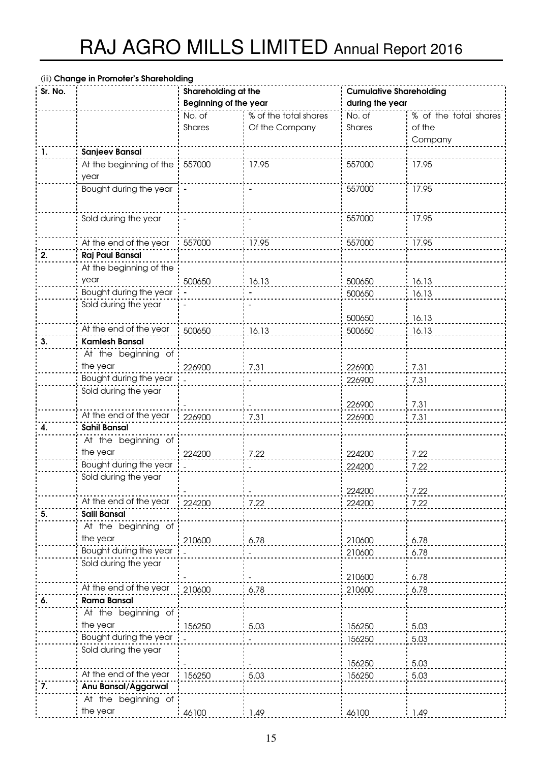(iii) **Change in Promoter's Shareholding**

| Sr. No. | | Shareholding at the Beginning of the year | | Cumulative Shareholding during the year | |
|---|---|---|---|---|---|
| | | No. of Shares | % of the total shares Of the Company | No. of Shares | % of the total shares of the Company |
| 1. | **Sanjeev Bansal** | | | | |
| | At the beginning of the year | 557000 | 17.95 | 557000 | 17.95 |
| | Bought during the year | - | - | 557000 | 17.95 |
| | Sold during the year | - | - | 557000 | 17.95 |
| | At the end of the year | 557000 | 17.95 | 557000 | 17.95 |
| 2. | **Raj Paul Bansal** | | | | |
| | At the beginning of the year | 500650 | 16.13 | 500650 | 16.13 |
| | Bought during the year | - | - | 500650 | 16.13 |
| | Sold during the year | - | - | 500650 | 16.13 |
| | At the end of the year | 500650 | 16.13 | 500650 | 16.13 |
| 3. | **Kamlesh Bansal** | | | | |
| | At the beginning of the year | 226900 | 7.31 | 226900 | 7.31 |
| | Bought during the year | - | - | 226900 | 7.31 |
| | Sold during the year | - | - | 226900 | 7.31 |
| | At the end of the year | 226900 | 7.31 | 226900 | 7.31 |
| 4. | **Sahil Bansal** | | | | |
| | At the beginning of the year | 224200 | 7.22 | 224200 | 7.22 |
| | Bought during the year | - | - | 224200 | 7.22 |
| | Sold during the year | - | - | 224200 | 7.22 |
| | At the end of the year | 224200 | 7.22 | 224200 | 7.22 |
| 5. | **Salil Bansal** | | | | |
| | At the beginning of the year | 210600 | 6.78 | 210600 | 6.78 |
| | Bought during the year | - | - | 210600 | 6.78 |
| | Sold during the year | - | - | 210600 | 6.78 |
| | At the end of the year | 210600 | 6.78 | 210600 | 6.78 |
| 6. | **Rama Bansal** | | | | |
| | At the beginning of the year | 156250 | 5.03 | 156250 | 5.03 |
| | Bought during the year | - | - | 156250 | 5.03 |
| | Sold during the year | - | - | 156250 | 5.03 |
| | At the end of the year | 156250 | 5.03 | 156250 | 5.03 |
| 7. | **Anu Bansal/Aggarwal** | | | | |
| | At the beginning of the year | 46100 | 1.49 | 46100 | 1.49 |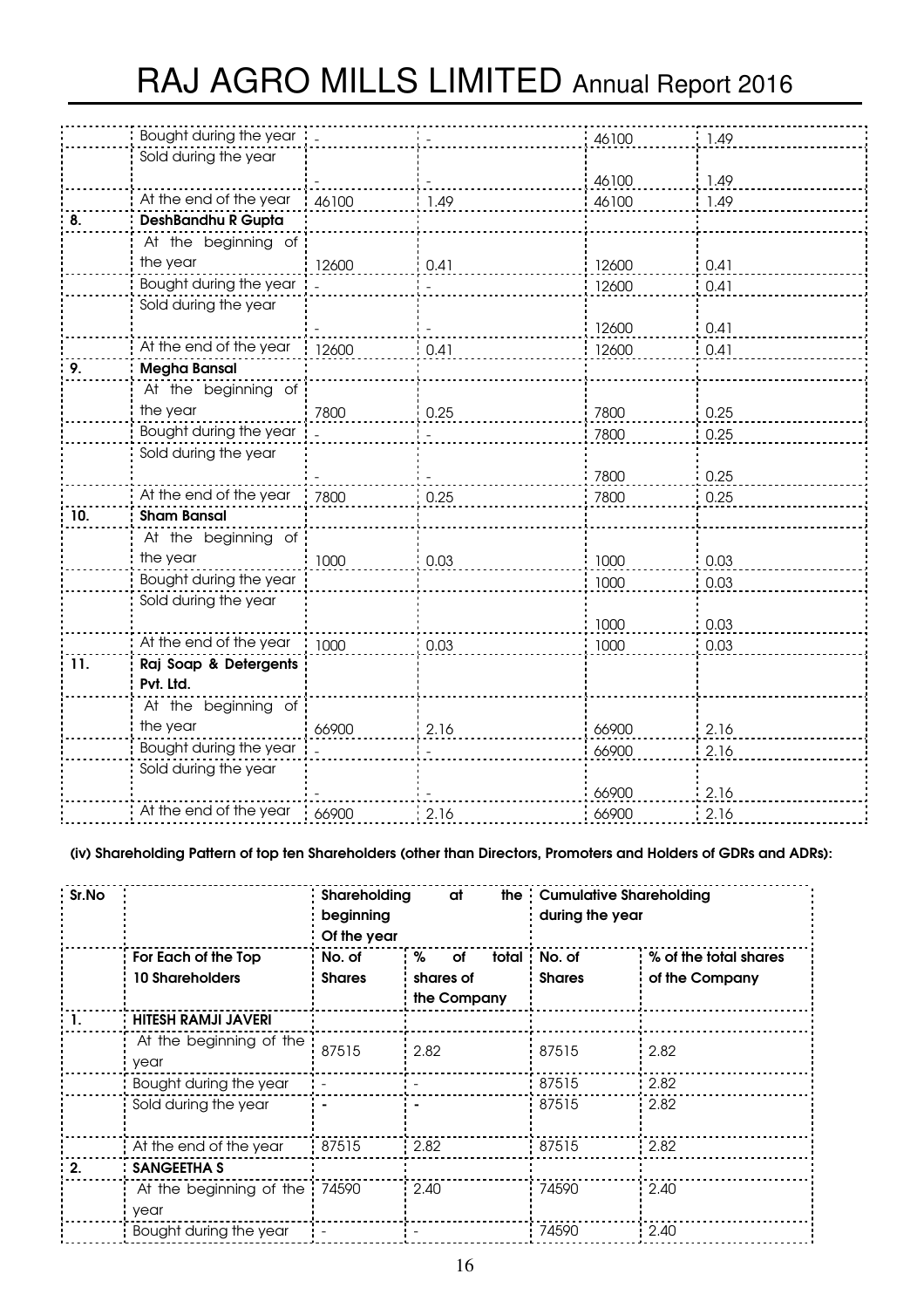| | Bought during the year | - | - | 46100 | 1.49 |
|---|---|---|---|---|---|
| | Sold during the year | - | - | 46100 | 1.49 |
| | At the end of the year | 46100 | 1.49 | 46100 | 1.49 |
| **8.** | **DeshBandhu R Gupta** | | | | |
| | At the beginning of the year | 12600 | 0.41 | 12600 | 0.41 |
| | Bought during the year | - | - | 12600 | 0.41 |
| | Sold during the year | - | - | 12600 | 0.41 |
| | At the end of the year | 12600 | 0.41 | 12600 | 0.41 |
| **9.** | **Megha Bansal** | | | | |
| | At the beginning of the year | 7800 | 0.25 | 7800 | 0.25 |
| | Bought during the year | - | - | 7800 | 0.25 |
| | Sold during the year | - | - | 7800 | 0.25 |
| | At the end of the year | 7800 | 0.25 | 7800 | 0.25 |
| **10.** | **Sham Bansal** | | | | |
| | At the beginning of the year | 1000 | 0.03 | 1000 | 0.03 |
| | Bought during the year | | | 1000 | 0.03 |
| | Sold during the year | | | 1000 | 0.03 |
| | At the end of the year | 1000 | 0.03 | 1000 | 0.03 |
| **11.** | **Raj Soap & Detergents Pvt. Ltd.** | | | | |
| | At the beginning of the year | 66900 | 2.16 | 66900 | 2.16 |
| | Bought during the year | - | - | 66900 | 2.16 |
| | Sold during the year | - | - | 66900 | 2.16 |
| | At the end of the year | 66900 | 2.16 | 66900 | 2.16 |

**(iv) Shareholding Pattern of top ten Shareholders (other than Directors, Promoters and Holders of GDRs and ADRs):**

| Sr.No | | **Shareholding at the beginning Of the year** | | **Cumulative Shareholding during the year** | |
|---|---|---|---|---|---|
| | **For Each of the Top 10 Shareholders** | **No. of Shares** | **% of total shares of the Company** | **No. of Shares** | **% of the total shares of the Company** |
| **1.** | **HITESH RAMJI JAVERI** | | | | |
| | At the beginning of the year | 87515 | 2.82 | 87515 | 2.82 |
| | Bought during the year | - | - | 87515 | 2.82 |
| | Sold during the year | - | - | 87515 | 2.82 |
| | At the end of the year | 87515 | 2.82 | 87515 | 2.82 |
| **2.** | **SANGEETHA S** | | | | |
| | At the beginning of the year | 74590 | 2.40 | 74590 | 2.40 |
| | Bought during the year | - | - | 74590 | 2.40 |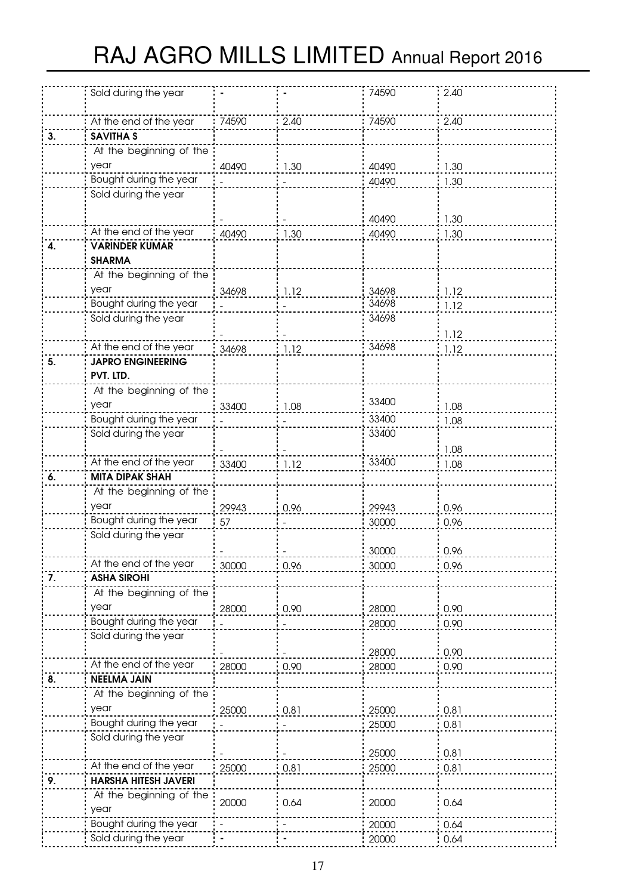| | | | | | |
|---|---|---|---|---|---|
| | Sold during the year | - | - | 74590 | 2.40 |
| | At the end of the year | 74590 | 2.40 | 74590 | 2.40 |
| **3.** | **SAVITHA S** | | | | |
| | At the beginning of the year | 40490 | 1.30 | 40490 | 1.30 |
| | Bought during the year | - | - | 40490 | 1.30 |
| | Sold during the year | - | - | 40490 | 1.30 |
| | At the end of the year | 40490 | 1.30 | 40490 | 1.30 |
| **4.** | **VARINDER KUMAR SHARMA** | | | | |
| | At the beginning of the year | 34698 | 1.12 | 34698 | 1.12 |
| | Bought during the year | - | - | 34698 | 1.12 |
| | Sold during the year | - | - | 34698 | 1.12 |
| | At the end of the year | 34698 | 1.12 | 34698 | 1.12 |
| **5.** | **JAPRO ENGINEERING PVT. LTD.** | | | | |
| | At the beginning of the year | 33400 | 1.08 | 33400 | 1.08 |
| | Bought during the year | - | - | 33400 | 1.08 |
| | Sold during the year | - | - | 33400 | 1.08 |
| | At the end of the year | 33400 | 1.12 | 33400 | 1.08 |
| **6.** | **MITA DIPAK SHAH** | | | | |
| | At the beginning of the year | 29943 | 0.96 | 29943 | 0.96 |
| | Bought during the year | 57 | - | 30000 | 0.96 |
| | Sold during the year | - | - | 30000 | 0.96 |
| | At the end of the year | 30000 | 0.96 | 30000 | 0.96 |
| **7.** | **ASHA SIROHI** | | | | |
| | At the beginning of the year | 28000 | 0.90 | 28000 | 0.90 |
| | Bought during the year | - | - | 28000 | 0.90 |
| | Sold during the year | - | - | 28000 | 0.90 |
| | At the end of the year | 28000 | 0.90 | 28000 | 0.90 |
| **8.** | **NEELMA JAIN** | | | | |
| | At the beginning of the year | 25000 | 0.81 | 25000 | 0.81 |
| | Bought during the year | - | - | 25000 | 0.81 |
| | Sold during the year | - | - | 25000 | 0.81 |
| | At the end of the year | 25000 | 0.81 | 25000 | 0.81 |
| **9.** | **HARSHA HITESH JAVERI** | | | | |
| | At the beginning of the year | 20000 | 0.64 | 20000 | 0.64 |
| | Bought during the year | - | - | 20000 | 0.64 |
| | Sold during the year | - | - | 20000 | 0.64 |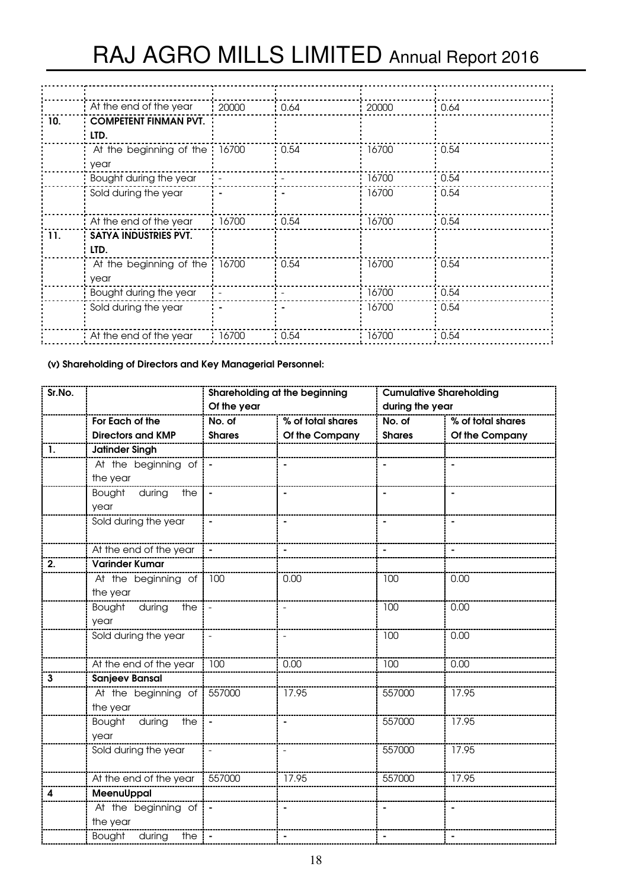| | | | | | |
|---|---|---|---|---|---|
| | At the end of the year | 20000 | 0.64 | 20000 | 0.64 |
| 10. | **COMPETENT FINMAN PVT. LTD.** | | | | |
| | At the beginning of the year | 16700 | 0.54 | 16700 | 0.54 |
| | Bought during the year | - | - | 16700 | 0.54 |
| | Sold during the year | - | - | 16700 | 0.54 |
| | At the end of the year | 16700 | 0.54 | 16700 | 0.54 |
| 11. | **SATYA INDUSTRIES PVT. LTD.** | | | | |
| | At the beginning of the year | 16700 | 0.54 | 16700 | 0.54 |
| | Bought during the year | - | - | 16700 | 0.54 |
| | Sold during the year | - | - | 16700 | 0.54 |
| | At the end of the year | 16700 | 0.54 | 16700 | 0.54 |

**(v) Shareholding of Directors and Key Managerial Personnel:**

| Sr.No. | | Shareholding at the beginning Of the year | | Cumulative Shareholding during the year | |
|---|---|---|---|---|---|
| | **For Each of the Directors and KMP** | **No. of Shares** | **% of total shares Of the Company** | **No. of Shares** | **% of total shares Of the Company** |
| 1. | **Jatinder Singh** | | | | |
| | At the beginning of the year | - | - | - | - |
| | Bought during the year | - | - | - | - |
| | Sold during the year | - | - | - | - |
| | At the end of the year | - | - | - | - |
| 2. | **Varinder Kumar** | | | | |
| | At the beginning of the year | 100 | 0.00 | 100 | 0.00 |
| | Bought during the year | - | - | 100 | 0.00 |
| | Sold during the year | - | - | 100 | 0.00 |
| | At the end of the year | 100 | 0.00 | 100 | 0.00 |
| 3 | **Sanjeev Bansal** | | | | |
| | At the beginning of the year | 557000 | 17.95 | 557000 | 17.95 |
| | Bought during the year | - | - | 557000 | 17.95 |
| | Sold during the year | - | - | 557000 | 17.95 |
| | At the end of the year | 557000 | 17.95 | 557000 | 17.95 |
| 4 | **MeenuUppal** | | | | |
| | At the beginning of the year | - | - | - | - |
| | Bought during the year | - | - | - | - |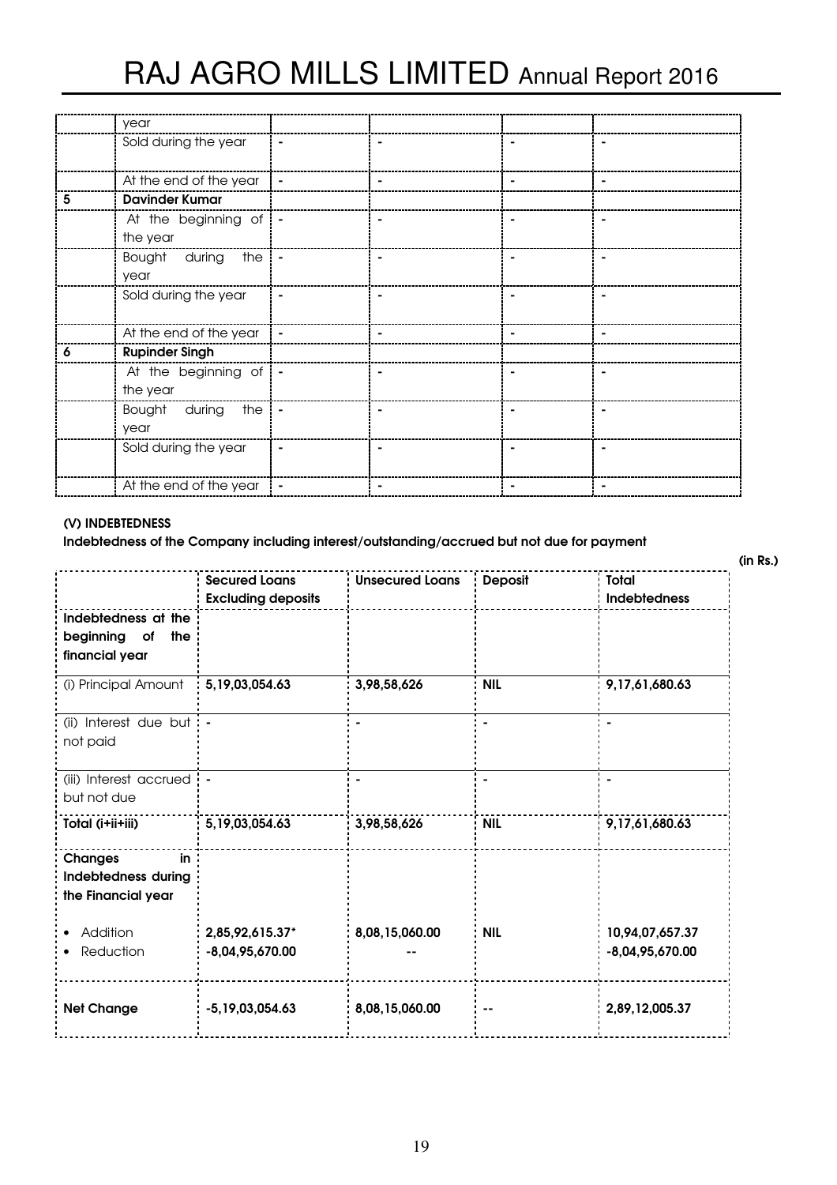| | year | | | | |
|---|---|---|---|---|---|
| | Sold during the year | - | - | - | - |
| | At the end of the year | - | - | - | - |
| **5** | **Davinder Kumar** | | | | |
| | At the beginning of the year | - | - | - | - |
| | Bought during the year | - | - | - | - |
| | Sold during the year | - | - | - | - |
| | At the end of the year | - | - | - | - |
| **6** | **Rupinder Singh** | | | | |
| | At the beginning of the year | - | - | - | - |
| | Bought during the year | - | - | - | - |
| | Sold during the year | - | - | - | - |
| | At the end of the year | - | - | - | - |

**(V) INDEBTEDNESS**

**Indebtedness of the Company including interest/outstanding/accrued but not due for payment**

**(in Rs.)**

| | **Secured Loans Excluding deposits** | **Unsecured Loans** | **Deposit** | **Total Indebtedness** |
|---|---|---|---|---|
| **Indebtedness at the beginning of the financial year** | | | | |
| (i) Principal Amount | **5,19,03,054.63** | **3,98,58,626** | **NIL** | **9,17,61,680.63** |
| (ii) Interest due but not paid | - | - | - | - |
| (iii) Interest accrued but not due | - | - | - | - |
| **Total (i+ii+iii)** | **5,19,03,054.63** | **3,98,58,626** | **NIL** | **9,17,61,680.63** |
| **Changes in Indebtedness during the Financial year** | | | | |
| • Addition<br>• Reduction | **2,85,92,615.37***<br>**-8,04,95,670.00** | **8,08,15,060.00**<br>**--** | **NIL** | **10,94,07,657.37**<br>**-8,04,95,670.00** |
| **Net Change** | **-5,19,03,054.63** | **8,08,15,060.00** | **--** | **2,89,12,005.37** |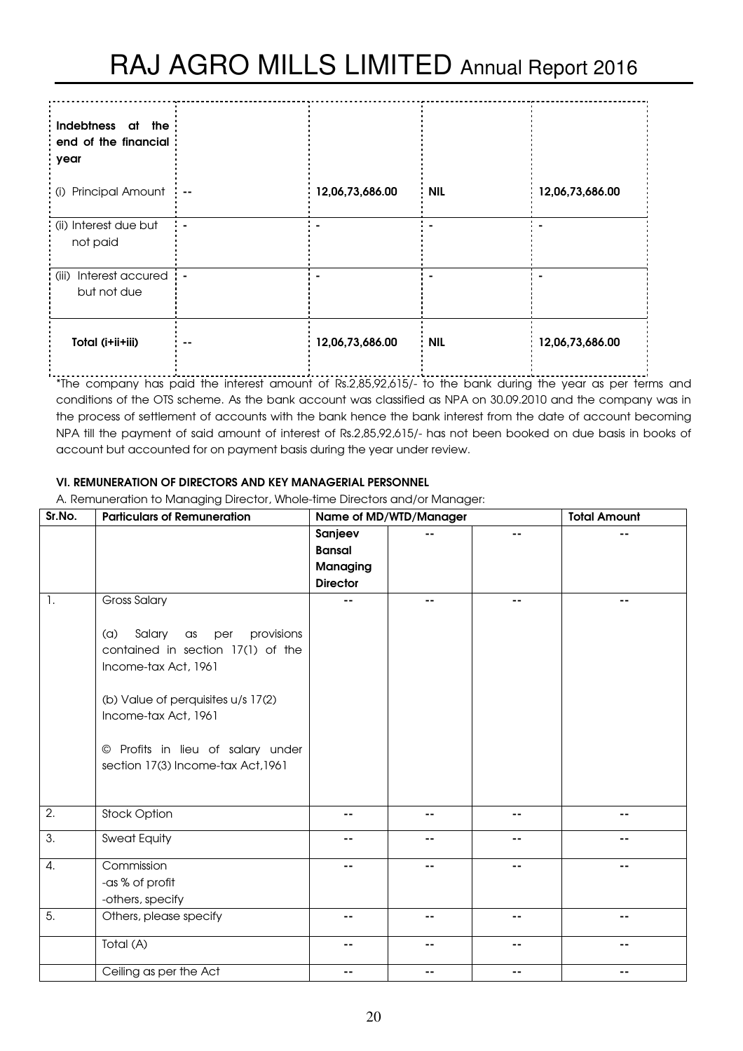| Indebtness at the end of the financial year | | | | |
|---|---|---|---|---|
| (i) Principal Amount | -- | 12,06,73,686.00 | NIL | 12,06,73,686.00 |
| (ii) Interest due but not paid | - | - | - | - |
| (iii) Interest accured but not due | - | - | - | - |
| **Total (i+ii+iii)** | -- | 12,06,73,686.00 | NIL | 12,06,73,686.00 |

*The company has paid the interest amount of Rs.2,85,92,615/- to the bank during the year as per terms and conditions of the OTS scheme. As the bank account was classified as NPA on 30.09.2010 and the company was in the process of settlement of accounts with the bank hence the bank interest from the date of account becoming NPA till the payment of said amount of interest of Rs.2,85,92,615/- has not been booked on due basis in books of account but accounted for on payment basis during the year under review.

**VI. REMUNERATION OF DIRECTORS AND KEY MANAGERIAL PERSONNEL**

A. Remuneration to Managing Director, Whole-time Directors and/or Manager:

| Sr.No. | Particulars of Remuneration | Name of MD/WTD/Manager | | | Total Amount |
|---|---|---|---|---|---|
| | | **Sanjeev Bansal Managing Director** | -- | -- | -- |
| 1. | Gross Salary<br><br>(a) Salary as per provisions contained in section 17(1) of the Income-tax Act, 1961<br><br>(b) Value of perquisites u/s 17(2) Income-tax Act, 1961<br><br>© Profits in lieu of salary under section 17(3) Income-tax Act,1961 | -- | -- | -- | -- |
| 2. | Stock Option | -- | -- | -- | -- |
| 3. | Sweat Equity | -- | -- | -- | -- |
| 4. | Commission<br>-as % of profit<br>-others, specify | -- | -- | -- | -- |
| 5. | Others, please specify | -- | -- | -- | -- |
| | Total (A) | -- | -- | -- | -- |
| | Ceiling as per the Act | -- | -- | -- | -- |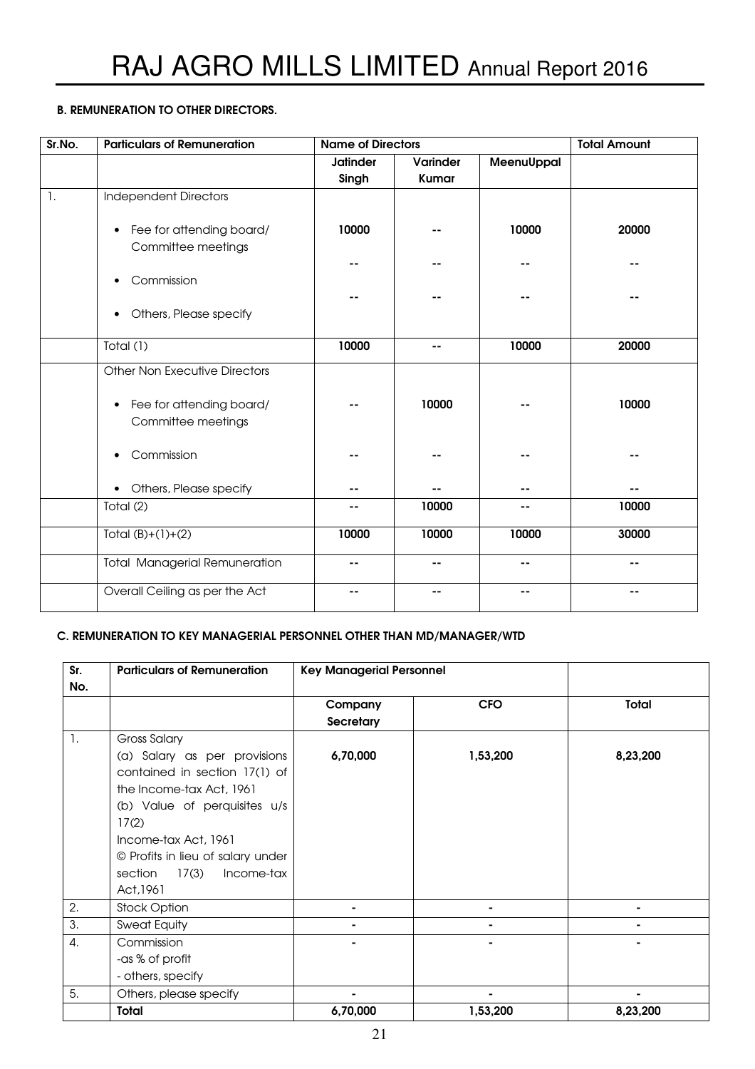### B. REMUNERATION TO OTHER DIRECTORS.

| Sr.No. | Particulars of Remuneration | Name of Directors | | | Total Amount |
|---|---|---|---|---|---|
| | | Jatinder Singh | Varinder Kumar | MeenuUppal | |
| 1. | Independent Directors | | | | |
| | • Fee for attending board/ Committee meetings | 10000 | -- | 10000 | 20000 |
| | • Commission | -- | -- | -- | -- |
| | • Others, Please specify | -- | -- | -- | -- |
| | Total (1) | 10000 | -- | 10000 | 20000 |
| | Other Non Executive Directors | | | | |
| | • Fee for attending board/ Committee meetings | -- | 10000 | -- | 10000 |
| | • Commission | -- | -- | -- | -- |
| | • Others, Please specify | -- | -- | -- | -- |
| | Total (2) | -- | 10000 | -- | 10000 |
| | Total (B)+(1)+(2) | 10000 | 10000 | 10000 | 30000 |
| | Total Managerial Remuneration | -- | -- | -- | -- |
| | Overall Ceiling as per the Act | -- | -- | -- | -- |

### C. REMUNERATION TO KEY MANAGERIAL PERSONNEL OTHER THAN MD/MANAGER/WTD

| Sr. No. | Particulars of Remuneration | Key Managerial Personnel | | |
|---|---|---|---|---|
| | | Company Secretary | CFO | Total |
| 1. | Gross Salary<br>(a) Salary as per provisions contained in section 17(1) of the Income-tax Act, 1961<br>(b) Value of perquisites u/s 17(2)<br>Income-tax Act, 1961<br>© Profits in lieu of salary under section 17(3) Income-tax Act,1961 | 6,70,000 | 1,53,200 | 8,23,200 |
| 2. | Stock Option | - | - | - |
| 3. | Sweat Equity | - | - | - |
| 4. | Commission<br>-as % of profit<br>- others, specify | - | - | - |
| 5. | Others, please specify | - | - | - |
| | **Total** | **6,70,000** | **1,53,200** | **8,23,200** |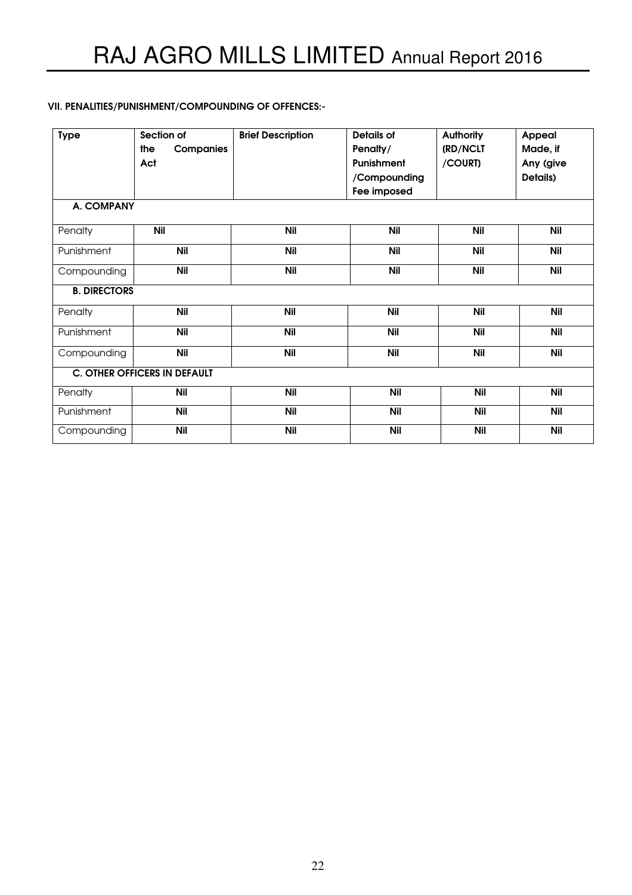**VII. PENALITIES/PUNISHMENT/COMPOUNDING OF OFFENCES:-**

| Type | Section of the Companies Act | Brief Description | Details of Penalty/ Punishment /Compounding Fee imposed | Authority (RD/NCLT /COURT) | Appeal Made, if Any (give Details) |
|---|---|---|---|---|---|
| **A. COMPANY** | | | | | |
| Penalty | Nil | Nil | Nil | Nil | Nil |
| Punishment | Nil | Nil | Nil | Nil | Nil |
| Compounding | Nil | Nil | Nil | Nil | Nil |
| **B. DIRECTORS** | | | | | |
| Penalty | Nil | Nil | Nil | Nil | Nil |
| Punishment | Nil | Nil | Nil | Nil | Nil |
| Compounding | Nil | Nil | Nil | Nil | Nil |
| **C. OTHER OFFICERS IN DEFAULT** | | | | | |
| Penalty | Nil | Nil | Nil | Nil | Nil |
| Punishment | Nil | Nil | Nil | Nil | Nil |
| Compounding | Nil | Nil | Nil | Nil | Nil |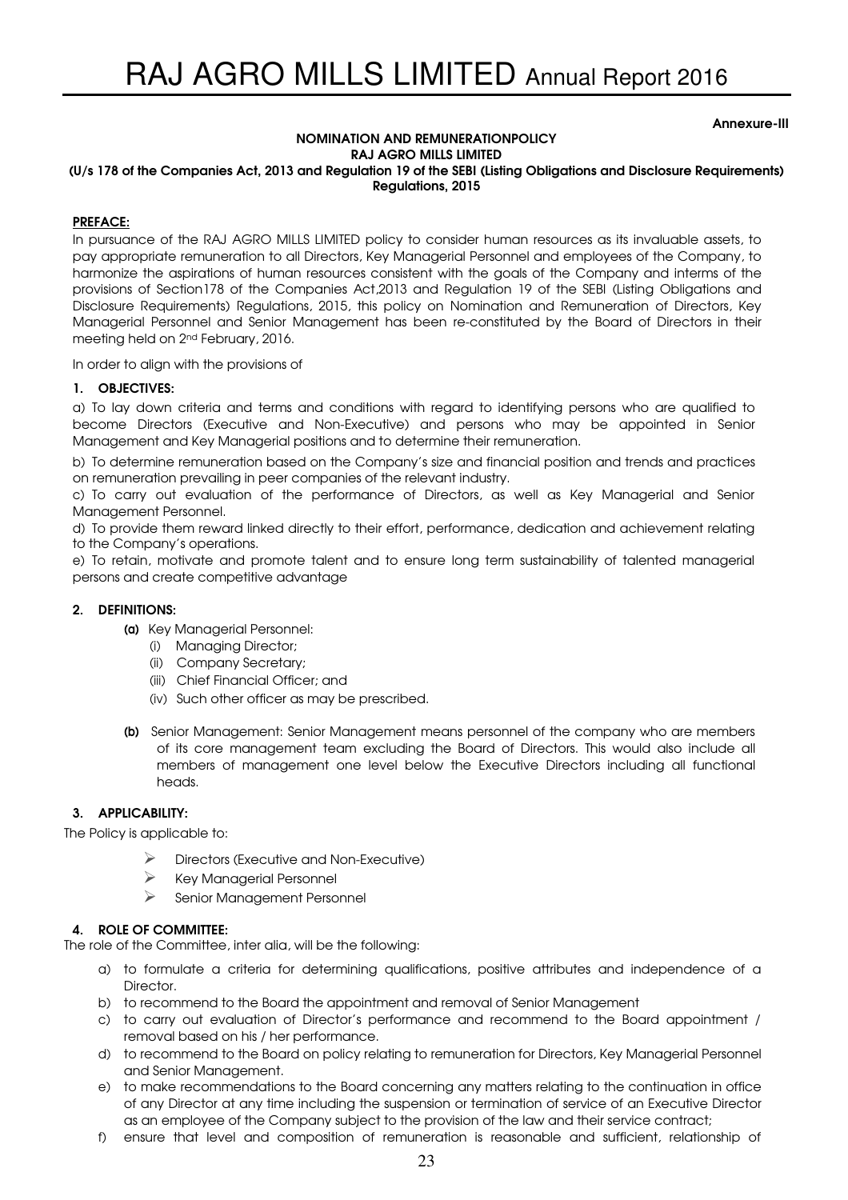Annexure-III

**NOMINATION AND REMUNERATIONPOLICY**
**RAJ AGRO MILLS LIMITED**
**(U/s 178 of the Companies Act, 2013 and Regulation 19 of the SEBI (Listing Obligations and Disclosure Requirements) Regulations, 2015**

**PREFACE:**

In pursuance of the RAJ AGRO MILLS LIMITED policy to consider human resources as its invaluable assets, to pay appropriate remuneration to all Directors, Key Managerial Personnel and employees of the Company, to harmonize the aspirations of human resources consistent with the goals of the Company and interms of the provisions of Section178 of the Companies Act,2013 and Regulation 19 of the SEBI (Listing Obligations and Disclosure Requirements) Regulations, 2015, this policy on Nomination and Remuneration of Directors, Key Managerial Personnel and Senior Management has been re-constituted by the Board of Directors in their meeting held on 2nd February, 2016.

In order to align with the provisions of

## 1. OBJECTIVES:

a) To lay down criteria and terms and conditions with regard to identifying persons who are qualified to become Directors (Executive and Non-Executive) and persons who may be appointed in Senior Management and Key Managerial positions and to determine their remuneration.

b) To determine remuneration based on the Company's size and financial position and trends and practices on remuneration prevailing in peer companies of the relevant industry.

c) To carry out evaluation of the performance of Directors, as well as Key Managerial and Senior Management Personnel.

d) To provide them reward linked directly to their effort, performance, dedication and achievement relating to the Company's operations.

e) To retain, motivate and promote talent and to ensure long term sustainability of talented managerial persons and create competitive advantage

## 2. DEFINITIONS:

**(a)** Key Managerial Personnel:
- (i) Managing Director;
- (ii) Company Secretary;
- (iii) Chief Financial Officer; and
- (iv) Such other officer as may be prescribed.

**(b)** Senior Management: Senior Management means personnel of the company who are members of its core management team excluding the Board of Directors. This would also include all members of management one level below the Executive Directors including all functional heads.

## 3. APPLICABILITY:

The Policy is applicable to:

- Directors (Executive and Non-Executive)
- Key Managerial Personnel
- Senior Management Personnel

## 4. ROLE OF COMMITTEE:

The role of the Committee, inter alia, will be the following:

a) to formulate a criteria for determining qualifications, positive attributes and independence of a Director.

b) to recommend to the Board the appointment and removal of Senior Management

c) to carry out evaluation of Director's performance and recommend to the Board appointment / removal based on his / her performance.

d) to recommend to the Board on policy relating to remuneration for Directors, Key Managerial Personnel and Senior Management.

e) to make recommendations to the Board concerning any matters relating to the continuation in office of any Director at any time including the suspension or termination of service of an Executive Director as an employee of the Company subject to the provision of the law and their service contract;

f) ensure that level and composition of remuneration is reasonable and sufficient, relationship of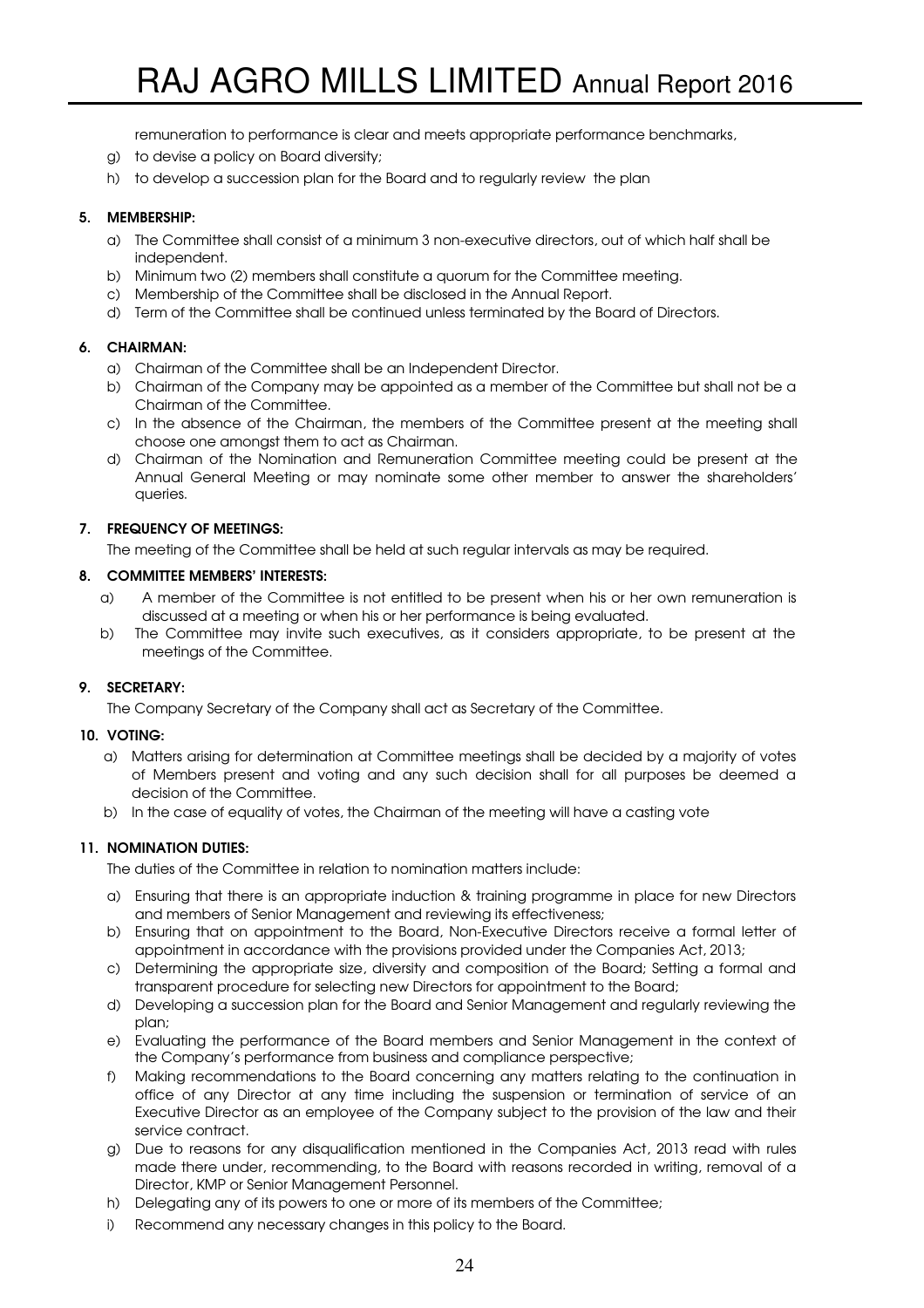remuneration to performance is clear and meets appropriate performance benchmarks,

g) to devise a policy on Board diversity;

h) to develop a succession plan for the Board and to regularly review the plan

**5. MEMBERSHIP:**

a) The Committee shall consist of a minimum 3 non-executive directors, out of which half shall be independent.

b) Minimum two (2) members shall constitute a quorum for the Committee meeting.

c) Membership of the Committee shall be disclosed in the Annual Report.

d) Term of the Committee shall be continued unless terminated by the Board of Directors.

**6. CHAIRMAN:**

a) Chairman of the Committee shall be an Independent Director.

b) Chairman of the Company may be appointed as a member of the Committee but shall not be a Chairman of the Committee.

c) In the absence of the Chairman, the members of the Committee present at the meeting shall choose one amongst them to act as Chairman.

d) Chairman of the Nomination and Remuneration Committee meeting could be present at the Annual General Meeting or may nominate some other member to answer the shareholders' queries.

**7. FREQUENCY OF MEETINGS:**

The meeting of the Committee shall be held at such regular intervals as may be required.

**8. COMMITTEE MEMBERS' INTERESTS:**

a) A member of the Committee is not entitled to be present when his or her own remuneration is discussed at a meeting or when his or her performance is being evaluated.

b) The Committee may invite such executives, as it considers appropriate, to be present at the meetings of the Committee.

**9. SECRETARY:**

The Company Secretary of the Company shall act as Secretary of the Committee.

**10. VOTING:**

a) Matters arising for determination at Committee meetings shall be decided by a majority of votes of Members present and voting and any such decision shall for all purposes be deemed a decision of the Committee.

b) In the case of equality of votes, the Chairman of the meeting will have a casting vote

**11. NOMINATION DUTIES:**

The duties of the Committee in relation to nomination matters include:

a) Ensuring that there is an appropriate induction & training programme in place for new Directors and members of Senior Management and reviewing its effectiveness;

b) Ensuring that on appointment to the Board, Non-Executive Directors receive a formal letter of appointment in accordance with the provisions provided under the Companies Act, 2013;

c) Determining the appropriate size, diversity and composition of the Board; Setting a formal and transparent procedure for selecting new Directors for appointment to the Board;

d) Developing a succession plan for the Board and Senior Management and regularly reviewing the plan;

e) Evaluating the performance of the Board members and Senior Management in the context of the Company's performance from business and compliance perspective;

f) Making recommendations to the Board concerning any matters relating to the continuation in office of any Director at any time including the suspension or termination of service of an Executive Director as an employee of the Company subject to the provision of the law and their service contract.

g) Due to reasons for any disqualification mentioned in the Companies Act, 2013 read with rules made there under, recommending, to the Board with reasons recorded in writing, removal of a Director, KMP or Senior Management Personnel.

h) Delegating any of its powers to one or more of its members of the Committee;

i) Recommend any necessary changes in this policy to the Board.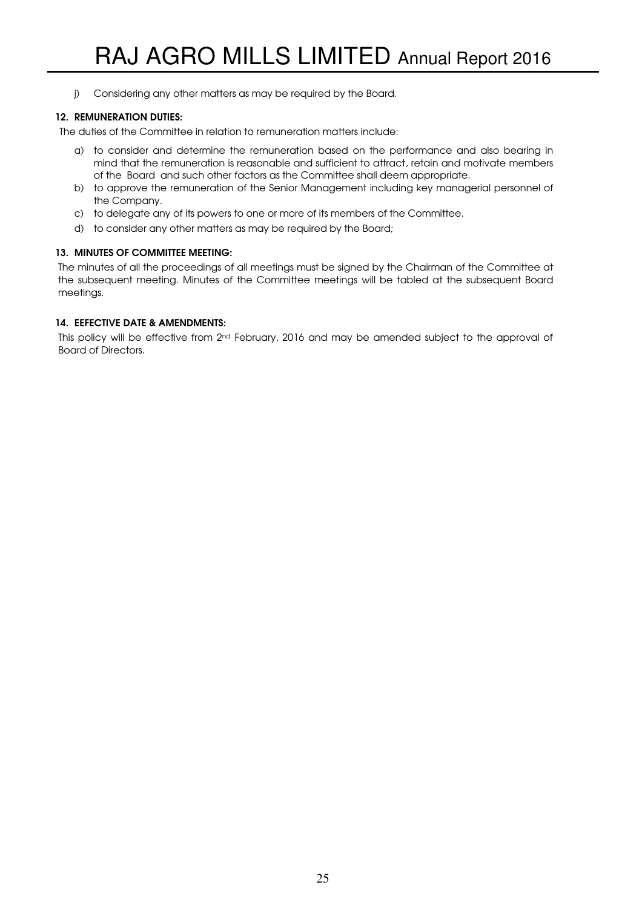j) Considering any other matters as may be required by the Board.

**12. REMUNERATION DUTIES:**

The duties of the Committee in relation to remuneration matters include:

a) to consider and determine the remuneration based on the performance and also bearing in mind that the remuneration is reasonable and sufficient to attract, retain and motivate members of the Board and such other factors as the Committee shall deem appropriate.
b) to approve the remuneration of the Senior Management including key managerial personnel of the Company.
c) to delegate any of its powers to one or more of its members of the Committee.
d) to consider any other matters as may be required by the Board;

**13. MINUTES OF COMMITTEE MEETING:**

The minutes of all the proceedings of all meetings must be signed by the Chairman of the Committee at the subsequent meeting. Minutes of the Committee meetings will be tabled at the subsequent Board meetings.

**14. EEFECTIVE DATE & AMENDMENTS:**

This policy will be effective from 2nd February, 2016 and may be amended subject to the approval of Board of Directors.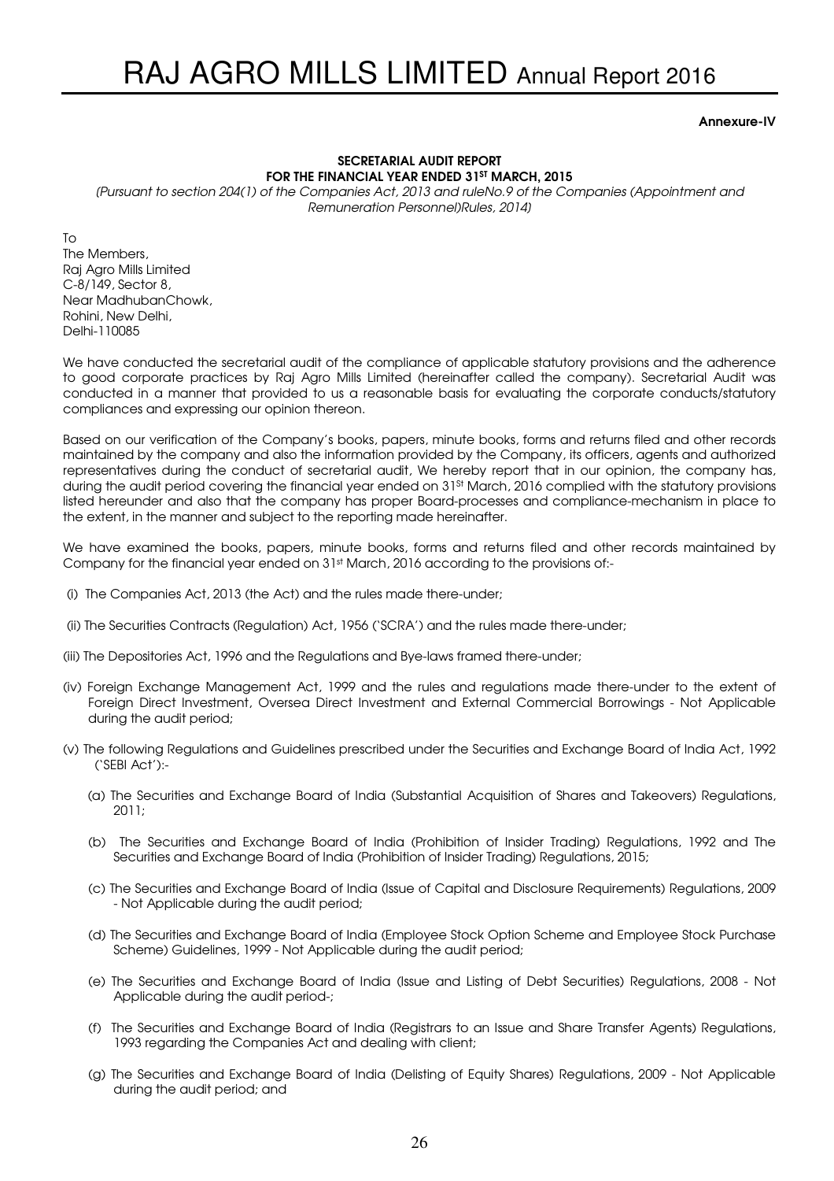**Annexure-IV**

**SECRETARIAL AUDIT REPORT**
**FOR THE FINANCIAL YEAR ENDED 31ST MARCH, 2015**

*(Pursuant to section 204(1) of the Companies Act, 2013 and ruleNo.9 of the Companies (Appointment and Remuneration Personnel)Rules, 2014)*

To
The Members,
Raj Agro Mills Limited
C-8/149, Sector 8,
Near MadhubanChowk,
Rohini, New Delhi,
Delhi-110085

We have conducted the secretarial audit of the compliance of applicable statutory provisions and the adherence to good corporate practices by Raj Agro Mills Limited (hereinafter called the company). Secretarial Audit was conducted in a manner that provided to us a reasonable basis for evaluating the corporate conducts/statutory compliances and expressing our opinion thereon.

Based on our verification of the Company's books, papers, minute books, forms and returns filed and other records maintained by the company and also the information provided by the Company, its officers, agents and authorized representatives during the conduct of secretarial audit, We hereby report that in our opinion, the company has, during the audit period covering the financial year ended on 31St March, 2016 complied with the statutory provisions listed hereunder and also that the company has proper Board-processes and compliance-mechanism in place to the extent, in the manner and subject to the reporting made hereinafter.

We have examined the books, papers, minute books, forms and returns filed and other records maintained by Company for the financial year ended on 31st March, 2016 according to the provisions of:-

(i) The Companies Act, 2013 (the Act) and the rules made there-under;

(ii) The Securities Contracts (Regulation) Act, 1956 ('SCRA') and the rules made there-under;

(iii) The Depositories Act, 1996 and the Regulations and Bye-laws framed there-under;

(iv) Foreign Exchange Management Act, 1999 and the rules and regulations made there-under to the extent of Foreign Direct Investment, Oversea Direct Investment and External Commercial Borrowings - Not Applicable during the audit period;

(v) The following Regulations and Guidelines prescribed under the Securities and Exchange Board of India Act, 1992 ('SEBI Act'):-

(a) The Securities and Exchange Board of India (Substantial Acquisition of Shares and Takeovers) Regulations, 2011;

(b) The Securities and Exchange Board of India (Prohibition of Insider Trading) Regulations, 1992 and The Securities and Exchange Board of India (Prohibition of Insider Trading) Regulations, 2015;

(c) The Securities and Exchange Board of India (Issue of Capital and Disclosure Requirements) Regulations, 2009 - Not Applicable during the audit period;

(d) The Securities and Exchange Board of India (Employee Stock Option Scheme and Employee Stock Purchase Scheme) Guidelines, 1999 - Not Applicable during the audit period;

(e) The Securities and Exchange Board of India (Issue and Listing of Debt Securities) Regulations, 2008 - Not Applicable during the audit period-;

(f) The Securities and Exchange Board of India (Registrars to an Issue and Share Transfer Agents) Regulations, 1993 regarding the Companies Act and dealing with client;

(g) The Securities and Exchange Board of India (Delisting of Equity Shares) Regulations, 2009 - Not Applicable during the audit period; and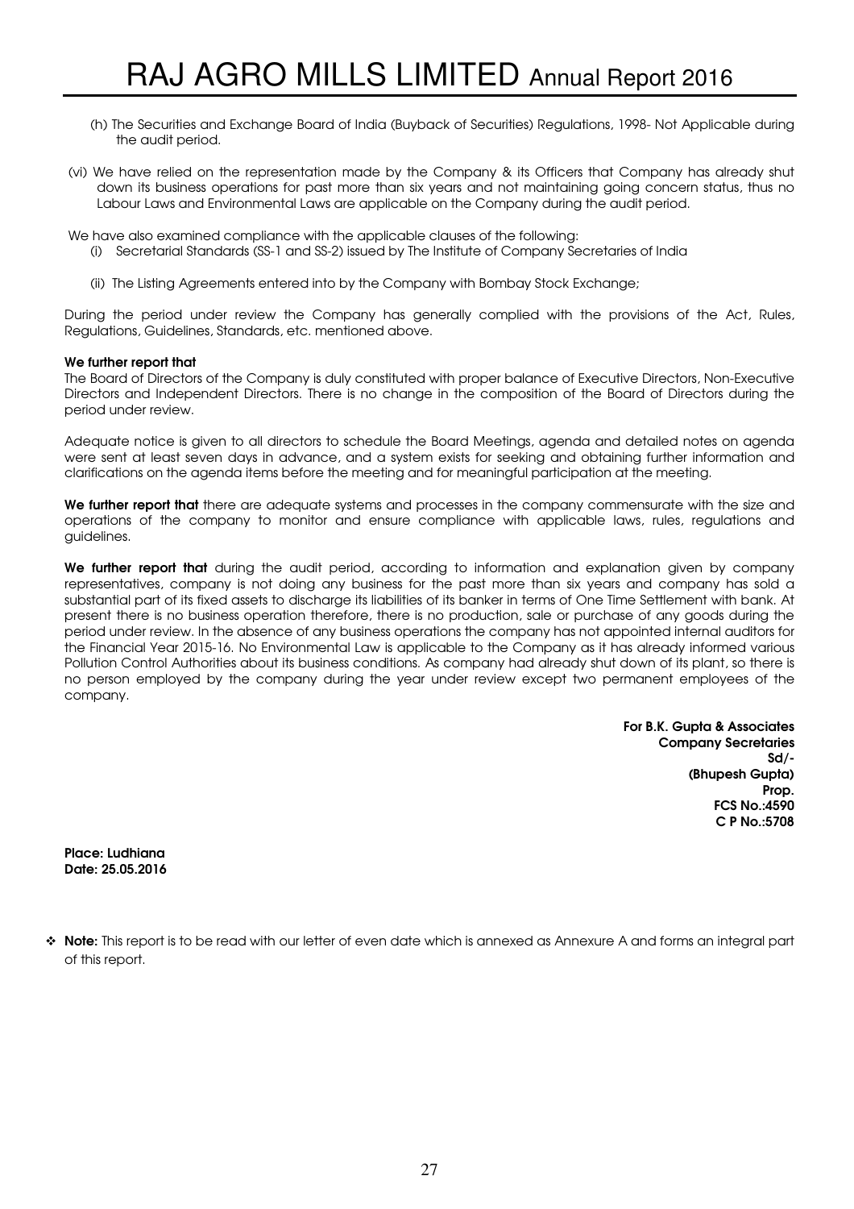(h) The Securities and Exchange Board of India (Buyback of Securities) Regulations, 1998- Not Applicable during the audit period.

(vi) We have relied on the representation made by the Company & its Officers that Company has already shut down its business operations for past more than six years and not maintaining going concern status, thus no Labour Laws and Environmental Laws are applicable on the Company during the audit period.

We have also examined compliance with the applicable clauses of the following:

(i) Secretarial Standards (SS-1 and SS-2) issued by The Institute of Company Secretaries of India

(ii) The Listing Agreements entered into by the Company with Bombay Stock Exchange;

During the period under review the Company has generally complied with the provisions of the Act, Rules, Regulations, Guidelines, Standards, etc. mentioned above.

**We further report that**

The Board of Directors of the Company is duly constituted with proper balance of Executive Directors, Non-Executive Directors and Independent Directors. There is no change in the composition of the Board of Directors during the period under review.

Adequate notice is given to all directors to schedule the Board Meetings, agenda and detailed notes on agenda were sent at least seven days in advance, and a system exists for seeking and obtaining further information and clarifications on the agenda items before the meeting and for meaningful participation at the meeting.

**We further report that** there are adequate systems and processes in the company commensurate with the size and operations of the company to monitor and ensure compliance with applicable laws, rules, regulations and guidelines.

**We further report that** during the audit period, according to information and explanation given by company representatives, company is not doing any business for the past more than six years and company has sold a substantial part of its fixed assets to discharge its liabilities of its banker in terms of One Time Settlement with bank. At present there is no business operation therefore, there is no production, sale or purchase of any goods during the period under review. In the absence of any business operations the company has not appointed internal auditors for the Financial Year 2015-16. No Environmental Law is applicable to the Company as it has already informed various Pollution Control Authorities about its business conditions. As company had already shut down of its plant, so there is no person employed by the company during the year under review except two permanent employees of the company.

**For B.K. Gupta & Associates**
**Company Secretaries**
**Sd/-**
**(Bhupesh Gupta)**
**Prop.**
**FCS No.:4590**
**C P No.:5708**

**Place: Ludhiana**
**Date: 25.05.2016**

- **Note:** This report is to be read with our letter of even date which is annexed as Annexure A and forms an integral part of this report.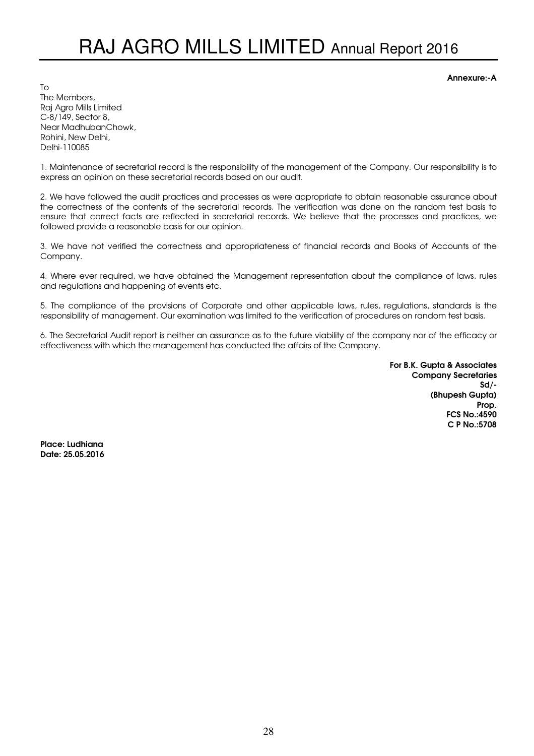**Annexure:-A**

To
The Members,
Raj Agro Mills Limited
C-8/149, Sector 8,
Near MadhubanChowk,
Rohini, New Delhi,
Delhi-110085

1. Maintenance of secretarial record is the responsibility of the management of the Company. Our responsibility is to express an opinion on these secretarial records based on our audit.

2. We have followed the audit practices and processes as were appropriate to obtain reasonable assurance about the correctness of the contents of the secretarial records. The verification was done on the random test basis to ensure that correct facts are reflected in secretarial records. We believe that the processes and practices, we followed provide a reasonable basis for our opinion.

3. We have not verified the correctness and appropriateness of financial records and Books of Accounts of the Company.

4. Where ever required, we have obtained the Management representation about the compliance of laws, rules and regulations and happening of events etc.

5. The compliance of the provisions of Corporate and other applicable laws, rules, regulations, standards is the responsibility of management. Our examination was limited to the verification of procedures on random test basis.

6. The Secretarial Audit report is neither an assurance as to the future viability of the company nor of the efficacy or effectiveness with which the management has conducted the affairs of the Company.

**For B.K. Gupta & Associates**
**Company Secretaries**
**Sd/-**
**(Bhupesh Gupta)**
**Prop.**
**FCS No.:4590**
**C P No.:5708**

**Place: Ludhiana**
**Date: 25.05.2016**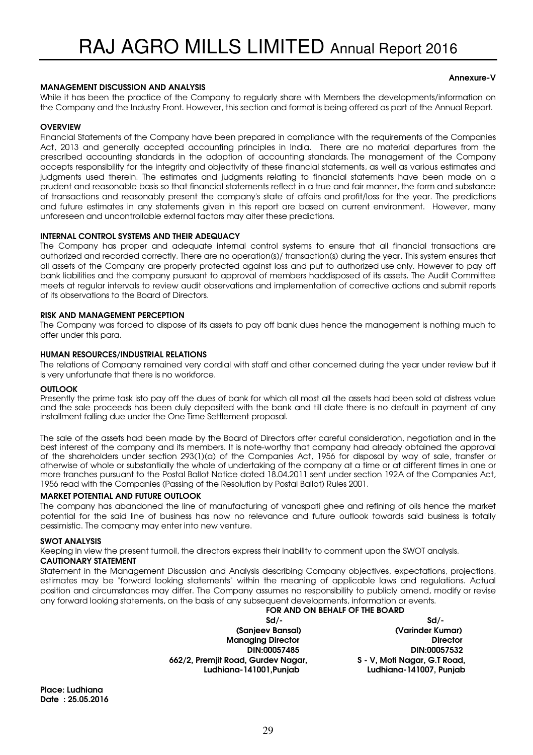Annexure-V

## MANAGEMENT DISCUSSION AND ANALYSIS

While it has been the practice of the Company to regularly share with Members the developments/information on the Company and the Industry Front. However, this section and format is being offered as part of the Annual Report.

### OVERVIEW

Financial Statements of the Company have been prepared in compliance with the requirements of the Companies Act, 2013 and generally accepted accounting principles in India. There are no material departures from the prescribed accounting standards in the adoption of accounting standards. The management of the Company accepts responsibility for the integrity and objectivity of these financial statements, as well as various estimates and judgments used therein. The estimates and judgments relating to financial statements have been made on a prudent and reasonable basis so that financial statements reflect in a true and fair manner, the form and substance of transactions and reasonably present the company's state of affairs and profit/loss for the year. The predictions and future estimates in any statements given in this report are based on current environment. However, many unforeseen and uncontrollable external factors may alter these predictions.

### INTERNAL CONTROL SYSTEMS AND THEIR ADEQUACY

The Company has proper and adequate internal control systems to ensure that all financial transactions are authorized and recorded correctly. There are no operation(s)/ transaction(s) during the year. This system ensures that all assets of the Company are properly protected against loss and put to authorized use only. However to pay off bank liabilities and the company pursuant to approval of members haddisposed of its assets. The Audit Committee meets at regular intervals to review audit observations and implementation of corrective actions and submit reports of its observations to the Board of Directors.

### RISK AND MANAGEMENT PERCEPTION

The Company was forced to dispose of its assets to pay off bank dues hence the management is nothing much to offer under this para.

### HUMAN RESOURCES/INDUSTRIAL RELATIONS

The relations of Company remained very cordial with staff and other concerned during the year under review but it is very unfortunate that there is no workforce.

### OUTLOOK

Presently the prime task isto pay off the dues of bank for which all most all the assets had been sold at distress value and the sale proceeds has been duly deposited with the bank and till date there is no default in payment of any installment falling due under the One Time Settlement proposal.

The sale of the assets had been made by the Board of Directors after careful consideration, negotiation and in the best interest of the company and its members. It is note-worthy that company had already obtained the approval of the shareholders under section 293(1)(a) of the Companies Act, 1956 for disposal by way of sale, transfer or otherwise of whole or substantially the whole of undertaking of the company at a time or at different times in one or more tranches pursuant to the Postal Ballot Notice dated 18.04.2011 sent under section 192A of the Companies Act, 1956 read with the Companies (Passing of the Resolution by Postal Ballot) Rules 2001.

### MARKET POTENTIAL AND FUTURE OUTLOOK

The company has abandoned the line of manufacturing of vanaspati ghee and refining of oils hence the market potential for the said line of business has now no relevance and future outlook towards said business is totally pessimistic. The company may enter into new venture.

### SWOT ANALYSIS

Keeping in view the present turmoil, the directors express their inability to comment upon the SWOT analysis.

### CAUTIONARY STATEMENT

Statement in the Management Discussion and Analysis describing Company objectives, expectations, projections, estimates may be "forward looking statements" within the meaning of applicable laws and regulations. Actual position and circumstances may differ. The Company assumes no responsibility to publicly amend, modify or revise any forward looking statements, on the basis of any subsequent developments, information or events.

**FOR AND ON BEHALF OF THE BOARD**

| Sd/- | Sd/- |
|---|---|
| (Sanjeev Bansal) | (Varinder Kumar) |
| Managing Director | Director |
| DIN:00057485 | DIN:00057532 |
| 662/2, Premjit Road, Gurdev Nagar, | S - V, Moti Nagar, G.T Road, |
| Ludhiana-141001,Punjab | Ludhiana-141007, Punjab |

**Place: Ludhiana**
**Date : 25.05.2016**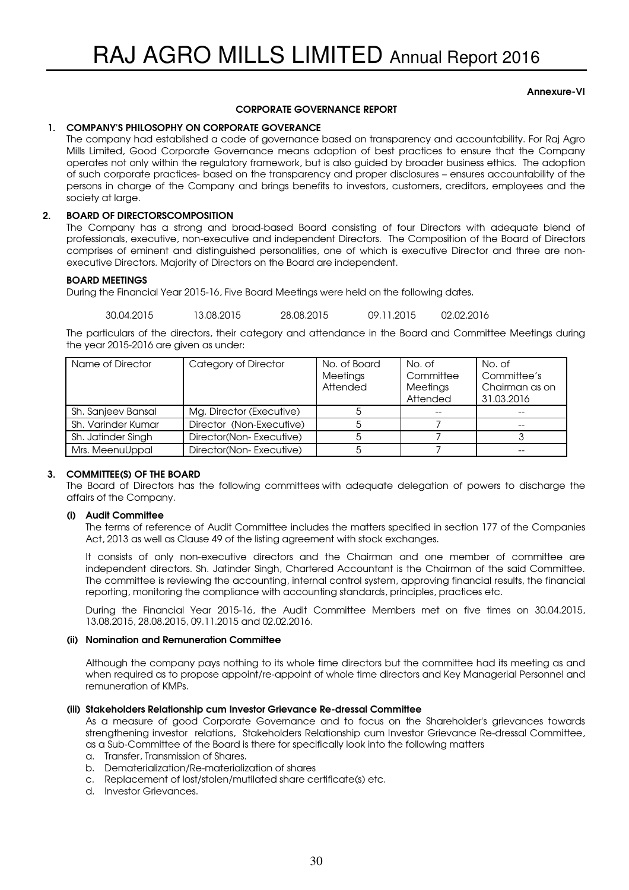Annexure-VI

## CORPORATE GOVERNANCE REPORT

### 1. COMPANY'S PHILOSOPHY ON CORPORATE GOVERANCE

The company had established a code of governance based on transparency and accountability. For Raj Agro Mills Limited, Good Corporate Governance means adoption of best practices to ensure that the Company operates not only within the regulatory framework, but is also guided by broader business ethics. The adoption of such corporate practices- based on the transparency and proper disclosures – ensures accountability of the persons in charge of the Company and brings benefits to investors, customers, creditors, employees and the society at large.

### 2. BOARD OF DIRECTORSCOMPOSITION

The Company has a strong and broad-based Board consisting of four Directors with adequate blend of professionals, executive, non-executive and independent Directors. The Composition of the Board of Directors comprises of eminent and distinguished personalities, one of which is executive Director and three are non-executive Directors. Majority of Directors on the Board are independent.

#### BOARD MEETINGS

During the Financial Year 2015-16, Five Board Meetings were held on the following dates.

30.04.2015 13.08.2015 28.08.2015 09.11.2015 02.02.2016

The particulars of the directors, their category and attendance in the Board and Committee Meetings during the year 2015-2016 are given as under:

| Name of Director | Category of Director | No. of Board Meetings Attended | No. of Committee Meetings Attended | No. of Committee's Chairman as on 31.03.2016 |
|---|---|---|---|---|
| Sh. Sanjeev Bansal | Mg. Director (Executive) | 5 | -- | -- |
| Sh. Varinder Kumar | Director (Non-Executive) | 5 | 7 | -- |
| Sh. Jatinder Singh | Director(Non- Executive) | 5 | 7 | 3 |
| Mrs. MeenuUppal | Director(Non- Executive) | 5 | 7 | -- |

### 3. COMMITTEE(S) OF THE BOARD

The Board of Directors has the following committees with adequate delegation of powers to discharge the affairs of the Company.

#### (i) Audit Committee

The terms of reference of Audit Committee includes the matters specified in section 177 of the Companies Act, 2013 as well as Clause 49 of the listing agreement with stock exchanges.

It consists of only non-executive directors and the Chairman and one member of committee are independent directors. Sh. Jatinder Singh, Chartered Accountant is the Chairman of the said Committee. The committee is reviewing the accounting, internal control system, approving financial results, the financial reporting, monitoring the compliance with accounting standards, principles, practices etc.

During the Financial Year 2015-16, the Audit Committee Members met on five times on 30.04.2015, 13.08.2015, 28.08.2015, 09.11.2015 and 02.02.2016.

#### (ii) Nomination and Remuneration Committee

Although the company pays nothing to its whole time directors but the committee had its meeting as and when required as to propose appoint/re-appoint of whole time directors and Key Managerial Personnel and remuneration of KMPs.

#### (iii) Stakeholders Relationship cum Investor Grievance Re-dressal Committee

As a measure of good Corporate Governance and to focus on the Shareholder's grievances towards strengthening investor relations, Stakeholders Relationship cum Investor Grievance Re-dressal Committee, as a Sub-Committee of the Board is there for specifically look into the following matters

a. Transfer, Transmission of Shares.
b. Dematerialization/Re-materialization of shares
c. Replacement of lost/stolen/mutilated share certificate(s) etc.
d. Investor Grievances.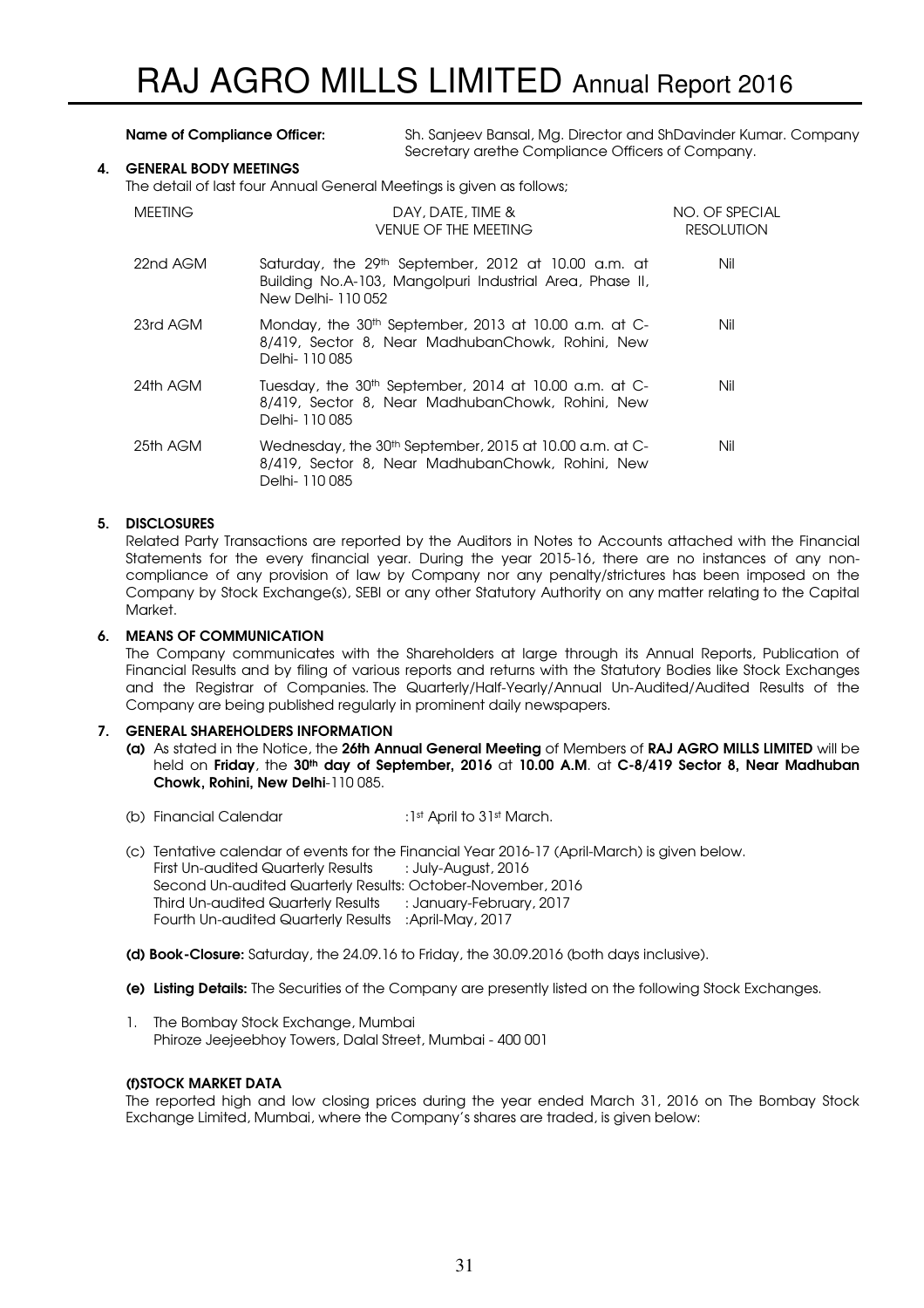**Name of Compliance Officer:** Sh. Sanjeev Bansal, Mg. Director and ShDavinder Kumar. Company Secretary arethe Compliance Officers of Company.

**4. GENERAL BODY MEETINGS**

The detail of last four Annual General Meetings is given as follows;

| MEETING | DAY, DATE, TIME & VENUE OF THE MEETING | NO. OF SPECIAL RESOLUTION |
|---|---|---|
| 22nd AGM | Saturday, the 29th September, 2012 at 10.00 a.m. at Building No.A-103, Mangolpuri Industrial Area, Phase II, New Delhi- 110 052 | Nil |
| 23rd AGM | Monday, the 30th September, 2013 at 10.00 a.m. at C-8/419, Sector 8, Near MadhubanChowk, Rohini, New Delhi- 110 085 | Nil |
| 24th AGM | Tuesday, the 30th September, 2014 at 10.00 a.m. at C-8/419, Sector 8, Near MadhubanChowk, Rohini, New Delhi- 110 085 | Nil |
| 25th AGM | Wednesday, the 30th September, 2015 at 10.00 a.m. at C-8/419, Sector 8, Near MadhubanChowk, Rohini, New Delhi- 110 085 | Nil |

**5. DISCLOSURES**

Related Party Transactions are reported by the Auditors in Notes to Accounts attached with the Financial Statements for the every financial year. During the year 2015-16, there are no instances of any non-compliance of any provision of law by Company nor any penalty/strictures has been imposed on the Company by Stock Exchange(s), SEBI or any other Statutory Authority on any matter relating to the Capital Market.

**6. MEANS OF COMMUNICATION**

The Company communicates with the Shareholders at large through its Annual Reports, Publication of Financial Results and by filing of various reports and returns with the Statutory Bodies like Stock Exchanges and the Registrar of Companies. The Quarterly/Half-Yearly/Annual Un-Audited/Audited Results of the Company are being published regularly in prominent daily newspapers.

**7. GENERAL SHAREHOLDERS INFORMATION**

**(a)** As stated in the Notice, the **26th Annual General Meeting** of Members of **RAJ AGRO MILLS LIMITED** will be held on **Friday**, the **30th day of September, 2016** at **10.00 A.M**. at **C-8/419 Sector 8, Near Madhuban Chowk, Rohini, New Delhi**-110 085.

(b) Financial Calendar :1st April to 31st March.

(c) Tentative calendar of events for the Financial Year 2016-17 (April-March) is given below.
First Un-audited Quarterly Results : July-August, 2016
Second Un-audited Quarterly Results: October-November, 2016
Third Un-audited Quarterly Results : January-February, 2017
Fourth Un-audited Quarterly Results :April-May, 2017

**(d) Book-Closure:** Saturday, the 24.09.16 to Friday, the 30.09.2016 (both days inclusive).

**(e) Listing Details:** The Securities of the Company are presently listed on the following Stock Exchanges.

1. The Bombay Stock Exchange, Mumbai
Phiroze Jeejeebhoy Towers, Dalal Street, Mumbai - 400 001

**(f)STOCK MARKET DATA**

The reported high and low closing prices during the year ended March 31, 2016 on The Bombay Stock Exchange Limited, Mumbai, where the Company's shares are traded, is given below: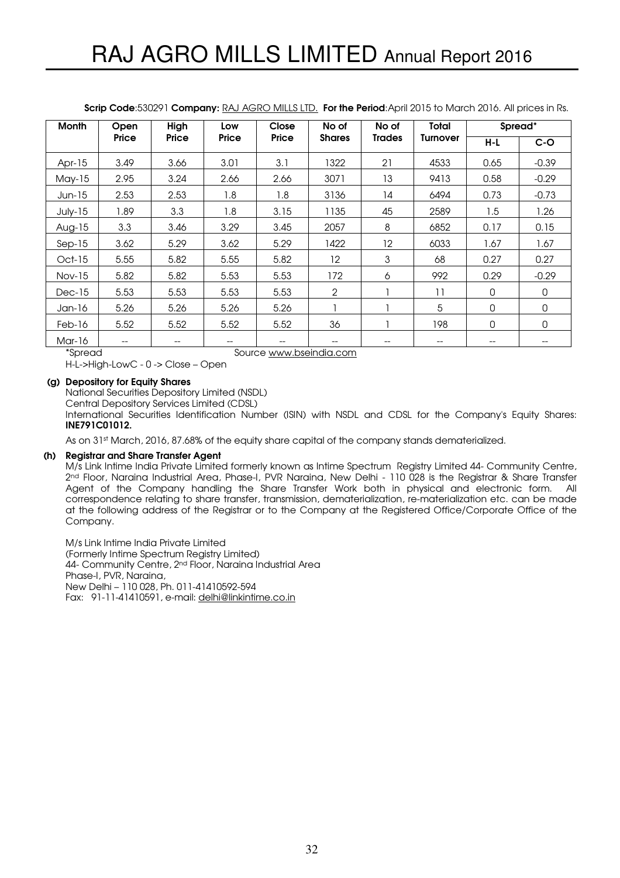**Scrip Code**:530291 **Company:** RAJ AGRO MILLS LTD. **For the Period**:April 2015 to March 2016. All prices in Rs.

| Month | Open Price | High Price | Low Price | Close Price | No of Shares | No of Trades | Total Turnover | Spread* | |
|---|---|---|---|---|---|---|---|---|---|
| | | | | | | | | H-L | C-O |
| Apr-15 | 3.49 | 3.66 | 3.01 | 3.1 | 1322 | 21 | 4533 | 0.65 | -0.39 |
| May-15 | 2.95 | 3.24 | 2.66 | 2.66 | 3071 | 13 | 9413 | 0.58 | -0.29 |
| Jun-15 | 2.53 | 2.53 | 1.8 | 1.8 | 3136 | 14 | 6494 | 0.73 | -0.73 |
| July-15 | 1.89 | 3.3 | 1.8 | 3.15 | 1135 | 45 | 2589 | 1.5 | 1.26 |
| Aug-15 | 3.3 | 3.46 | 3.29 | 3.45 | 2057 | 8 | 6852 | 0.17 | 0.15 |
| Sep-15 | 3.62 | 5.29 | 3.62 | 5.29 | 1422 | 12 | 6033 | 1.67 | 1.67 |
| Oct-15 | 5.55 | 5.82 | 5.55 | 5.82 | 12 | 3 | 68 | 0.27 | 0.27 |
| Nov-15 | 5.82 | 5.82 | 5.53 | 5.53 | 172 | 6 | 992 | 0.29 | -0.29 |
| Dec-15 | 5.53 | 5.53 | 5.53 | 5.53 | 2 | 1 | 11 | 0 | 0 |
| Jan-16 | 5.26 | 5.26 | 5.26 | 5.26 | 1 | 1 | 5 | 0 | 0 |
| Feb-16 | 5.52 | 5.52 | 5.52 | 5.52 | 36 | 1 | 198 | 0 | 0 |
| Mar-16 | -- | -- | -- | -- | -- | -- | -- | -- | -- |

*Spread Source www.bseindia.com

H-L->High-LowC - 0 -> Close – Open

**(g) Depository for Equity Shares**

National Securities Depository Limited (NSDL)

Central Depository Services Limited (CDSL)

International Securities Identification Number (ISIN) with NSDL and CDSL for the Company's Equity Shares: **INE791C01012.**

As on 31st March, 2016, 87.68% of the equity share capital of the company stands dematerialized.

**(h) Registrar and Share Transfer Agent**

M/s Link Intime India Private Limited formerly known as Intime Spectrum Registry Limited 44- Community Centre, 2nd Floor, Naraina Industrial Area, Phase-I, PVR Naraina, New Delhi - 110 028 is the Registrar & Share Transfer Agent of the Company handling the Share Transfer Work both in physical and electronic form. All correspondence relating to share transfer, transmission, dematerialization, re-materialization etc. can be made at the following address of the Registrar or to the Company at the Registered Office/Corporate Office of the Company.

M/s Link Intime India Private Limited
(Formerly Intime Spectrum Registry Limited)
44- Community Centre, 2nd Floor, Naraina Industrial Area
Phase-I, PVR, Naraina,
New Delhi – 110 028, Ph. 011-41410592-594
Fax: 91-11-41410591, e-mail: delhi@linkintime.co.in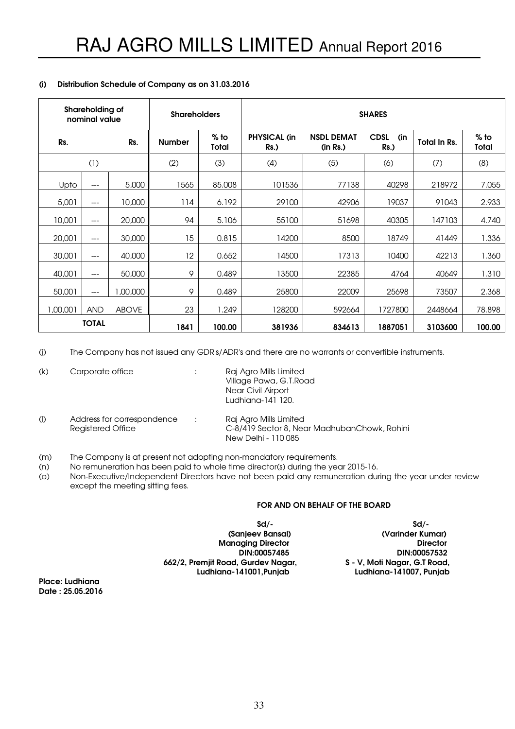**(i) Distribution Schedule of Company as on 31.03.2016**

| Shareholding of nominal value | | | Shareholders | | SHARES | | | | |
|---|---|---|---|---|---|---|---|---|---|
| Rs. | | Rs. | Number | % to Total | PHYSICAL (in Rs.) | NSDL DEMAT (in Rs.) | CDSL (in Rs.) | Total In Rs. | % to Total |
| (1) | | | (2) | (3) | (4) | (5) | (6) | (7) | (8) |
| Upto | --- | 5,000 | 1565 | 85.008 | 101536 | 77138 | 40298 | 218972 | 7.055 |
| 5,001 | --- | 10,000 | 114 | 6.192 | 29100 | 42906 | 19037 | 91043 | 2.933 |
| 10,001 | --- | 20,000 | 94 | 5.106 | 55100 | 51698 | 40305 | 147103 | 4.740 |
| 20,001 | --- | 30,000 | 15 | 0.815 | 14200 | 8500 | 18749 | 41449 | 1.336 |
| 30,001 | --- | 40,000 | 12 | 0.652 | 14500 | 17313 | 10400 | 42213 | 1.360 |
| 40,001 | --- | 50,000 | 9 | 0.489 | 13500 | 22385 | 4764 | 40649 | 1.310 |
| 50,001 | --- | 1,00,000 | 9 | 0.489 | 25800 | 22009 | 25698 | 73507 | 2.368 |
| 1,00,001 | AND | ABOVE | 23 | 1.249 | 128200 | 592664 | 1727800 | 2448664 | 78.898 |
| TOTAL | | | 1841 | 100.00 | 381936 | 834613 | 1887051 | 3103600 | 100.00 |

(j) The Company has not issued any GDR's/ADR's and there are no warrants or convertible instruments.

(k) Corporate office : Raj Agro Mills Limited
Village Pawa, G.T.Road
Near Civil Airport
Ludhiana-141 120.

(l) Address for correspondence Registered Office : Raj Agro Mills Limited
C-8/419 Sector 8, Near MadhubanChowk, Rohini
New Delhi - 110 085

(m) The Company is at present not adopting non-mandatory requirements.

(n) No remuneration has been paid to whole time director(s) during the year 2015-16.

(o) Non-Executive/Independent Directors have not been paid any remuneration during the year under review except the meeting sitting fees.

**FOR AND ON BEHALF OF THE BOARD**

| | |
|---|---|
| **Sd/-** | **Sd/-** |
| **(Sanjeev Bansal)** | **(Varinder Kumar)** |
| **Managing Director** | **Director** |
| **DIN:00057485** | **DIN:00057532** |
| **662/2, Premjit Road, Gurdev Nagar,** | **S - V, Moti Nagar, G.T Road,** |
| **Ludhiana-141001,Punjab** | **Ludhiana-141007, Punjab** |

**Place: Ludhiana**
**Date : 25.05.2016**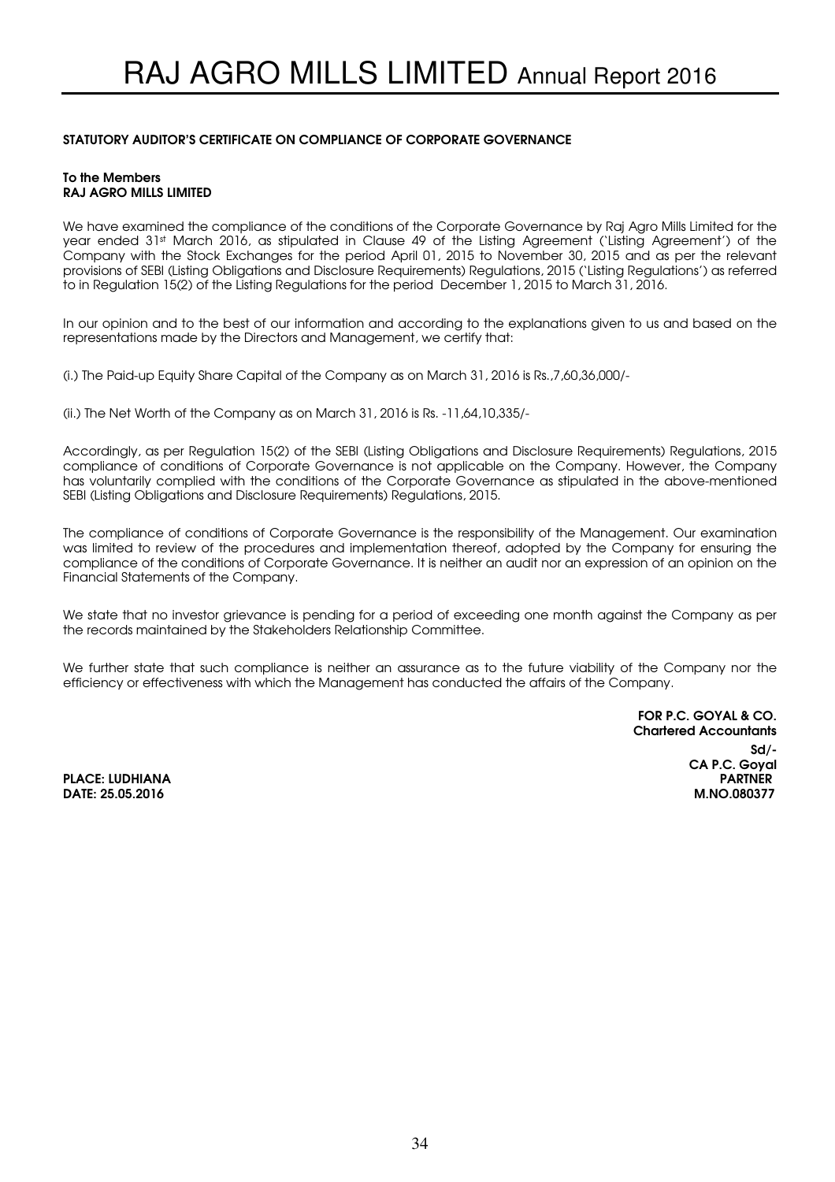## STATUTORY AUDITOR'S CERTIFICATE ON COMPLIANCE OF CORPORATE GOVERNANCE

**To the Members**
**RAJ AGRO MILLS LIMITED**

We have examined the compliance of the conditions of the Corporate Governance by Raj Agro Mills Limited for the year ended 31st March 2016, as stipulated in Clause 49 of the Listing Agreement ('Listing Agreement') of the Company with the Stock Exchanges for the period April 01, 2015 to November 30, 2015 and as per the relevant provisions of SEBI (Listing Obligations and Disclosure Requirements) Regulations, 2015 ('Listing Regulations') as referred to in Regulation 15(2) of the Listing Regulations for the period December 1, 2015 to March 31, 2016.

In our opinion and to the best of our information and according to the explanations given to us and based on the representations made by the Directors and Management, we certify that:

(i.) The Paid-up Equity Share Capital of the Company as on March 31, 2016 is Rs.,7,60,36,000/-

(ii.) The Net Worth of the Company as on March 31, 2016 is Rs. -11,64,10,335/-

Accordingly, as per Regulation 15(2) of the SEBI (Listing Obligations and Disclosure Requirements) Regulations, 2015 compliance of conditions of Corporate Governance is not applicable on the Company. However, the Company has voluntarily complied with the conditions of the Corporate Governance as stipulated in the above-mentioned SEBI (Listing Obligations and Disclosure Requirements) Regulations, 2015.

The compliance of conditions of Corporate Governance is the responsibility of the Management. Our examination was limited to review of the procedures and implementation thereof, adopted by the Company for ensuring the compliance of the conditions of Corporate Governance. It is neither an audit nor an expression of an opinion on the Financial Statements of the Company.

We state that no investor grievance is pending for a period of exceeding one month against the Company as per the records maintained by the Stakeholders Relationship Committee.

We further state that such compliance is neither an assurance as to the future viability of the Company nor the efficiency or effectiveness with which the Management has conducted the affairs of the Company.

**FOR P.C. GOYAL & CO.**
**Chartered Accountants**
**Sd/-**
**CA P.C. Goyal**
**PARTNER**
**M.NO.080377**

**PLACE: LUDHIANA**
**DATE: 25.05.2016**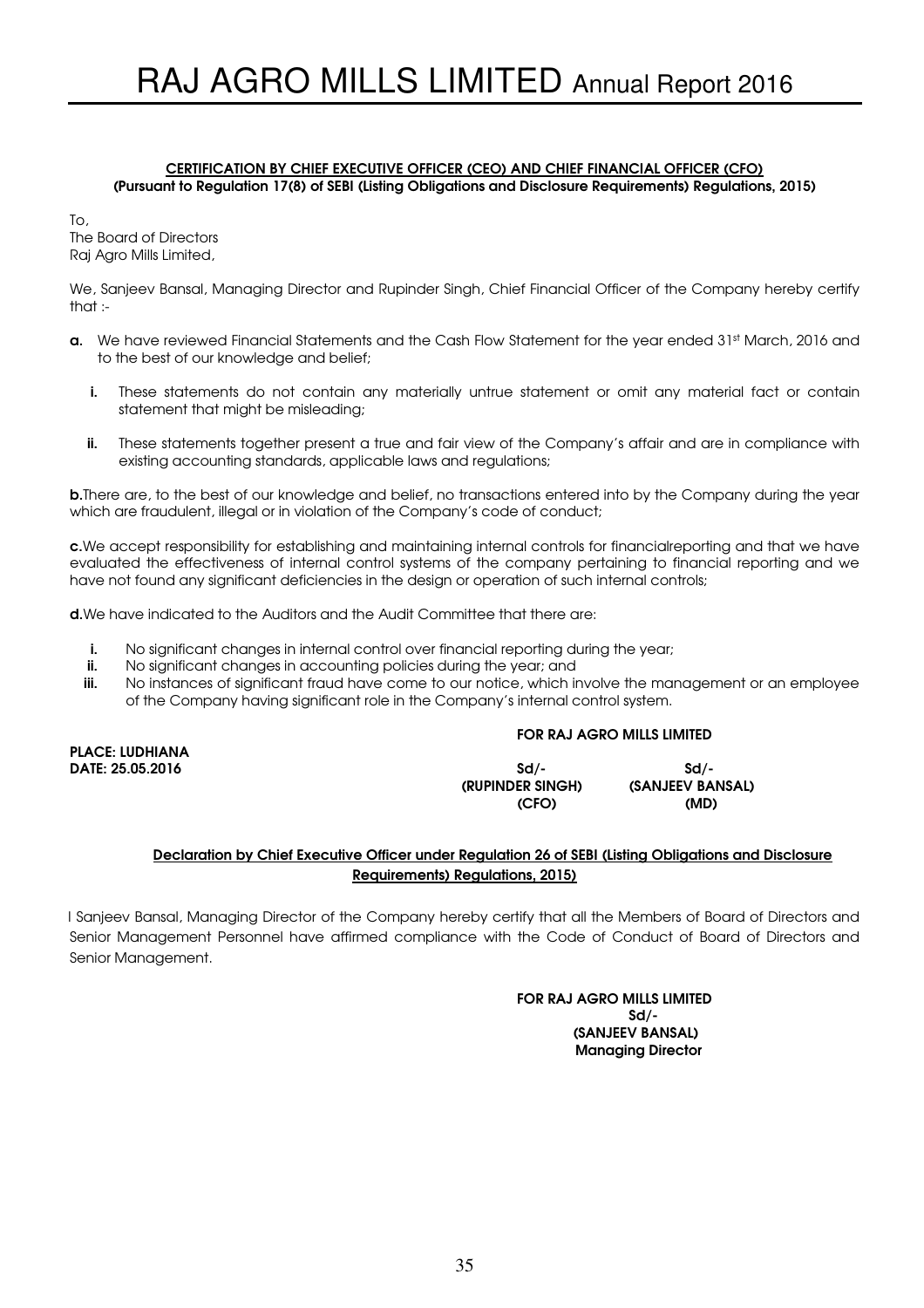## CERTIFICATION BY CHIEF EXECUTIVE OFFICER (CEO) AND CHIEF FINANCIAL OFFICER (CFO)

**(Pursuant to Regulation 17(8) of SEBI (Listing Obligations and Disclosure Requirements) Regulations, 2015)**

To,
The Board of Directors
Raj Agro Mills Limited,

We, Sanjeev Bansal, Managing Director and Rupinder Singh, Chief Financial Officer of the Company hereby certify that :-

**a.** We have reviewed Financial Statements and the Cash Flow Statement for the year ended 31st March, 2016 and to the best of our knowledge and belief;

- **i.** These statements do not contain any materially untrue statement or omit any material fact or contain statement that might be misleading;
- **ii.** These statements together present a true and fair view of the Company's affair and are in compliance with existing accounting standards, applicable laws and regulations;

**b.** There are, to the best of our knowledge and belief, no transactions entered into by the Company during the year which are fraudulent, illegal or in violation of the Company's code of conduct;

**c.** We accept responsibility for establishing and maintaining internal controls for financialreporting and that we have evaluated the effectiveness of internal control systems of the company pertaining to financial reporting and we have not found any significant deficiencies in the design or operation of such internal controls;

**d.** We have indicated to the Auditors and the Audit Committee that there are:

- **i.** No significant changes in internal control over financial reporting during the year;
- **ii.** No significant changes in accounting policies during the year; and
- **iii.** No instances of significant fraud have come to our notice, which involve the management or an employee of the Company having significant role in the Company's internal control system.

**FOR RAJ AGRO MILLS LIMITED**

**PLACE: LUDHIANA**
**DATE: 25.05.2016**

| Sd/- | Sd/- |
|---|---|
| **(RUPINDER SINGH)** | **(SANJEEV BANSAL)** |
| **(CFO)** | **(MD)** |

## Declaration by Chief Executive Officer under Regulation 26 of SEBI (Listing Obligations and Disclosure Requirements) Regulations, 2015)

I Sanjeev Bansal, Managing Director of the Company hereby certify that all the Members of Board of Directors and Senior Management Personnel have affirmed compliance with the Code of Conduct of Board of Directors and Senior Management.

**FOR RAJ AGRO MILLS LIMITED**
**Sd/-**
**(SANJEEV BANSAL)**
**Managing Director**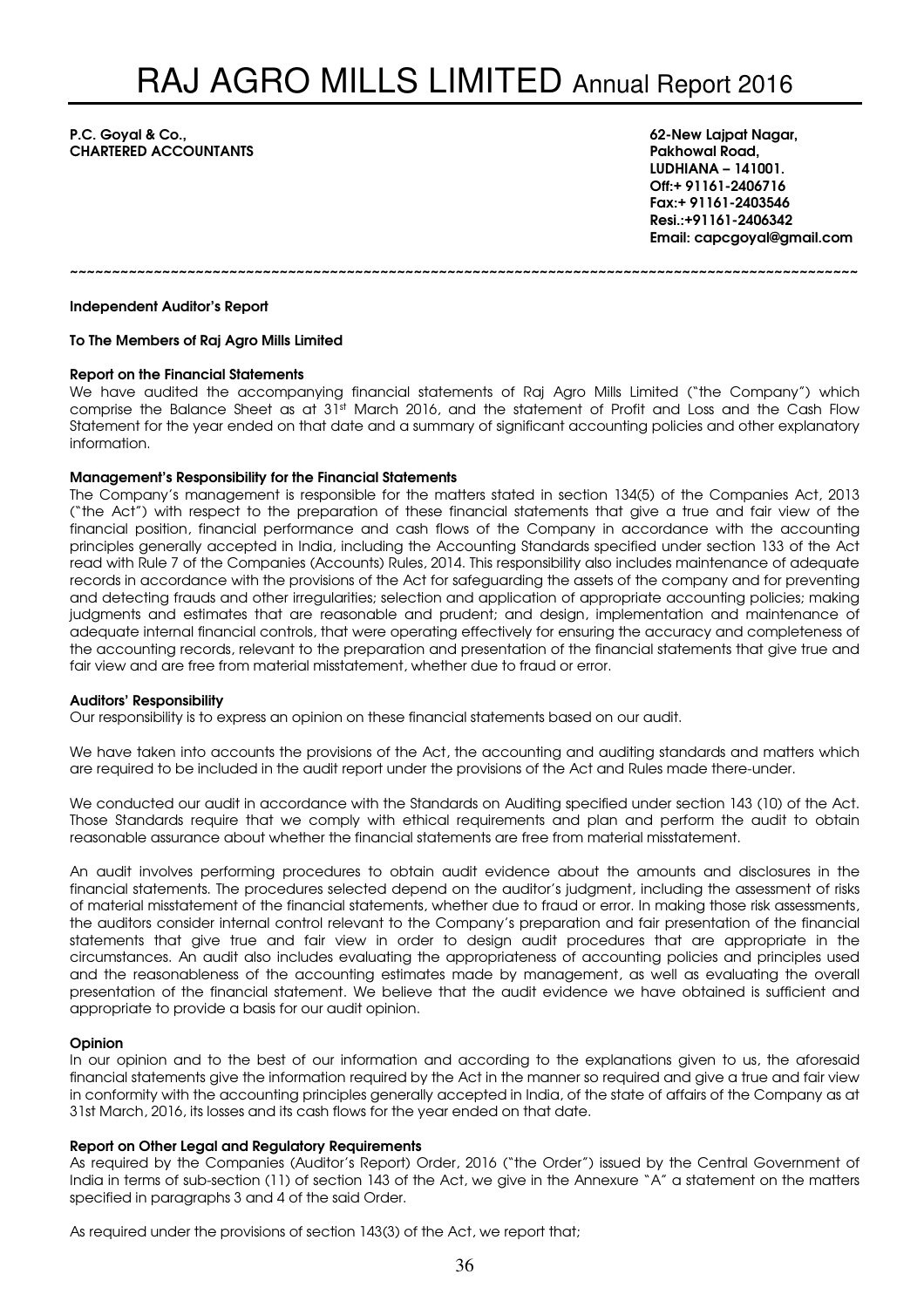**P.C. Goyal & Co.,**
**CHARTERED ACCOUNTANTS**

**62-New Lajpat Nagar,**
**Pakhowal Road,**
**LUDHIANA – 141001.**
**Off:+ 91161-2406716**
**Fax:+ 91161-2403546**
**Resi.:+91161-2406342**
**Email: capcgoyal@gmail.com**

~~~~~~~~~~~~~~~~~~~~~~~~~~~~~~~~~~~~~~~~~~~~~~~~~~~~~~~~~~~~~~~~~~~~~~~~~~~~~~~~~~~~~~~~~~~~~~~~~~~~

**Independent Auditor's Report**

**To The Members of Raj Agro Mills Limited**

**Report on the Financial Statements**

We have audited the accompanying financial statements of Raj Agro Mills Limited ("the Company") which comprise the Balance Sheet as at 31st March 2016, and the statement of Profit and Loss and the Cash Flow Statement for the year ended on that date and a summary of significant accounting policies and other explanatory information.

**Management's Responsibility for the Financial Statements**

The Company's management is responsible for the matters stated in section 134(5) of the Companies Act, 2013 ("the Act") with respect to the preparation of these financial statements that give a true and fair view of the financial position, financial performance and cash flows of the Company in accordance with the accounting principles generally accepted in India, including the Accounting Standards specified under section 133 of the Act read with Rule 7 of the Companies (Accounts) Rules, 2014. This responsibility also includes maintenance of adequate records in accordance with the provisions of the Act for safeguarding the assets of the company and for preventing and detecting frauds and other irregularities; selection and application of appropriate accounting policies; making judgments and estimates that are reasonable and prudent; and design, implementation and maintenance of adequate internal financial controls, that were operating effectively for ensuring the accuracy and completeness of the accounting records, relevant to the preparation and presentation of the financial statements that give true and fair view and are free from material misstatement, whether due to fraud or error.

**Auditors' Responsibility**

Our responsibility is to express an opinion on these financial statements based on our audit.

We have taken into accounts the provisions of the Act, the accounting and auditing standards and matters which are required to be included in the audit report under the provisions of the Act and Rules made there-under.

We conducted our audit in accordance with the Standards on Auditing specified under section 143 (10) of the Act. Those Standards require that we comply with ethical requirements and plan and perform the audit to obtain reasonable assurance about whether the financial statements are free from material misstatement.

An audit involves performing procedures to obtain audit evidence about the amounts and disclosures in the financial statements. The procedures selected depend on the auditor's judgment, including the assessment of risks of material misstatement of the financial statements, whether due to fraud or error. In making those risk assessments, the auditors consider internal control relevant to the Company's preparation and fair presentation of the financial statements that give true and fair view in order to design audit procedures that are appropriate in the circumstances. An audit also includes evaluating the appropriateness of accounting policies and principles used and the reasonableness of the accounting estimates made by management, as well as evaluating the overall presentation of the financial statement. We believe that the audit evidence we have obtained is sufficient and appropriate to provide a basis for our audit opinion.

**Opinion**

In our opinion and to the best of our information and according to the explanations given to us, the aforesaid financial statements give the information required by the Act in the manner so required and give a true and fair view in conformity with the accounting principles generally accepted in India, of the state of affairs of the Company as at 31st March, 2016, its losses and its cash flows for the year ended on that date.

**Report on Other Legal and Regulatory Requirements**

As required by the Companies (Auditor's Report) Order, 2016 ("the Order") issued by the Central Government of India in terms of sub-section (11) of section 143 of the Act, we give in the Annexure "A" a statement on the matters specified in paragraphs 3 and 4 of the said Order.

As required under the provisions of section 143(3) of the Act, we report that;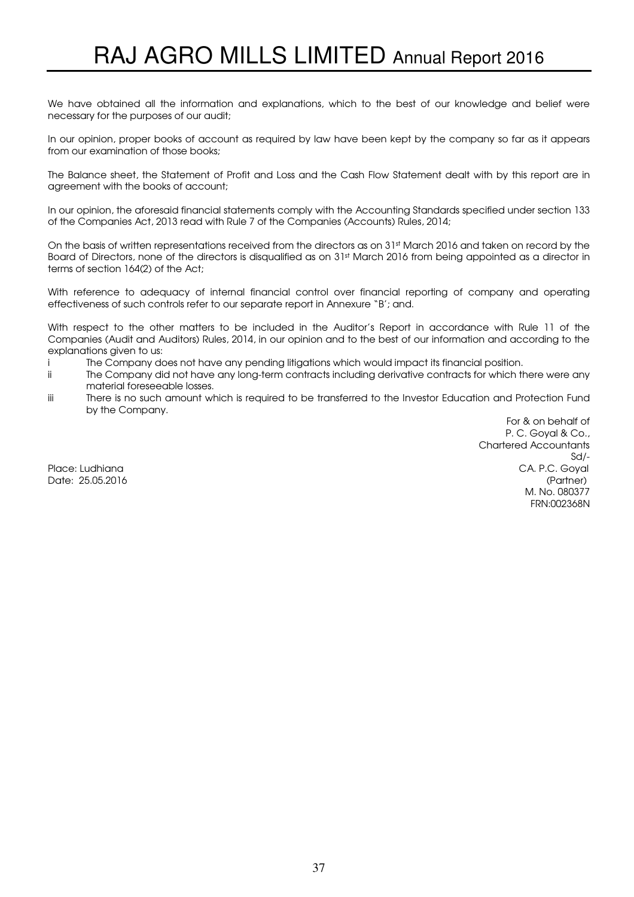We have obtained all the information and explanations, which to the best of our knowledge and belief were necessary for the purposes of our audit;

In our opinion, proper books of account as required by law have been kept by the company so far as it appears from our examination of those books;

The Balance sheet, the Statement of Profit and Loss and the Cash Flow Statement dealt with by this report are in agreement with the books of account;

In our opinion, the aforesaid financial statements comply with the Accounting Standards specified under section 133 of the Companies Act, 2013 read with Rule 7 of the Companies (Accounts) Rules, 2014;

On the basis of written representations received from the directors as on 31st March 2016 and taken on record by the Board of Directors, none of the directors is disqualified as on 31st March 2016 from being appointed as a director in terms of section 164(2) of the Act;

With reference to adequacy of internal financial control over financial reporting of company and operating effectiveness of such controls refer to our separate report in Annexure "B'; and.

With respect to the other matters to be included in the Auditor's Report in accordance with Rule 11 of the Companies (Audit and Auditors) Rules, 2014, in our opinion and to the best of our information and according to the explanations given to us:

- i The Company does not have any pending litigations which would impact its financial position.
- ii The Company did not have any long-term contracts including derivative contracts for which there were any material foreseeable losses.
- iii There is no such amount which is required to be transferred to the Investor Education and Protection Fund by the Company.

For & on behalf of
P. C. Goyal & Co.,
Chartered Accountants
Sd/-
CA. P.C. Goyal
(Partner)
M. No. 080377
FRN:002368N

Place: Ludhiana
Date: 25.05.2016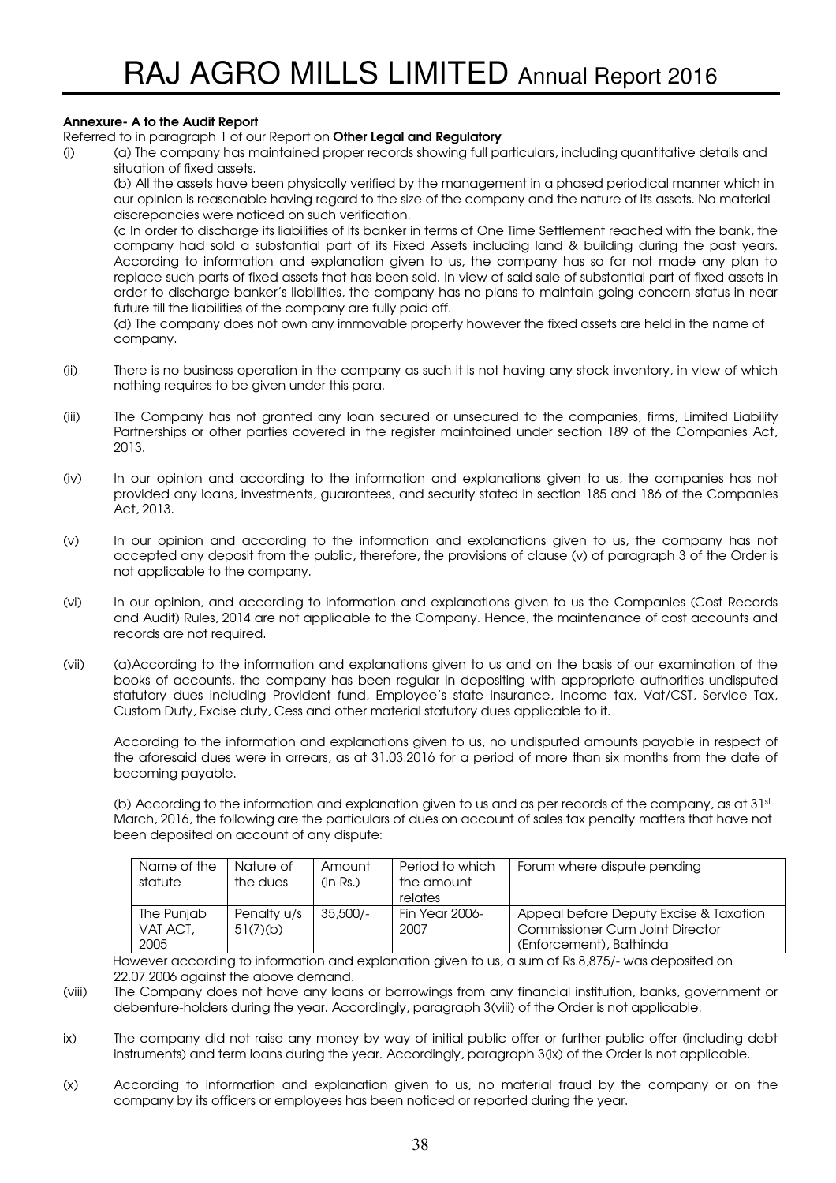**Annexure- A to the Audit Report**

Referred to in paragraph 1 of our Report on **Other Legal and Regulatory**

(i) (a) The company has maintained proper records showing full particulars, including quantitative details and situation of fixed assets.

(b) All the assets have been physically verified by the management in a phased periodical manner which in our opinion is reasonable having regard to the size of the company and the nature of its assets. No material discrepancies were noticed on such verification.

(c In order to discharge its liabilities of its banker in terms of One Time Settlement reached with the bank, the company had sold a substantial part of its Fixed Assets including land & building during the past years. According to information and explanation given to us, the company has so far not made any plan to replace such parts of fixed assets that has been sold. In view of said sale of substantial part of fixed assets in order to discharge banker's liabilities, the company has no plans to maintain going concern status in near future till the liabilities of the company are fully paid off.

(d) The company does not own any immovable property however the fixed assets are held in the name of company.

(ii) There is no business operation in the company as such it is not having any stock inventory, in view of which nothing requires to be given under this para.

(iii) The Company has not granted any loan secured or unsecured to the companies, firms, Limited Liability Partnerships or other parties covered in the register maintained under section 189 of the Companies Act, 2013.

(iv) In our opinion and according to the information and explanations given to us, the companies has not provided any loans, investments, guarantees, and security stated in section 185 and 186 of the Companies Act, 2013.

(v) In our opinion and according to the information and explanations given to us, the company has not accepted any deposit from the public, therefore, the provisions of clause (v) of paragraph 3 of the Order is not applicable to the company.

(vi) In our opinion, and according to information and explanations given to us the Companies (Cost Records and Audit) Rules, 2014 are not applicable to the Company. Hence, the maintenance of cost accounts and records are not required.

(vii) (a)According to the information and explanations given to us and on the basis of our examination of the books of accounts, the company has been regular in depositing with appropriate authorities undisputed statutory dues including Provident fund, Employee's state insurance, Income tax, Vat/CST, Service Tax, Custom Duty, Excise duty, Cess and other material statutory dues applicable to it.

According to the information and explanations given to us, no undisputed amounts payable in respect of the aforesaid dues were in arrears, as at 31.03.2016 for a period of more than six months from the date of becoming payable.

(b) According to the information and explanation given to us and as per records of the company, as at 31st March, 2016, the following are the particulars of dues on account of sales tax penalty matters that have not been deposited on account of any dispute:

| Name of the statute | Nature of the dues | Amount (in Rs.) | Period to which the amount relates | Forum where dispute pending |
|---|---|---|---|---|
| The Punjab VAT ACT, 2005 | Penalty u/s 51(7)(b) | 35,500/- | Fin Year 2006-2007 | Appeal before Deputy Excise & Taxation Commissioner Cum Joint Director (Enforcement), Bathinda |

However according to information and explanation given to us, a sum of Rs.8,875/- was deposited on 22.07.2006 against the above demand.

(viii) The Company does not have any loans or borrowings from any financial institution, banks, government or debenture-holders during the year. Accordingly, paragraph 3(viii) of the Order is not applicable.

ix) The company did not raise any money by way of initial public offer or further public offer (including debt instruments) and term loans during the year. Accordingly, paragraph 3(ix) of the Order is not applicable.

(x) According to information and explanation given to us, no material fraud by the company or on the company by its officers or employees has been noticed or reported during the year.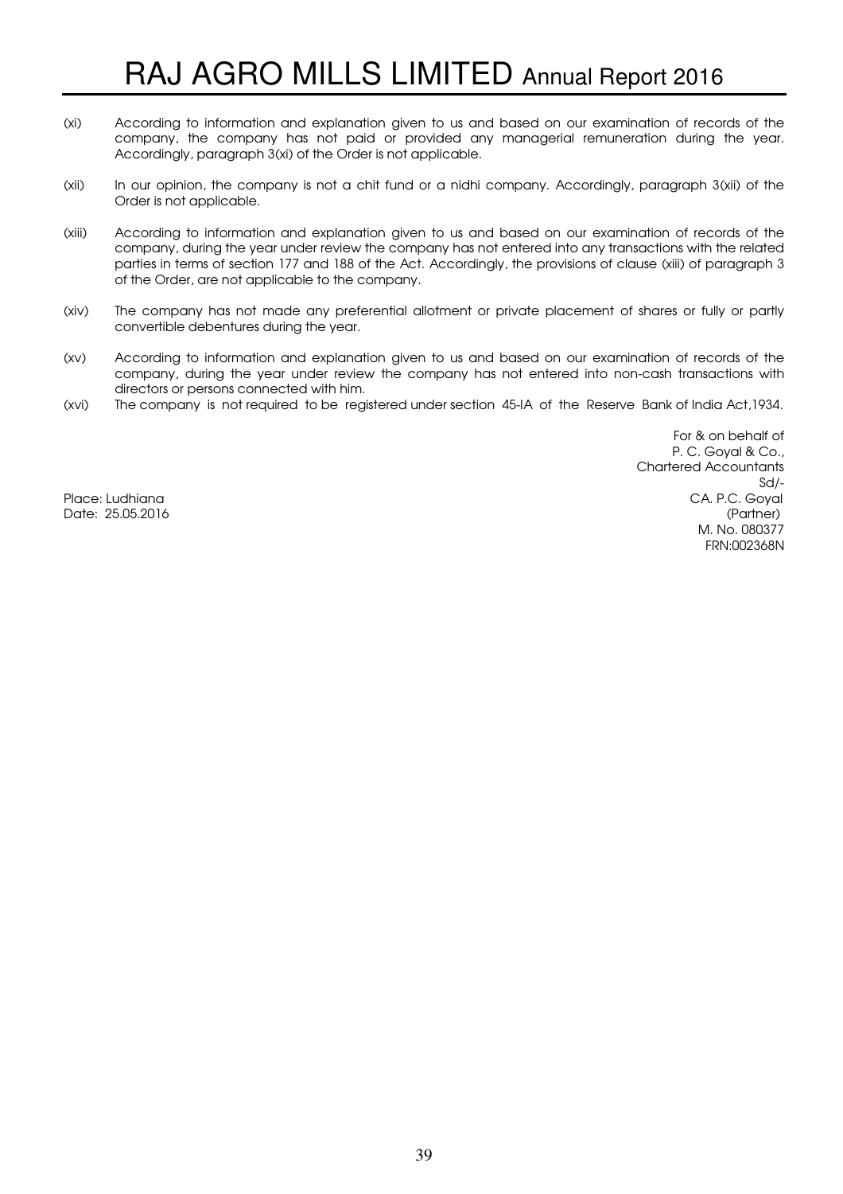(xi) According to information and explanation given to us and based on our examination of records of the company, the company has not paid or provided any managerial remuneration during the year. Accordingly, paragraph 3(xi) of the Order is not applicable.

(xii) In our opinion, the company is not a chit fund or a nidhi company. Accordingly, paragraph 3(xii) of the Order is not applicable.

(xiii) According to information and explanation given to us and based on our examination of records of the company, during the year under review the company has not entered into any transactions with the related parties in terms of section 177 and 188 of the Act. Accordingly, the provisions of clause (xiii) of paragraph 3 of the Order, are not applicable to the company.

(xiv) The company has not made any preferential allotment or private placement of shares or fully or partly convertible debentures during the year.

(xv) According to information and explanation given to us and based on our examination of records of the company, during the year under review the company has not entered into non-cash transactions with directors or persons connected with him.

(xvi) The company is not required to be registered under section 45-IA of the Reserve Bank of India Act,1934.

For & on behalf of
P. C. Goyal & Co.,
Chartered Accountants
Sd/-
CA. P.C. Goyal
(Partner)
M. No. 080377
FRN:002368N

Place: Ludhiana
Date: 25.05.2016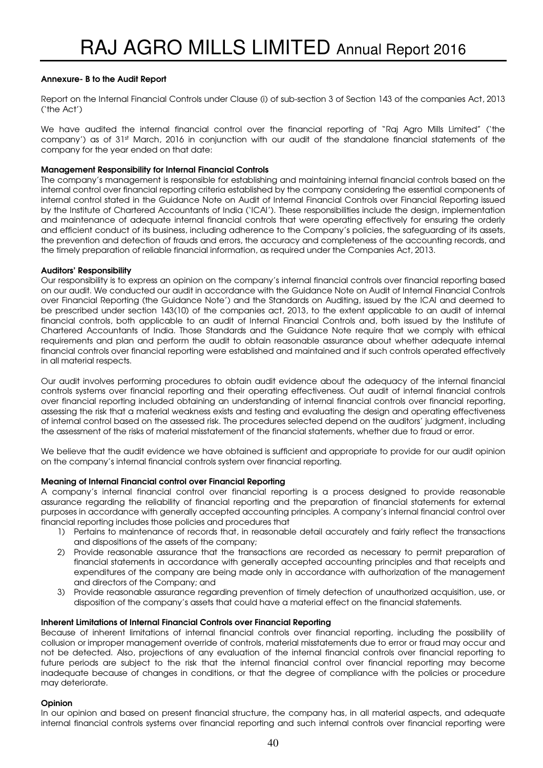#### Annexure- B to the Audit Report

Report on the Internal Financial Controls under Clause (i) of sub-section 3 of Section 143 of the companies Act, 2013 ('the Act')

We have audited the internal financial control over the financial reporting of "Raj Agro Mills Limited" ('the company') as of 31st March, 2016 in conjunction with our audit of the standalone financial statements of the company for the year ended on that date:

**Management Responsibility for Internal Financial Controls**

The company's management is responsible for establishing and maintaining internal financial controls based on the internal control over financial reporting criteria established by the company considering the essential components of internal control stated in the Guidance Note on Audit of Internal Financial Controls over Financial Reporting issued by the Institute of Chartered Accountants of India ('ICAI'). These responsibilities include the design, implementation and maintenance of adequate internal financial controls that were operating effectively for ensuring the orderly and efficient conduct of its business, including adherence to the Company's policies, the safeguarding of its assets, the prevention and detection of frauds and errors, the accuracy and completeness of the accounting records, and the timely preparation of reliable financial information, as required under the Companies Act, 2013.

**Auditors' Responsibility**

Our responsibility is to express an opinion on the company's internal financial controls over financial reporting based on our audit. We conducted our audit in accordance with the Guidance Note on Audit of Internal Financial Controls over Financial Reporting (the Guidance Note') and the Standards on Auditing, issued by the ICAI and deemed to be prescribed under section 143(10) of the companies act, 2013, to the extent applicable to an audit of internal financial controls, both applicable to an audit of Internal Financial Controls and, both issued by the Institute of Chartered Accountants of India. Those Standards and the Guidance Note require that we comply with ethical requirements and plan and perform the audit to obtain reasonable assurance about whether adequate internal financial controls over financial reporting were established and maintained and if such controls operated effectively in all material respects.

Our audit involves performing procedures to obtain audit evidence about the adequacy of the internal financial controls systems over financial reporting and their operating effectiveness. Out audit of internal financial controls over financial reporting included obtaining an understanding of internal financial controls over financial reporting, assessing the risk that a material weakness exists and testing and evaluating the design and operating effectiveness of internal control based on the assessed risk. The procedures selected depend on the auditors' judgment, including the assessment of the risks of material misstatement of the financial statements, whether due to fraud or error.

We believe that the audit evidence we have obtained is sufficient and appropriate to provide for our audit opinion on the company's internal financial controls system over financial reporting.

**Meaning of Internal Financial control over Financial Reporting**

A company's internal financial control over financial reporting is a process designed to provide reasonable assurance regarding the reliability of financial reporting and the preparation of financial statements for external purposes in accordance with generally accepted accounting principles. A company's internal financial control over financial reporting includes those policies and procedures that

1) Pertains to maintenance of records that, in reasonable detail accurately and fairly reflect the transactions and dispositions of the assets of the company;
2) Provide reasonable assurance that the transactions are recorded as necessary to permit preparation of financial statements in accordance with generally accepted accounting principles and that receipts and expenditures of the company are being made only in accordance with authorization of the management and directors of the Company; and
3) Provide reasonable assurance regarding prevention of timely detection of unauthorized acquisition, use, or disposition of the company's assets that could have a material effect on the financial statements.

**Inherent Limitations of Internal Financial Controls over Financial Reporting**

Because of inherent limitations of internal financial controls over financial reporting, including the possibility of collusion or improper management override of controls, material misstatements due to error or fraud may occur and not be detected. Also, projections of any evaluation of the internal financial controls over financial reporting to future periods are subject to the risk that the internal financial control over financial reporting may become inadequate because of changes in conditions, or that the degree of compliance with the policies or procedure may deteriorate.

**Opinion**

In our opinion and based on present financial structure, the company has, in all material aspects, and adequate internal financial controls systems over financial reporting and such internal controls over financial reporting were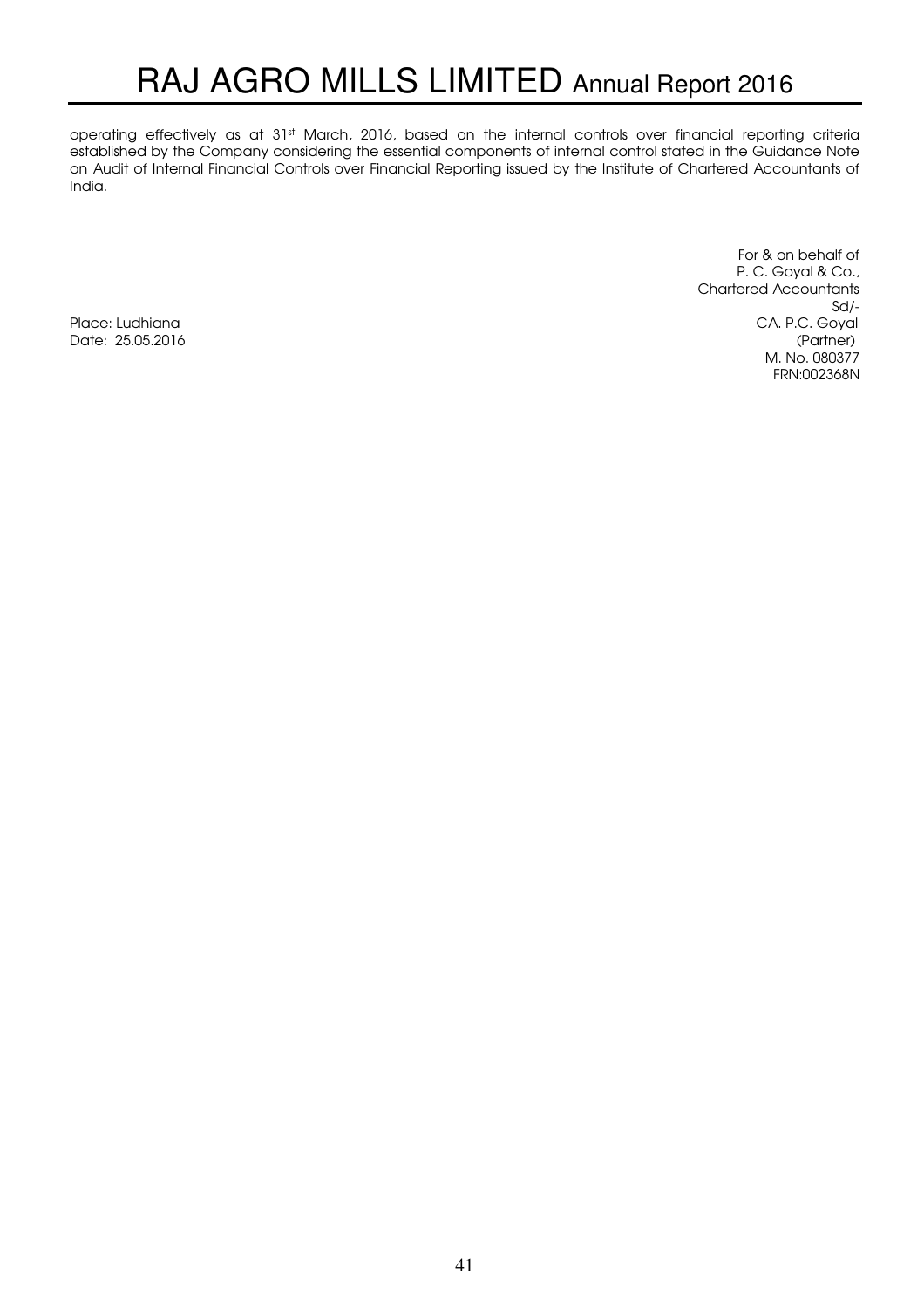operating effectively as at 31st March, 2016, based on the internal controls over financial reporting criteria established by the Company considering the essential components of internal control stated in the Guidance Note on Audit of Internal Financial Controls over Financial Reporting issued by the Institute of Chartered Accountants of India.

For & on behalf of
P. C. Goyal & Co.,
Chartered Accountants
Sd/-
CA. P.C. Goyal
(Partner)
M. No. 080377
FRN:002368N

Place: Ludhiana
Date: 25.05.2016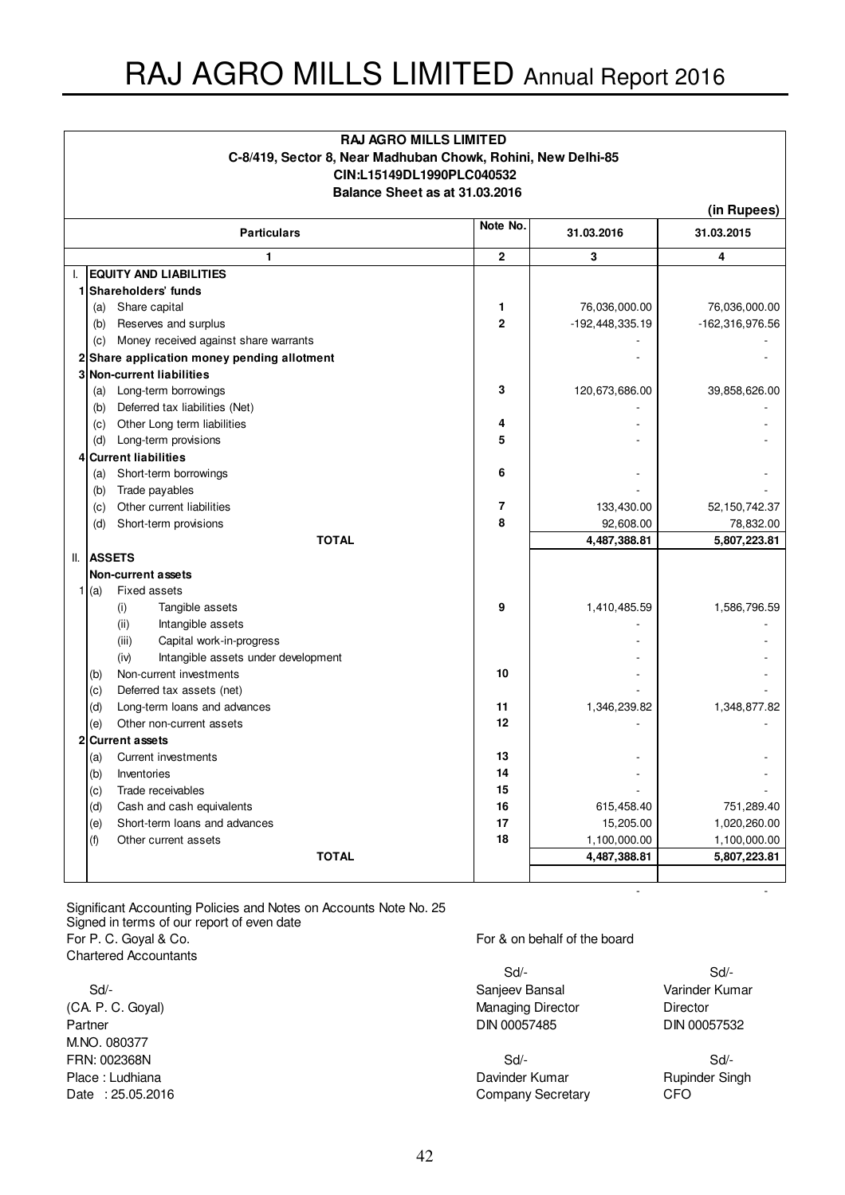**RAJ AGRO MILLS LIMITED**
**C-8/419, Sector 8, Near Madhuban Chowk, Rohini, New Delhi-85**
**CIN:L15149DL1990PLC040532**
**Balance Sheet as at 31.03.2016**

**(in Rupees)**

| | | Particulars | Note No. | 31.03.2016 | 31.03.2015 |
|---|---|---|---|---|---|
| | | 1 | 2 | 3 | 4 |
| I. | | **EQUITY AND LIABILITIES** | | | |
| 1 | | **Shareholders' funds** | | | |
| | (a) | Share capital | 1 | 76,036,000.00 | 76,036,000.00 |
| | (b) | Reserves and surplus | 2 | -192,448,335.19 | -162,316,976.56 |
| | (c) | Money received against share warrants | | - | - |
| 2 | | **Share application money pending allotment** | | - | - |
| 3 | | **Non-current liabilities** | | | |
| | (a) | Long-term borrowings | 3 | 120,673,686.00 | 39,858,626.00 |
| | (b) | Deferred tax liabilities (Net) | | - | - |
| | (c) | Other Long term liabilities | 4 | - | - |
| | (d) | Long-term provisions | 5 | - | - |
| 4 | | **Current liabilities** | | | |
| | (a) | Short-term borrowings | 6 | - | - |
| | (b) | Trade payables | | - | - |
| | (c) | Other current liabilities | 7 | 133,430.00 | 52,150,742.37 |
| | (d) | Short-term provisions | 8 | 92,608.00 | 78,832.00 |
| | | **TOTAL** | | **4,487,388.81** | **5,807,223.81** |
| II. | | **ASSETS** | | | |
| | | **Non-current assets** | | | |
| 1 | (a) | Fixed assets | | | |
| | | (i) Tangible assets | 9 | 1,410,485.59 | 1,586,796.59 |
| | | (ii) Intangible assets | | - | - |
| | | (iii) Capital work-in-progress | | - | - |
| | | (iv) Intangible assets under development | | - | - |
| | (b) | Non-current investments | 10 | - | - |
| | (c) | Deferred tax assets (net) | | - | - |
| | (d) | Long-term loans and advances | 11 | 1,346,239.82 | 1,348,877.82 |
| | (e) | Other non-current assets | 12 | - | - |
| 2 | | **Current assets** | | | |
| | (a) | Current investments | 13 | - | - |
| | (b) | Inventories | 14 | - | - |
| | (c) | Trade receivables | 15 | - | - |
| | (d) | Cash and cash equivalents | 16 | 615,458.40 | 751,289.40 |
| | (e) | Short-term loans and advances | 17 | 15,205.00 | 1,020,260.00 |
| | (f) | Other current assets | 18 | 1,100,000.00 | 1,100,000.00 |
| | | **TOTAL** | | **4,487,388.81** | **5,807,223.81** |
| | | | | - | - |

Significant Accounting Policies and Notes on Accounts Note No. 25
Signed in terms of our report of even date

For P. C. Goyal & Co.
Chartered Accountants

Sd/-
(CA. P. C. Goyal)
Partner
M.NO. 080377
FRN: 002368N
Place : Ludhiana
Date : 25.05.2016

For & on behalf of the board

| | |
|---|---|
| Sd/- | Sd/- |
| Sanjeev Bansal | Varinder Kumar |
| Managing Director | Director |
| DIN 00057485 | DIN 00057532 |
| Sd/- | Sd/- |
| Davinder Kumar | Rupinder Singh |
| Company Secretary | CFO |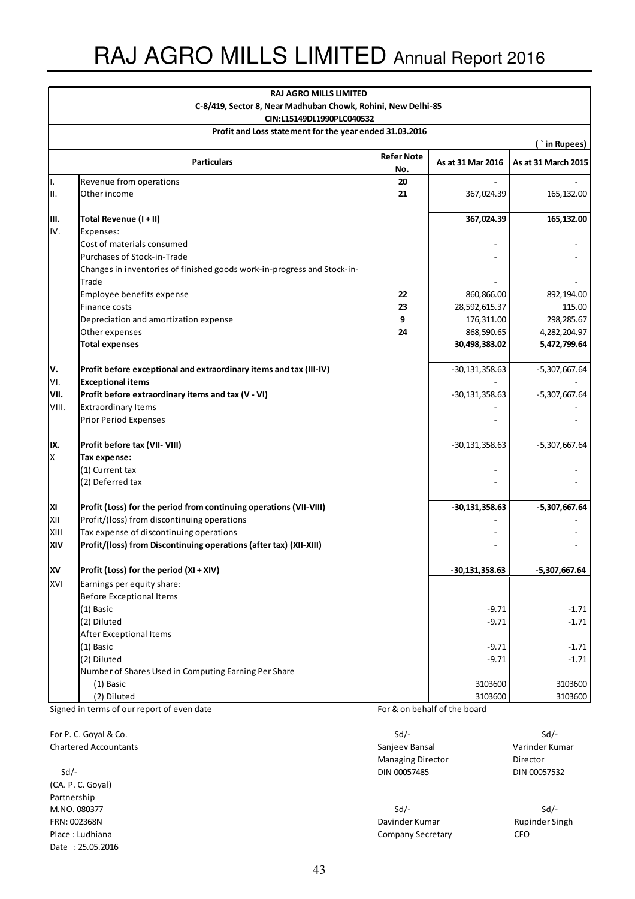# RAJ AGRO MILLS LIMITED Annual Report 2016

**RAJ AGRO MILLS LIMITED**
**C-8/419, Sector 8, Near Madhuban Chowk, Rohini, New Delhi-85**
**CIN:L15149DL1990PLC040532**
**Profit and Loss statement for the year ended 31.03.2016**

( ` in Rupees)

| | Particulars | Refer Note No. | As at 31 Mar 2016 | As at 31 March 2015 |
|---|---|---|---|---|
| I. | Revenue from operations | 20 | - | - |
| II. | Other income | 21 | 367,024.39 | 165,132.00 |
| **III.** | **Total Revenue (I + II)** | | **367,024.39** | **165,132.00** |
| IV. | Expenses: | | | |
| | Cost of materials consumed | | - | - |
| | Purchases of Stock-in-Trade | | - | - |
| | Changes in inventories of finished goods work-in-progress and Stock-in-Trade | | - | - |
| | Employee benefits expense | 22 | 860,866.00 | 892,194.00 |
| | Finance costs | 23 | 28,592,615.37 | 115.00 |
| | Depreciation and amortization expense | 9 | 176,311.00 | 298,285.67 |
| | Other expenses | 24 | 868,590.65 | 4,282,204.97 |
| | **Total expenses** | | **30,498,383.02** | **5,472,799.64** |
| **V.** | **Profit before exceptional and extraordinary items and tax (III-IV)** | | -30,131,358.63 | -5,307,667.64 |
| VI. | **Exceptional items** | | - | - |
| **VII.** | **Profit before extraordinary items and tax (V - VI)** | | -30,131,358.63 | -5,307,667.64 |
| VIII. | Extraordinary Items | | - | - |
| | Prior Period Expenses | | - | - |
| **IX.** | **Profit before tax (VII- VIII)** | | -30,131,358.63 | -5,307,667.64 |
| X | **Tax expense:** | | | |
| | (1) Current tax | | - | - |
| | (2) Deferred tax | | - | - |
| **XI** | **Profit (Loss) for the period from continuing operations (VII-VIII)** | | **-30,131,358.63** | **-5,307,667.64** |
| XII | Profit/(loss) from discontinuing operations | | - | - |
| XIII | Tax expense of discontinuing operations | | - | - |
| **XIV** | **Profit/(loss) from Discontinuing operations (after tax) (XII-XIII)** | | - | - |
| **XV** | **Profit (Loss) for the period (XI + XIV)** | | **-30,131,358.63** | **-5,307,667.64** |
| XVI | Earnings per equity share: | | | |
| | Before Exceptional Items | | | |
| | (1) Basic | | -9.71 | -1.71 |
| | (2) Diluted | | -9.71 | -1.71 |
| | After Exceptional Items | | | |
| | (1) Basic | | -9.71 | -1.71 |
| | (2) Diluted | | -9.71 | -1.71 |
| | Number of Shares Used in Computing Earning Per Share | | | |
| | (1) Basic | | 3103600 | 3103600 |
| | (2) Diluted | | 3103600 | 3103600 |

Signed in terms of our report of even date

For P. C. Goyal & Co.
Chartered Accountants

Sd/-
(CA. P. C. Goyal)
Partnership
M.NO. 080377
FRN: 002368N
Place : Ludhiana
Date : 25.05.2016

For & on behalf of the board

| | |
|---|---|
| Sd/- | Sd/- |
| Sanjeev Bansal | Varinder Kumar |
| Managing Director | Director |
| DIN 00057485 | DIN 00057532 |
| Sd/- | Sd/- |
| Davinder Kumar | Rupinder Singh |
| Company Secretary | CFO |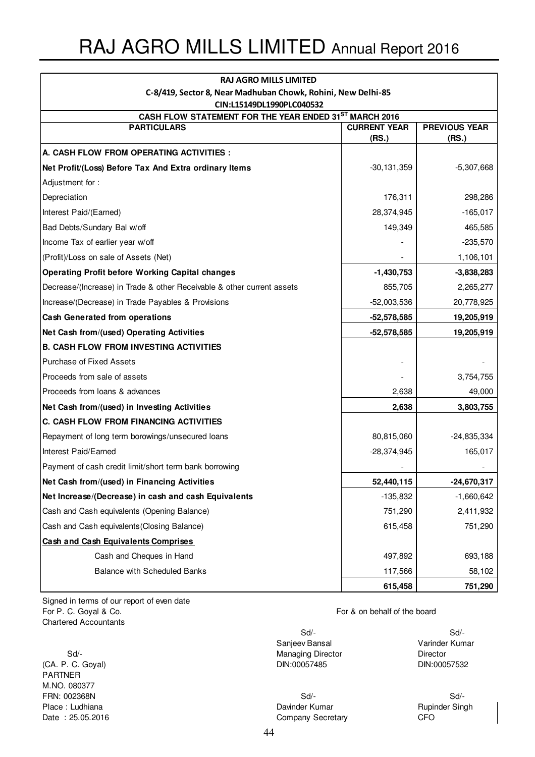# RAJ AGRO MILLS LIMITED Annual Report 2016

**RAJ AGRO MILLS LIMITED**
**C-8/419, Sector 8, Near Madhuban Chowk, Rohini, New Delhi-85**
**CIN:L15149DL1990PLC040532**

**CASH FLOW STATEMENT FOR THE YEAR ENDED 31ST MARCH 2016**

| PARTICULARS | CURRENT YEAR (RS.) | PREVIOUS YEAR (RS.) |
|---|---|---|
| **A. CASH FLOW FROM OPERATING ACTIVITIES :** | | |
| **Net Profit/(Loss) Before Tax And Extra ordinary Items** | -30,131,359 | -5,307,668 |
| Adjustment for : | | |
| Depreciation | 176,311 | 298,286 |
| Interest Paid/(Earned) | 28,374,945 | -165,017 |
| Bad Debts/Sundary Bal w/off | 149,349 | 465,585 |
| Income Tax of earlier year w/off | - | -235,570 |
| (Profit)/Loss on sale of Assets (Net) | - | 1,106,101 |
| **Operating Profit before Working Capital changes** | **-1,430,753** | **-3,838,283** |
| Decrease/(Increase) in Trade & other Receivable & other current assets | 855,705 | 2,265,277 |
| Increase/(Decrease) in Trade Payables & Provisions | -52,003,536 | 20,778,925 |
| **Cash Generated from operations** | **-52,578,585** | **19,205,919** |
| **Net Cash from/(used) Operating Activities** | **-52,578,585** | **19,205,919** |
| **B. CASH FLOW FROM INVESTING ACTIVITIES** | | |
| Purchase of Fixed Assets | - | - |
| Proceeds from sale of assets | - | 3,754,755 |
| Proceeds from loans & advances | 2,638 | 49,000 |
| **Net Cash from/(used) in Investing Activities** | **2,638** | **3,803,755** |
| **C. CASH FLOW FROM FINANCING ACTIVITIES** | | |
| Repayment of long term borowings/unsecured loans | 80,815,060 | -24,835,334 |
| Interest Paid/Earned | -28,374,945 | 165,017 |
| Payment of cash credit limit/short term bank borrowing | - | - |
| **Net Cash from/(used) in Financing Activities** | **52,440,115** | **-24,670,317** |
| **Net Increase/(Decrease) in cash and cash Equivalents** | -135,832 | -1,660,642 |
| Cash and Cash equivalents (Opening Balance) | 751,290 | 2,411,932 |
| Cash and Cash equivalents(Closing Balance) | 615,458 | 751,290 |
| **Cash and Cash Equivalents Comprises** | | |
| Cash and Cheques in Hand | 497,892 | 693,188 |
| Balance with Scheduled Banks | 117,566 | 58,102 |
| | **615,458** | **751,290** |

Signed in terms of our report of even date
For P. C. Goyal & Co.
Chartered Accountants

Sd/-
(CA. P. C. Goyal)
PARTNER
M.NO. 080377
FRN: 002368N
Place : Ludhiana
Date : 25.05.2016

For & on behalf of the board

Sd/-
Sanjeev Bansal
Managing Director
DIN:00057485

Sd/-
Varinder Kumar
Director
DIN:00057532

Sd/-
Davinder Kumar
Company Secretary

Sd/-
Rupinder Singh
CFO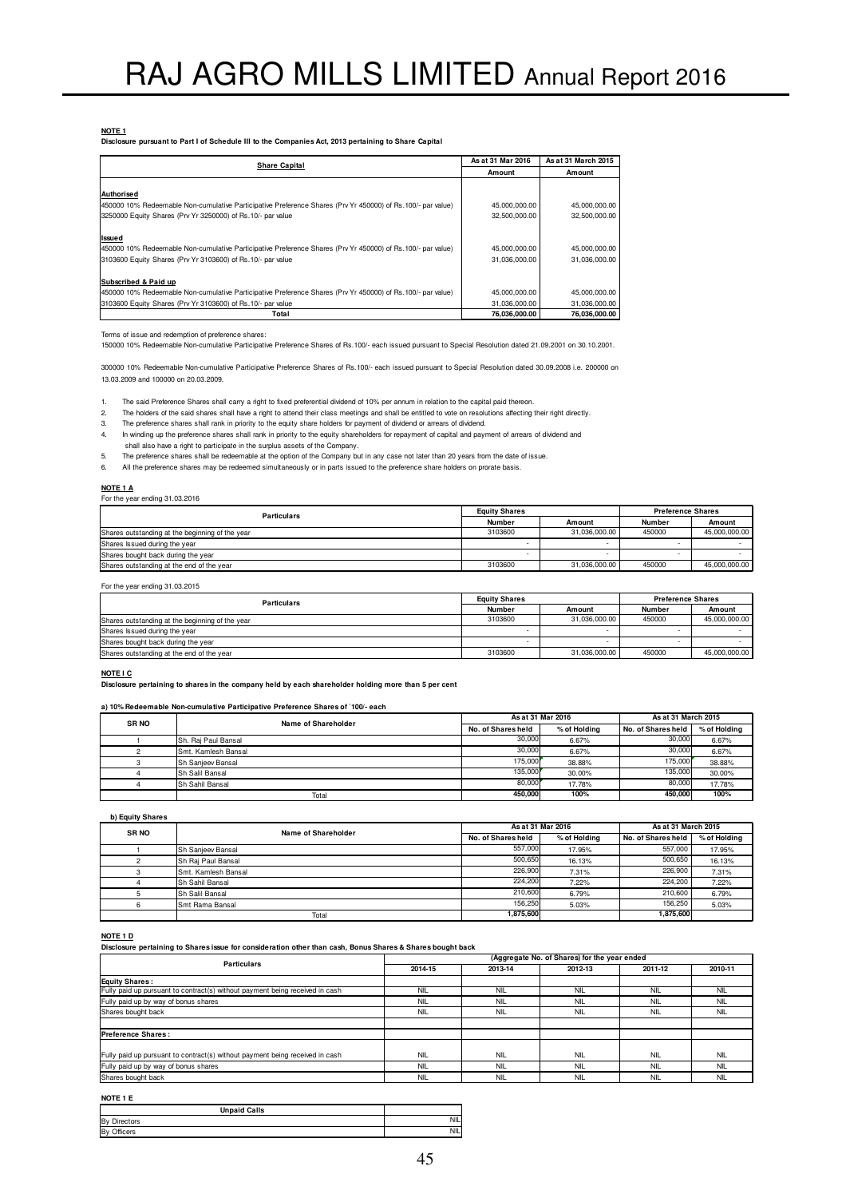**NOTE 1**

**Disclosure pursuant to Part I of Schedule III to the Companies Act, 2013 pertaining to Share Capital**

| Share Capital | As at 31 Mar 2016 | As at 31 March 2015 |
|---|---|---|
| | Amount | Amount |
| **Authorised** | | |
| 450000 10% Redeemable Non-cumulative Participative Preference Shares (Prv Yr 450000) of Rs.100/- par value) | 45,000,000.00 | 45,000,000.00 |
| 3250000 Equity Shares (Prv Yr 3250000) of Rs.10/- par value | 32,500,000.00 | 32,500,000.00 |
| **Issued** | | |
| 450000 10% Redeemable Non-cumulative Participative Preference Shares (Prv Yr 450000) of Rs.100/- par value) | 45,000,000.00 | 45,000,000.00 |
| 3103600 Equity Shares (Prv Yr 3103600) of Rs.10/- par value | 31,036,000.00 | 31,036,000.00 |
| **Subscribed & Paid up** | | |
| 450000 10% Redeemable Non-cumulative Participative Preference Shares (Prv Yr 450000) of Rs.100/- par value) | 45,000,000.00 | 45,000,000.00 |
| 3103600 Equity Shares (Prv Yr 3103600) of Rs.10/- par value | 31,036,000.00 | 31,036,000.00 |
| **Total** | **76,036,000.00** | **76,036,000.00** |

Terms of issue and redemption of preference shares:

150000 10% Redeemable Non-cumulative Participative Preference Shares of Rs.100/- each issued pursuant to Special Resolution dated 21.09.2001 on 30.10.2001.

300000 10% Redeemable Non-cumulative Participative Preference Shares of Rs.100/- each issued pursuant to Special Resolution dated 30.09.2008 i.e. 200000 on 13.03.2009 and 100000 on 20.03.2009.

1. The said Preference Shares shall carry a right to fixed preferential dividend of 10% per annum in relation to the capital paid thereon.
2. The holders of the said shares shall have a right to attend their class meetings and shall be entitled to vote on resolutions affecting their right directly.
3. The preference shares shall rank in priority to the equity share holders for payment of dividend or arrears of dividend.
4. In winding up the preference shares shall rank in priority to the equity shareholders for repayment of capital and payment of arrears of dividend and shall also have a right to participate in the surplus assets of the Company.
5. The preference shares shall be redeemable at the option of the Company but in any case not later than 20 years from the date of issue.
6. All the preference shares may be redeemed simultaneously or in parts issued to the preference share holders on prorate basis.

**NOTE 1 A**

For the year ending 31.03.2016

| Particulars | Equity Shares | | Preference Shares | |
|---|---|---|---|---|
| | Number | Amount | Number | Amount |
| Shares outstanding at the beginning of the year | 3103600 | 31,036,000.00 | 450000 | 45,000,000.00 |
| Shares Issued during the year | - | - | - | - |
| Shares bought back during the year | - | - | - | - |
| Shares outstanding at the end of the year | 3103600 | 31,036,000.00 | 450000 | 45,000,000.00 |

For the year ending 31.03.2015

| Particulars | Equity Shares | | Preference Shares | |
|---|---|---|---|---|
| | Number | Amount | Number | Amount |
| Shares outstanding at the beginning of the year | 3103600 | 31,036,000.00 | 450000 | 45,000,000.00 |
| Shares Issued during the year | - | - | - | - |
| Shares bought back during the year | - | - | - | - |
| Shares outstanding at the end of the year | 3103600 | 31,036,000.00 | 450000 | 45,000,000.00 |

**NOTE I C**

**Disclosure pertaining to shares in the company held by each shareholder holding more than 5 per cent**

**a) 10% Redeemable Non-cumulative Participative Preference Shares of `100/- each**

| SR NO | Name of Shareholder | As at 31 Mar 2016 | | As at 31 March 2015 | |
|---|---|---|---|---|---|
| | | No. of Shares held | % of Holding | No. of Shares held | % of Holding |
| 1 | Sh. Raj Paul Bansal | 30,000 | 6.67% | 30,000 | 6.67% |
| 2 | Smt. Kamlesh Bansal | 30,000 | 6.67% | 30,000 | 6.67% |
| 3 | Sh Sanjeev Bansal | 175,000 | 38.88% | 175,000 | 38.88% |
| 4 | Sh Salil Bansal | 135,000 | 30.00% | 135,000 | 30.00% |
| 4 | Sh Sahil Bansal | 80,000 | 17.78% | 80,000 | 17.78% |
| | Total | **450,000** | **100%** | **450,000** | **100%** |

**b) Equity Shares**

| SR NO | Name of Shareholder | As at 31 Mar 2016 | | As at 31 March 2015 | |
|---|---|---|---|---|---|
| | | No. of Shares held | % of Holding | No. of Shares held | % of Holding |
| 1 | Sh Sanjeev Bansal | 557,000 | 17.95% | 557,000 | 17.95% |
| 2 | Sh Raj Paul Bansal | 500,650 | 16.13% | 500,650 | 16.13% |
| 3 | Smt. Kamlesh Bansal | 226,900 | 7.31% | 226,900 | 7.31% |
| 4 | Sh Sahil Bansal | 224,200 | 7.22% | 224,200 | 7.22% |
| 5 | Sh Salil Bansal | 210,600 | 6.79% | 210,600 | 6.79% |
| 6 | Smt Rama Bansal | 156,250 | 5.03% | 156,250 | 5.03% |
| | Total | **1,875,600** | | **1,875,600** | |

**NOTE 1 D**

**Disclosure pertaining to Shares issue for consideration other than cash, Bonus Shares & Shares bought back**

| Particulars | (Aggregate No. of Shares) for the year ended | | | | |
|---|---|---|---|---|---|
| | 2014-15 | 2013-14 | 2012-13 | 2011-12 | 2010-11 |
| **Equity Shares :** | | | | | |
| Fully paid up pursuant to contract(s) without payment being received in cash | NIL | NIL | NIL | NIL | NIL |
| Fully paid up by way of bonus shares | NIL | NIL | NIL | NIL | NIL |
| Shares bought back | NIL | NIL | NIL | NIL | NIL |
| | | | | | |
| **Preference Shares :** | | | | | |
| Fully paid up pursuant to contract(s) without payment being received in cash | NIL | NIL | NIL | NIL | NIL |
| Fully paid up by way of bonus shares | NIL | NIL | NIL | NIL | NIL |
| Shares bought back | NIL | NIL | NIL | NIL | NIL |

**NOTE 1 E**

| Unpaid Calls | |
|---|---|
| By Directors | NIL |
| By Officers | NIL |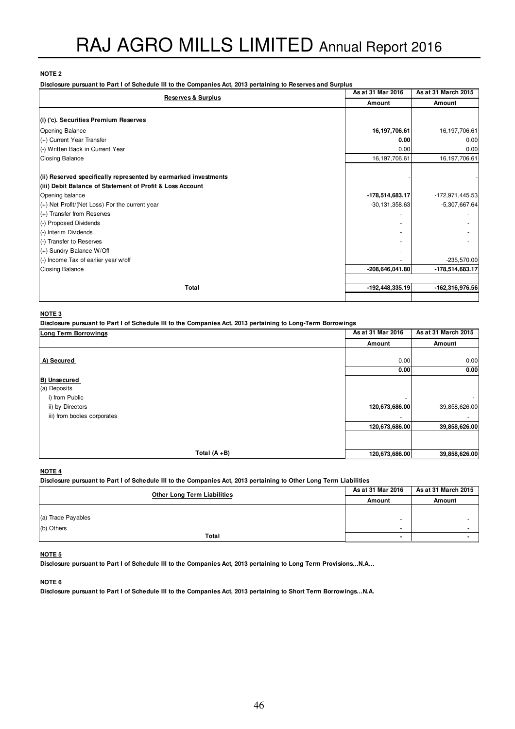**NOTE 2**

**Disclosure pursuant to Part I of Schedule III to the Companies Act, 2013 pertaining to Reserves and Surplus**

| Reserves & Surplus | As at 31 Mar 2016 | As at 31 March 2015 |
|---|---|---|
| | Amount | Amount |
| **(i) ('c). Securities Premium Reserves** | | |
| Opening Balance | **16,197,706.61** | 16,197,706.61 |
| (+) Current Year Transfer | **0.00** | 0.00 |
| (-) Written Back in Current Year | 0.00 | 0.00 |
| Closing Balance | 16,197,706.61 | 16,197,706.61 |
| **(ii) Reserved specifically represented by earmarked investments** | - | - |
| **(iii) Debit Balance of Statement of Profit & Loss Account** | | |
| Opening balance | **-178,514,683.17** | -172,971,445.53 |
| (+) Net Profit/(Net Loss) For the current year | -30,131,358.63 | -5,307,667.64 |
| (+) Transfer from Reserves | - | - |
| (-) Proposed Dividends | - | - |
| (-) Interim Dividends | - | - |
| (-) Transfer to Reserves | - | - |
| (+) Sundry Balance W/Off | - | - |
| (-) Income Tax of earlier year w/off | - | -235,570.00 |
| Closing Balance | **-208,646,041.80** | **-178,514,683.17** |
| **Total** | **-192,448,335.19** | **-162,316,976.56** |

**NOTE 3**

**Disclosure pursuant to Part I of Schedule III to the Companies Act, 2013 pertaining to Long-Term Borrowings**

| Long Term Borrowings | As at 31 Mar 2016 | As at 31 March 2015 |
|---|---|---|
| | Amount | Amount |
| **A) Secured** | 0.00 | 0.00 |
| | **0.00** | **0.00** |
| **B) Unsecured** | | |
| (a) Deposits | | |
| i) from Public | - | - |
| ii) by Directors | **120,673,686.00** | 39,858,626.00 |
| iii) from bodies corporates | - | - |
| | **120,673,686.00** | **39,858,626.00** |
| **Total (A +B)** | **120,673,686.00** | **39,858,626.00** |

**NOTE 4**

**Disclosure pursuant to Part I of Schedule III to the Companies Act, 2013 pertaining to Other Long Term Liabilities**

| Other Long Term Liabilities | As at 31 Mar 2016 | As at 31 March 2015 |
|---|---|---|
| | Amount | Amount |
| (a) Trade Payables | - | - |
| (b) Others | - | - |
| **Total** | **-** | **-** |

**NOTE 5**

**Disclosure pursuant to Part I of Schedule III to the Companies Act, 2013 pertaining to Long Term Provisions…N.A…**

**NOTE 6**

**Disclosure pursuant to Part I of Schedule III to the Companies Act, 2013 pertaining to Short Term Borrowings…N.A.**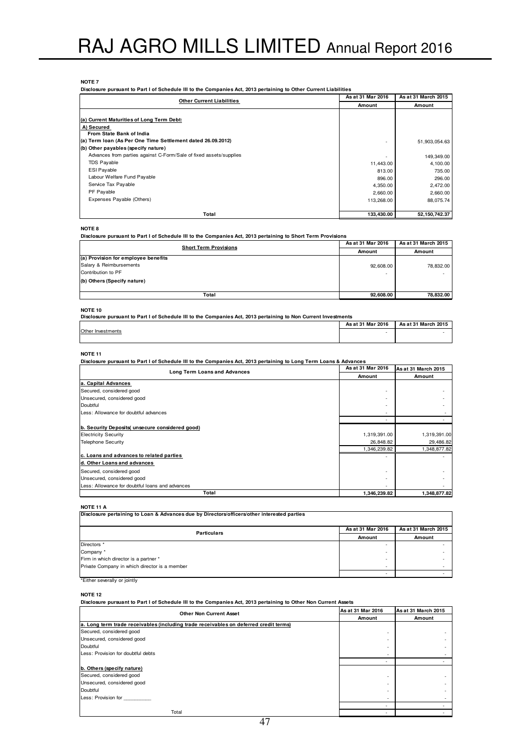**NOTE 7**

**Disclosure pursuant to Part I of Schedule III to the Companies Act, 2013 pertaining to Other Current Liabilities**

| Other Current Liabilities | As at 31 Mar 2016 | As at 31 March 2015 |
|---|---|---|
| | Amount | Amount |
| **(a) Current Maturities of Long Term Debt:** | | |
| **A) Secured** | | |
| **From State Bank of India** | | |
| **(a) Term loan (As Per One Time Settlement dated 26.09.2012)** | - | 51,903,054.63 |
| **(b) Other payables (specify nature)** | | |
| Advances from parties against C-Form/Sale of fixed assets/supplies | - | 149,349.00 |
| TDS Payable | 11,443.00 | 4,100.00 |
| ESI Payable | 813.00 | 735.00 |
| Labour Welfare Fund Payable | 896.00 | 296.00 |
| Service Tax Payable | 4,350.00 | 2,472.00 |
| PF Payable | 2,660.00 | 2,660.00 |
| Expenses Payable (Others) | 113,268.00 | 88,075.74 |
| **Total** | **133,430.00** | **52,150,742.37** |

**NOTE 8**

**Disclosure pursuant to Part I of Schedule III to the Companies Act, 2013 pertaining to Short Term Provisions**

| Short Term Provisions | As at 31 Mar 2016 | As at 31 March 2015 |
|---|---|---|
| | Amount | Amount |
| **(a) Provision for employee benefits** | | |
| Salary & Reimbursements | 92,608.00 | 78,832.00 |
| Contribution to PF | - | - |
| **(b) Others (Specify nature)** | | |
| **Total** | **92,608.00** | **78,832.00** |

**NOTE 10**

**Disclosure pursuant to Part I of Schedule III to the Companies Act, 2013 pertaining to Non Current Investments**

| | As at 31 Mar 2016 | As at 31 March 2015 |
|---|---|---|
| Other Investments | - | - |

**NOTE 11**

**Disclosure pursuant to Part I of Schedule III to the Companies Act, 2013 pertaining to Long Term Loans & Advances**

| Long Term Loans and Advances | As at 31 Mar 2016 | As at 31 March 2015 |
|---|---|---|
| | Amount | Amount |
| **a. Capital Advances** | | |
| Secured, considered good | - | - |
| Unsecured, considered good | - | - |
| Doubtful | - | - |
| Less: Allowance for doubtful advances | - | - |
| | - | - |
| **b. Security Deposits( unsecure considered good)** | | |
| Electricity Security | 1,319,391.00 | 1,319,391.00 |
| Telephone Security | 26,848.82 | 29,486.82 |
| | 1,346,239.82 | 1,348,877.82 |
| **c. Loans and advances to related parties** | - | - |
| **d. Other Loans and advances** | | |
| Secured, considered good | - | - |
| Unsecured, considered good | - | - |
| Less: Allowance for doubtful loans and advances | - | - |
| **Total** | **1,346,239.82** | **1,348,877.82** |

**NOTE 11 A**

**Disclosure pertaining to Loan & Advances due by Directors/officers/other interested parties**

| Particulars | As at 31 Mar 2016 | As at 31 March 2015 |
|---|---|---|
| | Amount | Amount |
| Directors * | - | - |
| Company * | - | - |
| Firm in which director is a partner * | - | - |
| Private Company in which director is a member | - | - |
| | - | - |

*Either severally or jointly

**NOTE 12**

**Disclosure pursuant to Part I of Schedule III to the Companies Act, 2013 pertaining to Other Non Current Assets**

| Other Non Current Asset | As at 31 Mar 2016 | As at 31 March 2015 |
|---|---|---|
| | Amount | Amount |
| **a. Long term trade receivables (including trade receivables on deferred credit terms)** | | |
| Secured, considered good | - | - |
| Unsecured, considered good | - | - |
| Doubtful | - | - |
| Less: Provision for doubtful debts | - | - |
| | - | - |
| **b. Others (specify nature)** | | |
| Secured, considered good | - | - |
| Unsecured, considered good | - | - |
| Doubtful | - | - |
| Less: Provision for __________ | - | - |
| | - | - |
| Total | - | - |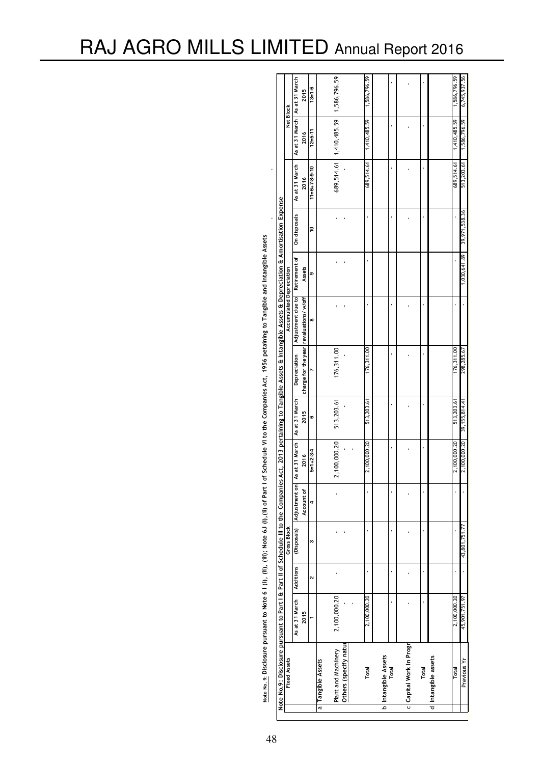Note No. 9: Disclosure pursuant to Note 6 I (i), (ii), (iii); Note 6J (i),(ii) of Part I of Schedule VI to the Companies Act, 1956 petaining to Tangible and Intangible Assets

Note No.9: Disclosure pursuant to Part I & Part II of Schedule III to the Companies Act, 2013 pertaining to Tangible Assets & Intangible Assets & Depreciation & Amortisation Expense

| | Fixed Assets | Gross Block | | | | | Accumulated Depreciation | | | | | | Net Block | |
|---|---|---|---|---|---|---|---|---|---|---|---|---|---|---|
| | | As at 31 March 2015 | Additions | (Disposals) | Adjustment on Account of | As at 31 March 2016 | As at 31 March 2015 | Depreciation charge for the year | Adjustment due to revaluations/ w/off | Retirement of Assets | On disposals | As at 31 March 2016 | As at 31 March 2016 | As at 31 March 2015 |
| | | 1 | 2 | 3 | 4 | 5=1+2-3-4 | 6 | 7 | 8 | 9 | 10 | 11=6+7-8-9-10 | 12=5-11 | 13=1-6 |
| a | Tangible Assets | | | | | | | | | | | | | |
| | Plant and Machinery | 2,100,000.20 | - | - | - | 2,100,000.20 | 513,203.61 | 176,311.00 | - | - | - | 689,514.61 | 1,410,485.59 | 1,586,796.59 |
| | Others (specify natur | - | | - | | - | - | - | - | - | - | - | | |
| | | - | | | | - | | | | | | | | |
| | Total | 2,100,000.20 | - | - | - | 2,100,000.20 | 513,203.61 | 176,311.00 | - | - | - | 689,514.61 | 1,410,485.59 | 1,586,796.59 |
| b | Intangible Assets | | | | | | | | | | | | | |
| | Total | - | - | - | - | - | - | - | - | - | - | - | - | - |
| c | Capital Work In Progr | - | - | - | - | - | - | - | - | - | - | - | - | - |
| | Total | - | - | - | - | - | - | - | - | - | - | - | - | - |
| d | Intangible assets | | | | | | | | | | | | | |
| | Total | 2,100,000.20 | - | - | - | 2,100,000.20 | 513,203.61 | 176,311.00 | - | - | - | 689,514.61 | 1,410,485.59 | 1,586,796.59 |
| | Previous Yr | 45,901,751.97 | - | 43,801,751.77 | - | 2,100,000.20 | 39,195,814.41 | 298,285.67 | - | 1,030,641.89 | 39,971,538.36 | 513,203.61 | 1,586,796.59 | 6,745,937.56 |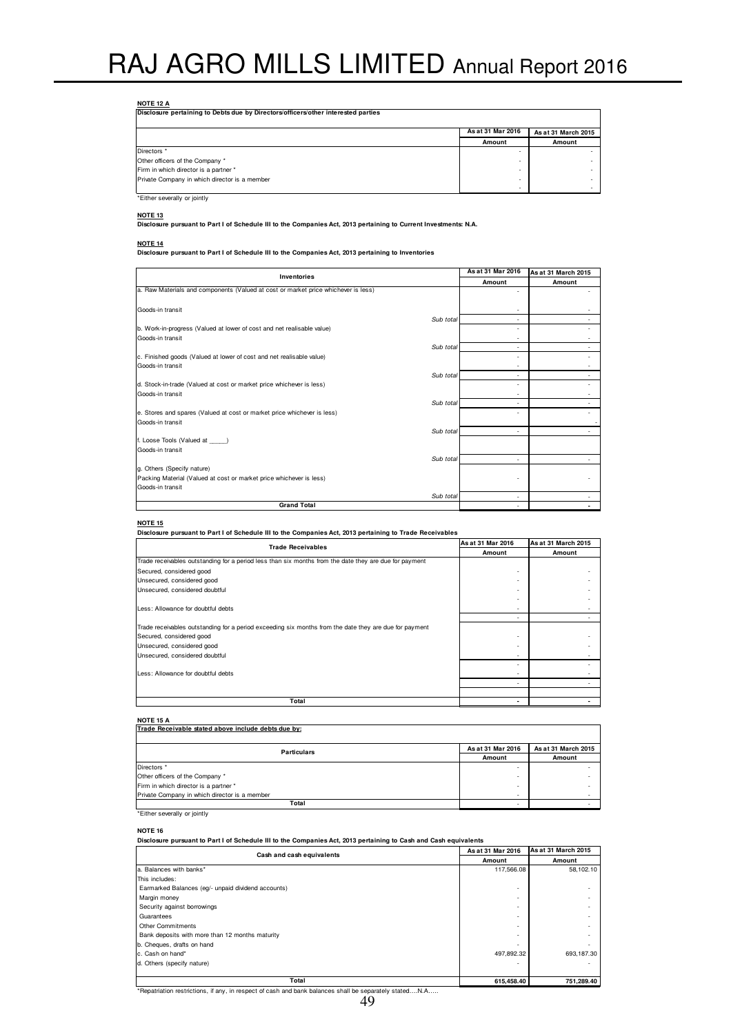**NOTE 12 A**

| Disclosure pertaining to Debts due by Directors/officers/other interested parties | | |
|---|---|---|
| | As at 31 Mar 2016 | As at 31 March 2015 |
| | Amount | Amount |
| Directors * | - | - |
| Other officers of the Company * | - | - |
| Firm in which director is a partner * | - | - |
| Private Company in which director is a member | - | - |
| | - | - |

*Either severally or jointly

**NOTE 13**

**Disclosure pursuant to Part I of Schedule III to the Companies Act, 2013 pertaining to Current Investments: N.A.**

**NOTE 14**

**Disclosure pursuant to Part I of Schedule III to the Companies Act, 2013 pertaining to Inventories**

| Inventories | | As at 31 Mar 2016 | As at 31 March 2015 |
|---|---|---|---|
| | | Amount | Amount |
| a. Raw Materials and components (Valued at cost or market price whichever is less) | | - | - |
| Goods-in transit | | - | - |
| | *Sub total* | - | - |
| b. Work-in-progress (Valued at lower of cost and net realisable value) | | - | - |
| Goods-in transit | | - | - |
| | *Sub total* | - | - |
| c. Finished goods (Valued at lower of cost and net realisable value) | | - | - |
| Goods-in transit | | - | - |
| | *Sub total* | - | - |
| d. Stock-in-trade (Valued at cost or market price whichever is less) | | - | - |
| Goods-in transit | | - | - |
| | *Sub total* | - | - |
| e. Stores and spares (Valued at cost or market price whichever is less) | | - | - |
| Goods-in transit | | | - |
| | *Sub total* | - | - |
| f. Loose Tools (Valued at _____) | | | |
| Goods-in transit | | | |
| | *Sub total* | - | - |
| g. Others (Specify nature) | | | |
| Packing Material (Valued at cost or market price whichever is less) | | - | - |
| Goods-in transit | | | |
| | *Sub total* | - | - |
| **Grand Total** | | - | - |

**NOTE 15**

**Disclosure pursuant to Part I of Schedule III to the Companies Act, 2013 pertaining to Trade Receivables**

| Trade Receivables | As at 31 Mar 2016 | As at 31 March 2015 |
|---|---|---|
| | Amount | Amount |
| Trade receivables outstanding for a period less than six months from the date they are due for payment | | |
| Secured, considered good | - | - |
| Unsecured, considered good | - | - |
| Unsecured, considered doubtful | - | - |
| | - | - |
| Less: Allowance for doubtful debts | - | - |
| | - | - |
| Trade receivables outstanding for a period exceeding six months from the date they are due for payment | | |
| Secured, considered good | - | - |
| Unsecured, considered good | - | - |
| Unsecured, considered doubtful | - | - |
| | - | - |
| Less: Allowance for doubtful debts | - | - |
| | - | - |
| **Total** | - | - |

**NOTE 15 A**

| Trade Receivable stated above include debts due by: | | |
|---|---|---|
| Particulars | As at 31 Mar 2016 | As at 31 March 2015 |
| | Amount | Amount |
| Directors * | - | - |
| Other officers of the Company * | - | - |
| Firm in which director is a partner * | - | - |
| Private Company in which director is a member | - | - |
| **Total** | - | - |

*Either severally or jointly

**NOTE 16**

**Disclosure pursuant to Part I of Schedule III to the Companies Act, 2013 pertaining to Cash and Cash equivalents**

| Cash and cash equivalents | As at 31 Mar 2016 | As at 31 March 2015 |
|---|---|---|
| | Amount | Amount |
| a. Balances with banks* | 117,566.08 | 58,102.10 |
| This includes: | | |
| Earmarked Balances (eg/- unpaid dividend accounts) | - | - |
| Margin money | - | - |
| Security against borrowings | - | - |
| Guarantees | - | - |
| Other Commitments | - | - |
| Bank deposits with more than 12 months maturity | - | - |
| b. Cheques, drafts on hand | - | - |
| c. Cash on hand* | 497,892.32 | 693,187.30 |
| d. Others (specify nature) | - | - |
| **Total** | **615,458.40** | **751,289.40** |

*Repatriation restrictions, if any, in respect of cash and bank balances shall be separately stated....N.A.....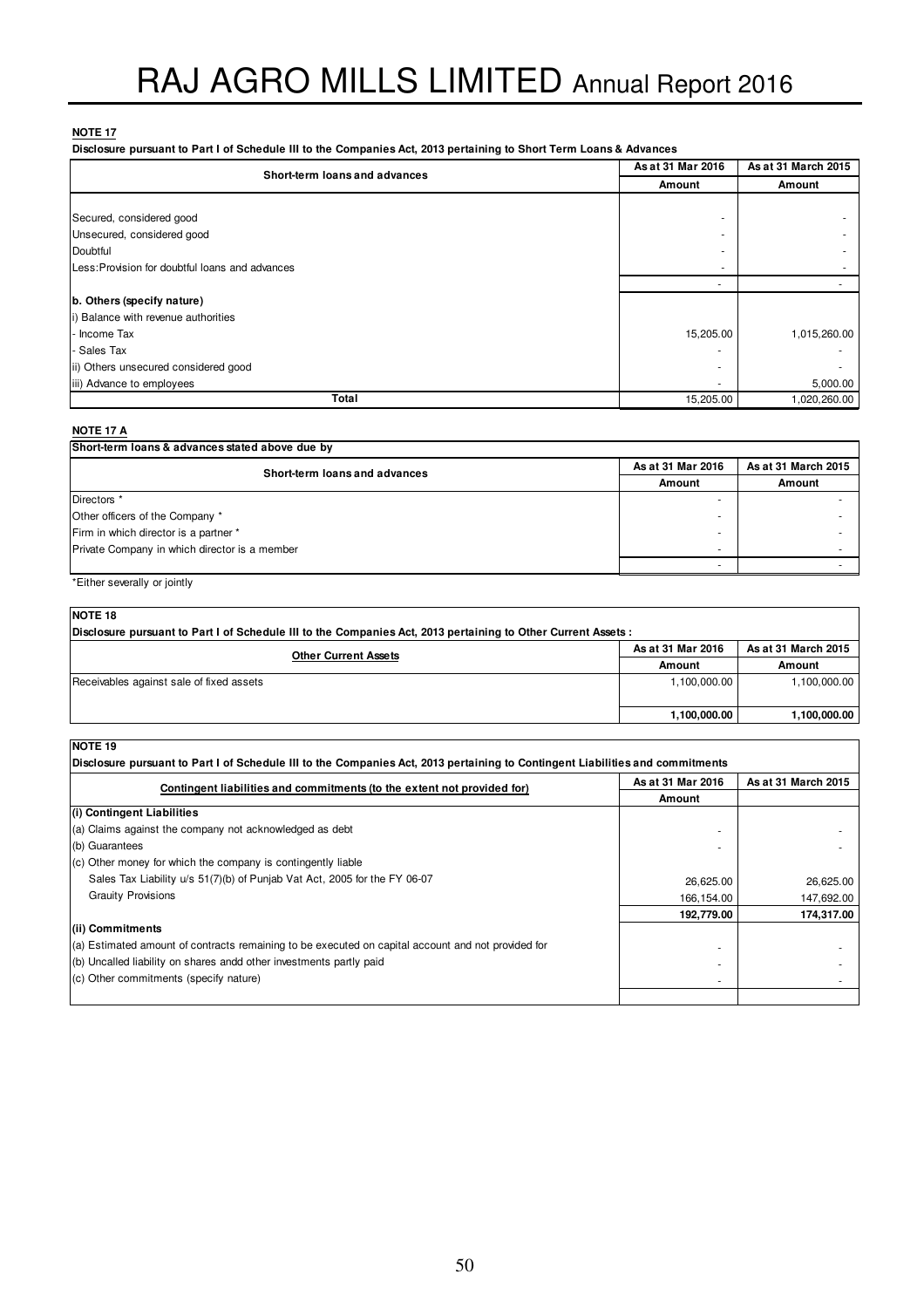**NOTE 17**

**Disclosure pursuant to Part I of Schedule III to the Companies Act, 2013 pertaining to Short Term Loans & Advances**

| Short-term loans and advances | As at 31 Mar 2016 | As at 31 March 2015 |
|---|---|---|
| | Amount | Amount |
| Secured, considered good | - | - |
| Unsecured, considered good | - | - |
| Doubtful | - | - |
| Less:Provision for doubtful loans and advances | - | - |
| | - | - |
| **b. Others (specify nature)** | | |
| i) Balance with revenue authorities | | |
| - Income Tax | 15,205.00 | 1,015,260.00 |
| - Sales Tax | - | - |
| ii) Others unsecured considered good | - | - |
| iii) Advance to employees | - | 5,000.00 |
| **Total** | 15,205.00 | 1,020,260.00 |

**NOTE 17 A**

| Short-term loans & advances stated above due by | | |
|---|---|---|
| Short-term loans and advances | As at 31 Mar 2016 | As at 31 March 2015 |
| | Amount | Amount |
| Directors * | - | - |
| Other officers of the Company * | - | - |
| Firm in which director is a partner * | - | - |
| Private Company in which director is a member | - | - |
| | - | - |

*Either severally or jointly

**NOTE 18**

**Disclosure pursuant to Part I of Schedule III to the Companies Act, 2013 pertaining to Other Current Assets :**

| Other Current Assets | As at 31 Mar 2016 | As at 31 March 2015 |
|---|---|---|
| | Amount | Amount |
| Receivables against sale of fixed assets | 1,100,000.00 | 1,100,000.00 |
| | **1,100,000.00** | **1,100,000.00** |

**NOTE 19**

**Disclosure pursuant to Part I of Schedule III to the Companies Act, 2013 pertaining to Contingent Liabilities and commitments**

| Contingent liabilities and commitments (to the extent not provided for) | As at 31 Mar 2016 | As at 31 March 2015 |
|---|---|---|
| | Amount | |
| **(i) Contingent Liabilities** | | |
| (a) Claims against the company not acknowledged as debt | - | - |
| (b) Guarantees | - | - |
| (c) Other money for which the company is contingently liable | | |
| Sales Tax Liability u/s 51(7)(b) of Punjab Vat Act, 2005 for the FY 06-07 | 26,625.00 | 26,625.00 |
| Grauity Provisions | 166,154.00 | 147,692.00 |
| | **192,779.00** | **174,317.00** |
| **(ii) Commitments** | | |
| (a) Estimated amount of contracts remaining to be executed on capital account and not provided for | - | - |
| (b) Uncalled liability on shares andd other investments partly paid | - | - |
| (c) Other commitments (specify nature) | - | - |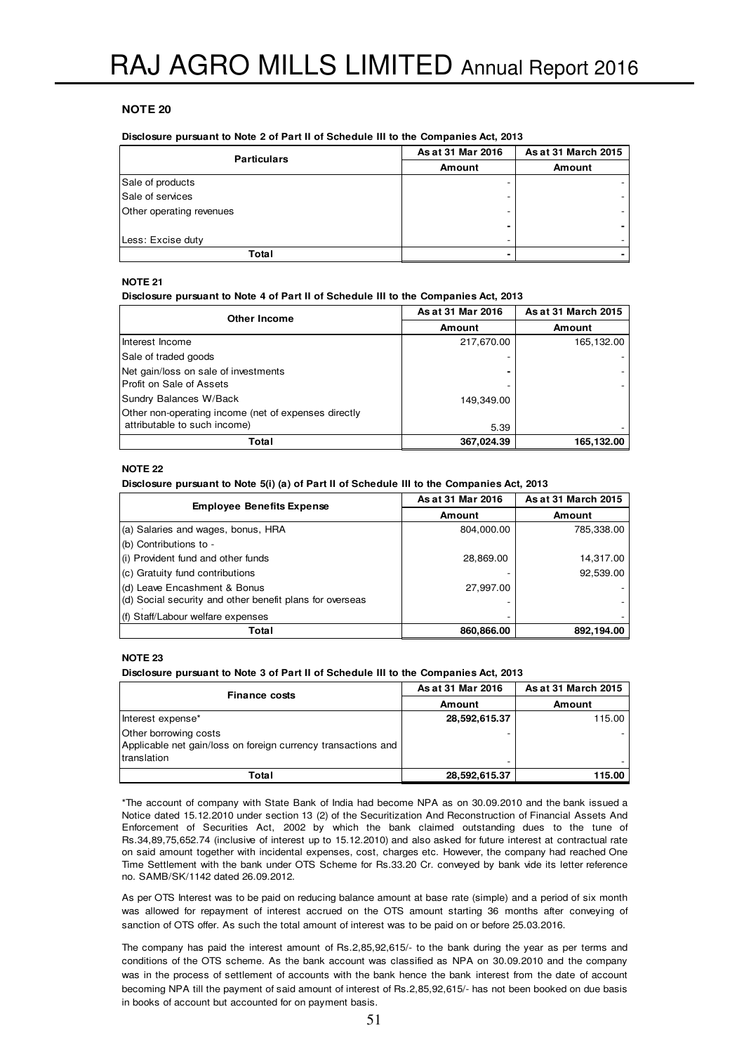## NOTE 20

**Disclosure pursuant to Note 2 of Part II of Schedule III to the Companies Act, 2013**

| Particulars | As at 31 Mar 2016 | As at 31 March 2015 |
|---|---|---|
| | Amount | Amount |
| Sale of products | - | - |
| Sale of services | - | - |
| Other operating revenues | - | - |
| | - | - |
| Less: Excise duty | - | - |
| **Total** | **-** | **-** |

## NOTE 21

**Disclosure pursuant to Note 4 of Part II of Schedule III to the Companies Act, 2013**

| Other Income | As at 31 Mar 2016 | As at 31 March 2015 |
|---|---|---|
| | Amount | Amount |
| Interest Income | 217,670.00 | 165,132.00 |
| Sale of traded goods | - | - |
| Net gain/loss on sale of investments | - | - |
| Profit on Sale of Assets | - | - |
| Sundry Balances W/Back | 149,349.00 | |
| Other non-operating income (net of expenses directly attributable to such income) | 5.39 | - |
| **Total** | **367,024.39** | **165,132.00** |

## NOTE 22

**Disclosure pursuant to Note 5(i) (a) of Part II of Schedule III to the Companies Act, 2013**

| Employee Benefits Expense | As at 31 Mar 2016 | As at 31 March 2015 |
|---|---|---|
| | Amount | Amount |
| (a) Salaries and wages, bonus, HRA | 804,000.00 | 785,338.00 |
| (b) Contributions to - | | |
| (i) Provident fund and other funds | 28,869.00 | 14,317.00 |
| (c) Gratuity fund contributions | - | 92,539.00 |
| (d) Leave Encashment & Bonus | 27,997.00 | - |
| (d) Social security and other benefit plans for overseas | - | - |
| (f) Staff/Labour welfare expenses | - | - |
| **Total** | **860,866.00** | **892,194.00** |

## NOTE 23

**Disclosure pursuant to Note 3 of Part II of Schedule III to the Companies Act, 2013**

| Finance costs | As at 31 Mar 2016 | As at 31 March 2015 |
|---|---|---|
| | Amount | Amount |
| Interest expense* | **28,592,615.37** | 115.00 |
| Other borrowing costs | - | - |
| Applicable net gain/loss on foreign currency transactions and translation | - | - |
| **Total** | **28,592,615.37** | **115.00** |

*The account of company with State Bank of India had become NPA as on 30.09.2010 and the bank issued a Notice dated 15.12.2010 under section 13 (2) of the Securitization And Reconstruction of Financial Assets And Enforcement of Securities Act, 2002 by which the bank claimed outstanding dues to the tune of Rs.34,89,75,652.74 (inclusive of interest up to 15.12.2010) and also asked for future interest at contractual rate on said amount together with incidental expenses, cost, charges etc. However, the company had reached One Time Settlement with the bank under OTS Scheme for Rs.33.20 Cr. conveyed by bank vide its letter reference no. SAMB/SK/1142 dated 26.09.2012.

As per OTS Interest was to be paid on reducing balance amount at base rate (simple) and a period of six month was allowed for repayment of interest accrued on the OTS amount starting 36 months after conveying of sanction of OTS offer. As such the total amount of interest was to be paid on or before 25.03.2016.

The company has paid the interest amount of Rs.2,85,92,615/- to the bank during the year as per terms and conditions of the OTS scheme. As the bank account was classified as NPA on 30.09.2010 and the company was in the process of settlement of accounts with the bank hence the bank interest from the date of account becoming NPA till the payment of said amount of interest of Rs.2,85,92,615/- has not been booked on due basis in books of account but accounted for on payment basis.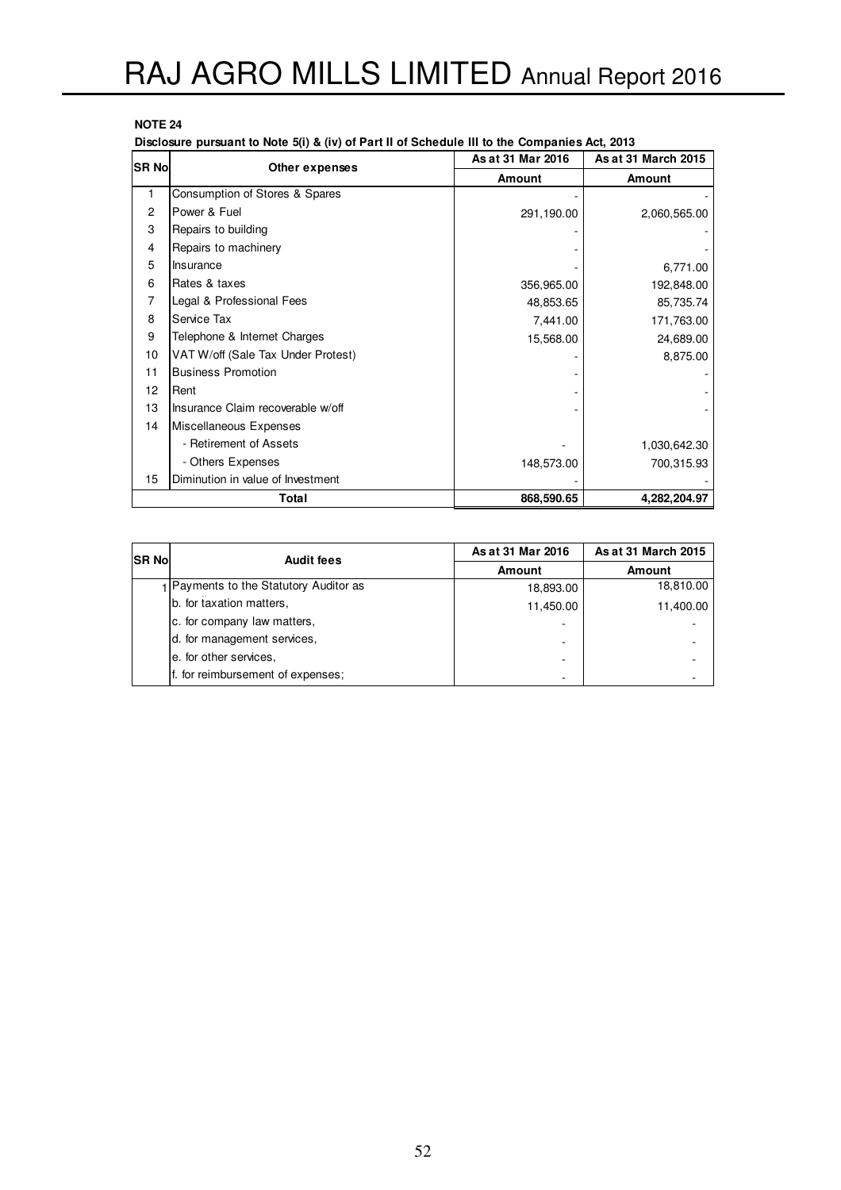**NOTE 24**

**Disclosure pursuant to Note 5(i) & (iv) of Part II of Schedule III to the Companies Act, 2013**

| SR No | Other expenses | As at 31 Mar 2016 | As at 31 March 2015 |
|---|---|---|---|
| | | **Amount** | **Amount** |
| 1 | Consumption of Stores & Spares | - | - |
| 2 | Power & Fuel | 291,190.00 | 2,060,565.00 |
| 3 | Repairs to building | - | - |
| 4 | Repairs to machinery | - | - |
| 5 | Insurance | - | 6,771.00 |
| 6 | Rates & taxes | 356,965.00 | 192,848.00 |
| 7 | Legal & Professional Fees | 48,853.65 | 85,735.74 |
| 8 | Service Tax | 7,441.00 | 171,763.00 |
| 9 | Telephone & Internet Charges | 15,568.00 | 24,689.00 |
| 10 | VAT W/off (Sale Tax Under Protest) | - | 8,875.00 |
| 11 | Business Promotion | - | - |
| 12 | Rent | - | - |
| 13 | Insurance Claim recoverable w/off | - | - |
| 14 | Miscellaneous Expenses | | |
| | - Retirement of Assets | - | 1,030,642.30 |
| | - Others Expenses | 148,573.00 | 700,315.93 |
| 15 | Diminution in value of Investment | - | - |
| | **Total** | **868,590.65** | **4,282,204.97** |

| SR No | Audit fees | As at 31 Mar 2016 | As at 31 March 2015 |
|---|---|---|---|
| | | **Amount** | **Amount** |
| 1 | Payments to the Statutory Auditor as | 18,893.00 | 18,810.00 |
| | b. for taxation matters, | 11,450.00 | 11,400.00 |
| | c. for company law matters, | - | - |
| | d. for management services, | - | - |
| | e. for other services, | - | - |
| | f. for reimbursement of expenses; | - | - |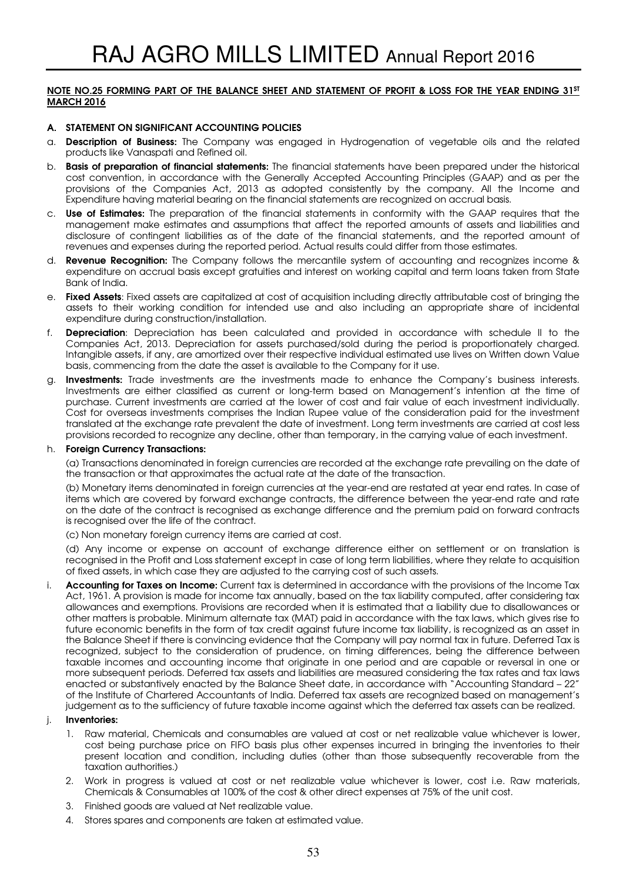**NOTE NO.25 FORMING PART OF THE BALANCE SHEET AND STATEMENT OF PROFIT & LOSS FOR THE YEAR ENDING 31ST MARCH 2016**

**A. STATEMENT ON SIGNIFICANT ACCOUNTING POLICIES**

a. **Description of Business:** The Company was engaged in Hydrogenation of vegetable oils and the related products like Vanaspati and Refined oil.

b. **Basis of preparation of financial statements:** The financial statements have been prepared under the historical cost convention, in accordance with the Generally Accepted Accounting Principles (GAAP) and as per the provisions of the Companies Act, 2013 as adopted consistently by the company. All the Income and Expenditure having material bearing on the financial statements are recognized on accrual basis.

c. **Use of Estimates:** The preparation of the financial statements in conformity with the GAAP requires that the management make estimates and assumptions that affect the reported amounts of assets and liabilities and disclosure of contingent liabilities as of the date of the financial statements, and the reported amount of revenues and expenses during the reported period. Actual results could differ from those estimates.

d. **Revenue Recognition:** The Company follows the mercantile system of accounting and recognizes income & expenditure on accrual basis except gratuities and interest on working capital and term loans taken from State Bank of India.

e. **Fixed Assets**: Fixed assets are capitalized at cost of acquisition including directly attributable cost of bringing the assets to their working condition for intended use and also including an appropriate share of incidental expenditure during construction/installation.

f. **Depreciation**: Depreciation has been calculated and provided in accordance with schedule II to the Companies Act, 2013. Depreciation for assets purchased/sold during the period is proportionately charged. Intangible assets, if any, are amortized over their respective individual estimated use lives on Written down Value basis, commencing from the date the asset is available to the Company for it use.

g. **Investments:** Trade investments are the investments made to enhance the Company's business interests. Investments are either classified as current or long-term based on Management's intention at the time of purchase. Current investments are carried at the lower of cost and fair value of each investment individually. Cost for overseas investments comprises the Indian Rupee value of the consideration paid for the investment translated at the exchange rate prevalent the date of investment. Long term investments are carried at cost less provisions recorded to recognize any decline, other than temporary, in the carrying value of each investment.

h. **Foreign Currency Transactions:**

(a) Transactions denominated in foreign currencies are recorded at the exchange rate prevailing on the date of the transaction or that approximates the actual rate at the date of the transaction.

(b) Monetary items denominated in foreign currencies at the year-end are restated at year end rates. In case of items which are covered by forward exchange contracts, the difference between the year-end rate and rate on the date of the contract is recognised as exchange difference and the premium paid on forward contracts is recognised over the life of the contract.

(c) Non monetary foreign currency items are carried at cost.

(d) Any income or expense on account of exchange difference either on settlement or on translation is recognised in the Profit and Loss statement except in case of long term liabilities, where they relate to acquisition of fixed assets, in which case they are adjusted to the carrying cost of such assets.

i. **Accounting for Taxes on Income:** Current tax is determined in accordance with the provisions of the Income Tax Act, 1961. A provision is made for income tax annually, based on the tax liability computed, after considering tax allowances and exemptions. Provisions are recorded when it is estimated that a liability due to disallowances or other matters is probable. Minimum alternate tax (MAT) paid in accordance with the tax laws, which gives rise to future economic benefits in the form of tax credit against future income tax liability, is recognized as an asset in the Balance Sheet if there is convincing evidence that the Company will pay normal tax in future. Deferred Tax is recognized, subject to the consideration of prudence, on timing differences, being the difference between taxable incomes and accounting income that originate in one period and are capable or reversal in one or more subsequent periods. Deferred tax assets and liabilities are measured considering the tax rates and tax laws enacted or substantively enacted by the Balance Sheet date, in accordance with "Accounting Standard – 22" of the Institute of Chartered Accountants of India. Deferred tax assets are recognized based on management's judgement as to the sufficiency of future taxable income against which the deferred tax assets can be realized.

j. **Inventories:**

1. Raw material, Chemicals and consumables are valued at cost or net realizable value whichever is lower, cost being purchase price on FIFO basis plus other expenses incurred in bringing the inventories to their present location and condition, including duties (other than those subsequently recoverable from the taxation authorities.)
2. Work in progress is valued at cost or net realizable value whichever is lower, cost i.e. Raw materials, Chemicals & Consumables at 100% of the cost & other direct expenses at 75% of the unit cost.
3. Finished goods are valued at Net realizable value.
4. Stores spares and components are taken at estimated value.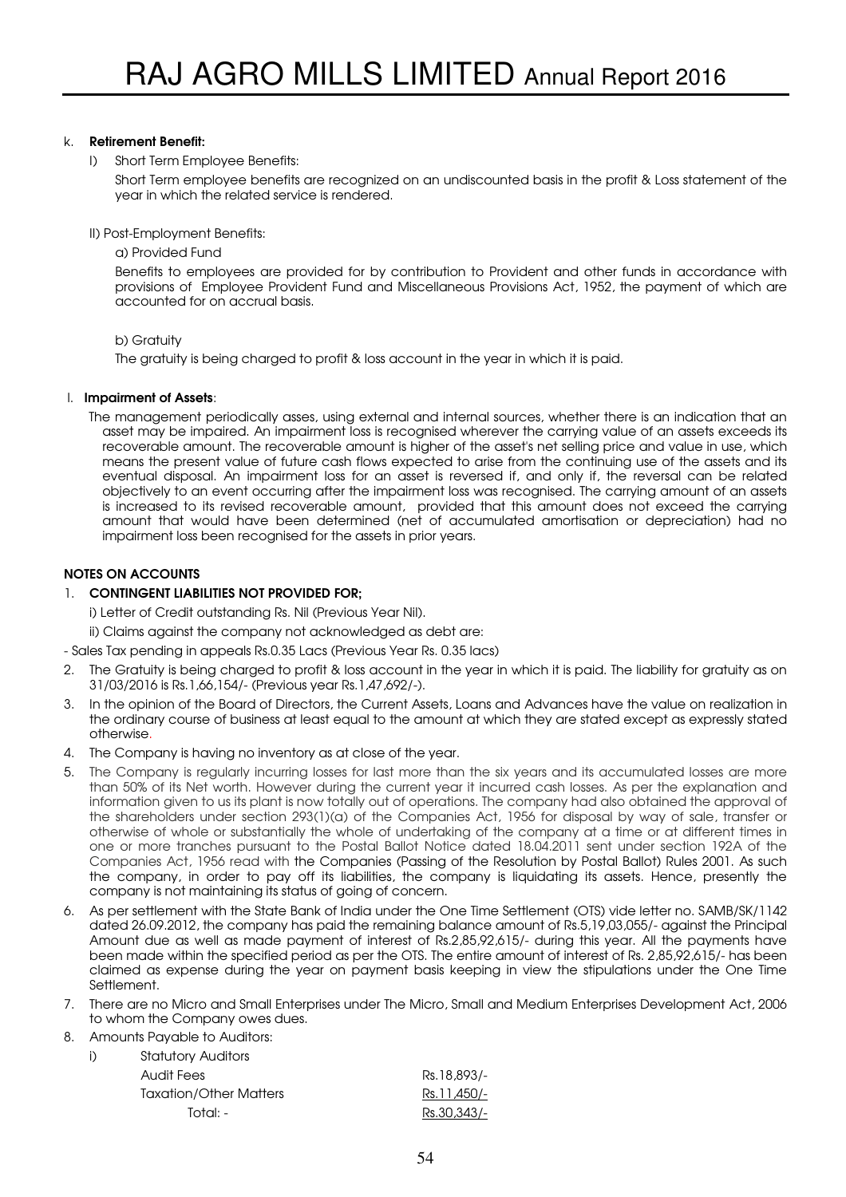k. **Retirement Benefit:**

I) Short Term Employee Benefits:

Short Term employee benefits are recognized on an undiscounted basis in the profit & Loss statement of the year in which the related service is rendered.

II) Post-Employment Benefits:

a) Provided Fund

Benefits to employees are provided for by contribution to Provident and other funds in accordance with provisions of Employee Provident Fund and Miscellaneous Provisions Act, 1952, the payment of which are accounted for on accrual basis.

b) Gratuity

The gratuity is being charged to profit & loss account in the year in which it is paid.

l. **Impairment of Assets**:

The management periodically asses, using external and internal sources, whether there is an indication that an asset may be impaired. An impairment loss is recognised wherever the carrying value of an assets exceeds its recoverable amount. The recoverable amount is higher of the asset's net selling price and value in use, which means the present value of future cash flows expected to arise from the continuing use of the assets and its eventual disposal. An impairment loss for an asset is reversed if, and only if, the reversal can be related objectively to an event occurring after the impairment loss was recognised. The carrying amount of an assets is increased to its revised recoverable amount, provided that this amount does not exceed the carrying amount that would have been determined (net of accumulated amortisation or depreciation) had no impairment loss been recognised for the assets in prior years.

## NOTES ON ACCOUNTS

1. **CONTINGENT LIABILITIES NOT PROVIDED FOR;**

   i) Letter of Credit outstanding Rs. Nil (Previous Year Nil).

   ii) Claims against the company not acknowledged as debt are:

- Sales Tax pending in appeals Rs.0.35 Lacs (Previous Year Rs. 0.35 lacs)

2. The Gratuity is being charged to profit & loss account in the year in which it is paid. The liability for gratuity as on 31/03/2016 is Rs.1,66,154/- (Previous year Rs.1,47,692/-).
3. In the opinion of the Board of Directors, the Current Assets, Loans and Advances have the value on realization in the ordinary course of business at least equal to the amount at which they are stated except as expressly stated otherwise.
4. The Company is having no inventory as at close of the year.
5. The Company is regularly incurring losses for last more than the six years and its accumulated losses are more than 50% of its Net worth. However during the current year it incurred cash losses. As per the explanation and information given to us its plant is now totally out of operations. The company had also obtained the approval of the shareholders under section 293(1)(a) of the Companies Act, 1956 for disposal by way of sale, transfer or otherwise of whole or substantially the whole of undertaking of the company at a time or at different times in one or more tranches pursuant to the Postal Ballot Notice dated 18.04.2011 sent under section 192A of the Companies Act, 1956 read with the Companies (Passing of the Resolution by Postal Ballot) Rules 2001. As such the company, in order to pay off its liabilities, the company is liquidating its assets. Hence, presently the company is not maintaining its status of going of concern.
6. As per settlement with the State Bank of India under the One Time Settlement (OTS) vide letter no. SAMB/SK/1142 dated 26.09.2012, the company has paid the remaining balance amount of Rs.5,19,03,055/- against the Principal Amount due as well as made payment of interest of Rs.2,85,92,615/- during this year. All the payments have been made within the specified period as per the OTS. The entire amount of interest of Rs. 2,85,92,615/- has been claimed as expense during the year on payment basis keeping in view the stipulations under the One Time Settlement.
7. There are no Micro and Small Enterprises under The Micro, Small and Medium Enterprises Development Act, 2006 to whom the Company owes dues.
8. Amounts Payable to Auditors:

   i) Statutory Auditors

| | |
|---|---|
| Audit Fees | Rs.18,893/- |
| Taxation/Other Matters | Rs.11,450/- |
| Total: - | Rs.30,343/- |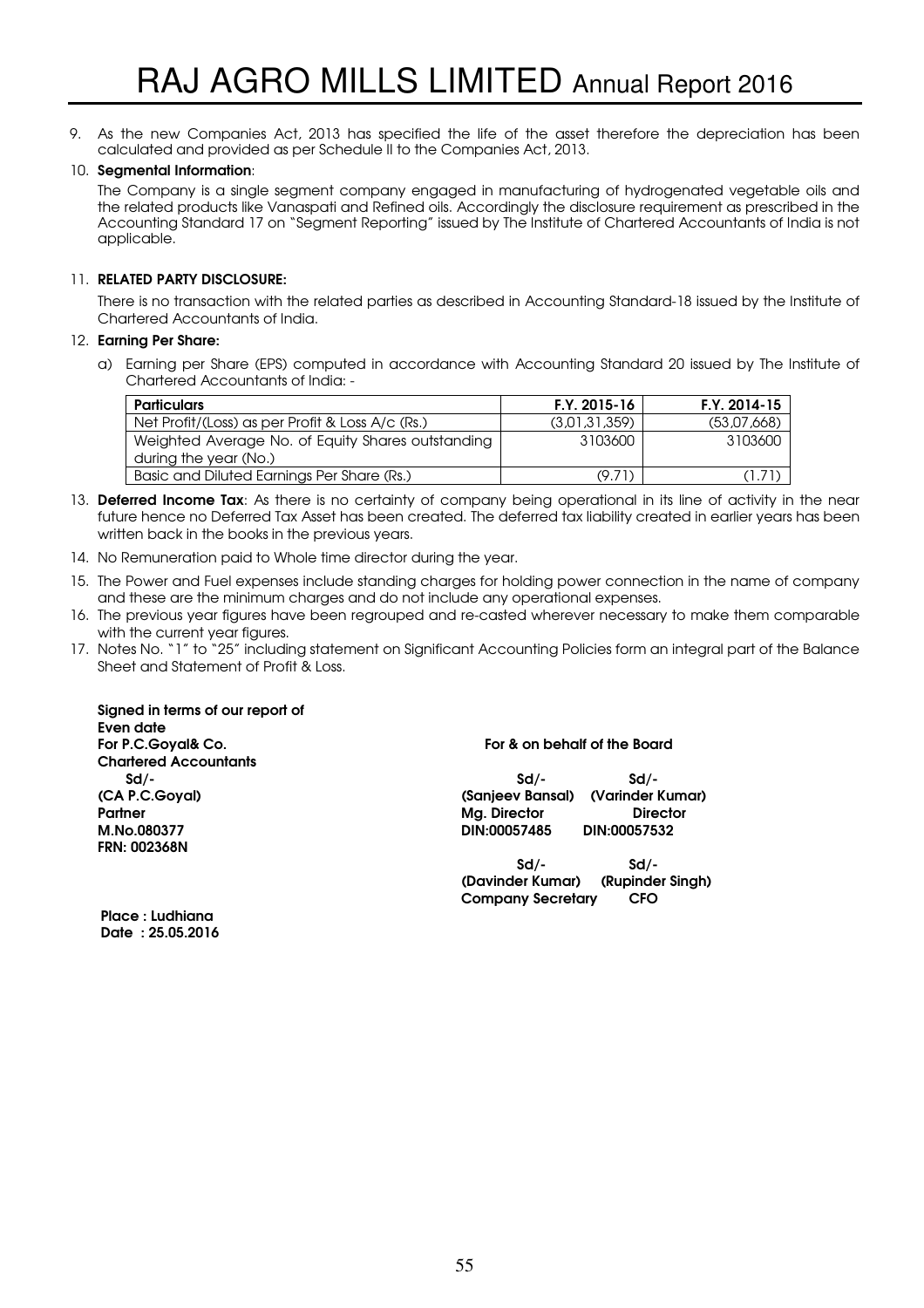9. As the new Companies Act, 2013 has specified the life of the asset therefore the depreciation has been calculated and provided as per Schedule II to the Companies Act, 2013.

10. **Segmental Information**:

    The Company is a single segment company engaged in manufacturing of hydrogenated vegetable oils and the related products like Vanaspati and Refined oils. Accordingly the disclosure requirement as prescribed in the Accounting Standard 17 on "Segment Reporting" issued by The Institute of Chartered Accountants of India is not applicable.

11. **RELATED PARTY DISCLOSURE:**

    There is no transaction with the related parties as described in Accounting Standard-18 issued by the Institute of Chartered Accountants of India.

12. **Earning Per Share:**

    a) Earning per Share (EPS) computed in accordance with Accounting Standard 20 issued by The Institute of Chartered Accountants of India: -

| Particulars | F.Y. 2015-16 | F.Y. 2014-15 |
|---|---|---|
| Net Profit/(Loss) as per Profit & Loss A/c (Rs.) | (3,01,31,359) | (53,07,668) |
| Weighted Average No. of Equity Shares outstanding during the year (No.) | 3103600 | 3103600 |
| Basic and Diluted Earnings Per Share (Rs.) | (9.71) | (1.71) |

13. **Deferred Income Tax**: As there is no certainty of company being operational in its line of activity in the near future hence no Deferred Tax Asset has been created. The deferred tax liability created in earlier years has been written back in the books in the previous years.

14. No Remuneration paid to Whole time director during the year.

15. The Power and Fuel expenses include standing charges for holding power connection in the name of company and these are the minimum charges and do not include any operational expenses.

16. The previous year figures have been regrouped and re-casted wherever necessary to make them comparable with the current year figures.

17. Notes No. "1" to "25" including statement on Significant Accounting Policies form an integral part of the Balance Sheet and Statement of Profit & Loss.

**Signed in terms of our report of Even date**
**For P.C.Goyal& Co.**
**Chartered Accountants**
**Sd/-**
**(CA P.C.Goyal)**
**Partner**
**M.No.080377**
**FRN: 002368N**

**For & on behalf of the Board**

**Sd/-** **(Sanjeev Bansal)** **Mg. Director** **DIN:00057485**

**Sd/-** **(Varinder Kumar)** **Director** **DIN:00057532**

**Sd/-** **(Davinder Kumar)** **Company Secretary**

**Sd/-** **(Rupinder Singh)** **CFO**

**Place : Ludhiana**
**Date : 25.05.2016**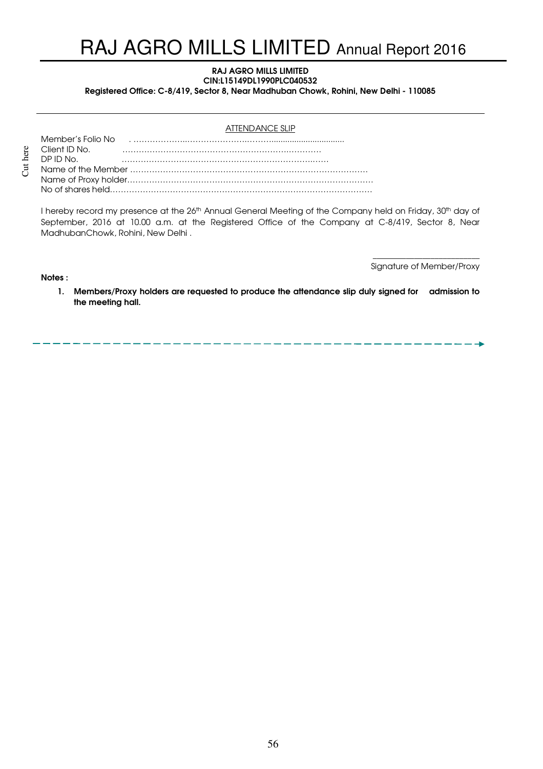**RAJ AGRO MILLS LIMITED**
**CIN:L15149DL1990PLC040532**
**Registered Office: C-8/419, Sector 8, Near Madhuban Chowk, Rohini, New Delhi - 110085**

ATTENDANCE SLIP

Member's Folio No . ………………………………………………………………………
Client ID No. ……………………………………………………………………
DP ID No. ……………………………………………………………………
Name of the Member ………………………………………………………………………………
Name of Proxy holder………………………………………………………………………………
No of shares held……………………………………………………………………………………

I hereby record my presence at the 26th Annual General Meeting of the Company held on Friday, 30th day of September, 2016 at 10.00 a.m. at the Registered Office of the Company at C-8/419, Sector 8, Near MadhubanChowk, Rohini, New Delhi .

Signature of Member/Proxy

**Notes :**

1. **Members/Proxy holders are requested to produce the attendance slip duly signed for admission to the meeting hall.**

Cut here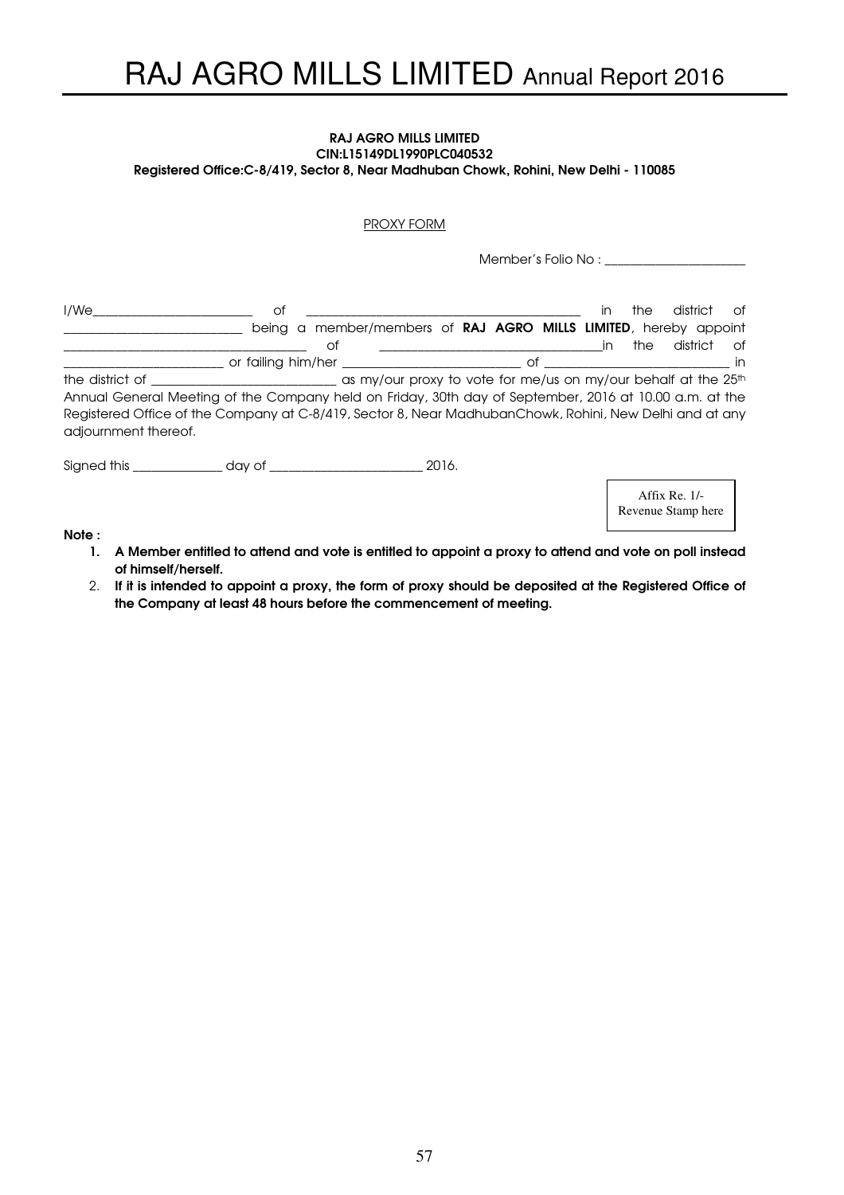**RAJ AGRO MILLS LIMITED**
**CIN:L15149DL1990PLC040532**
**Registered Office:C-8/419, Sector 8, Near Madhuban Chowk, Rohini, New Delhi - 110085**

PROXY FORM

Member's Folio No : ____________________

I/We________________________ of ________________________________________ in the district of __________________________ being a member/members of **RAJ AGRO MILLS LIMITED**, hereby appoint ____________________________________ of ________________________________in the district of ________________________ or failing him/her __________________________ of ___________________________ in the district of ___________________________ as my/our proxy to vote for me/us on my/our behalf at the 25th Annual General Meeting of the Company held on Friday, 30th day of September, 2016 at 10.00 a.m. at the Registered Office of the Company at C-8/419, Sector 8, Near MadhubanChowk, Rohini, New Delhi and at any adjournment thereof.

Signed this _____________ day of ______________________ 2016.

Affix Re. 1/-
Revenue Stamp here

**Note :**

1. **A Member entitled to attend and vote is entitled to appoint a proxy to attend and vote on poll instead of himself/herself.**
2. **If it is intended to appoint a proxy, the form of proxy should be deposited at the Registered Office of the Company at least 48 hours before the commencement of meeting.**